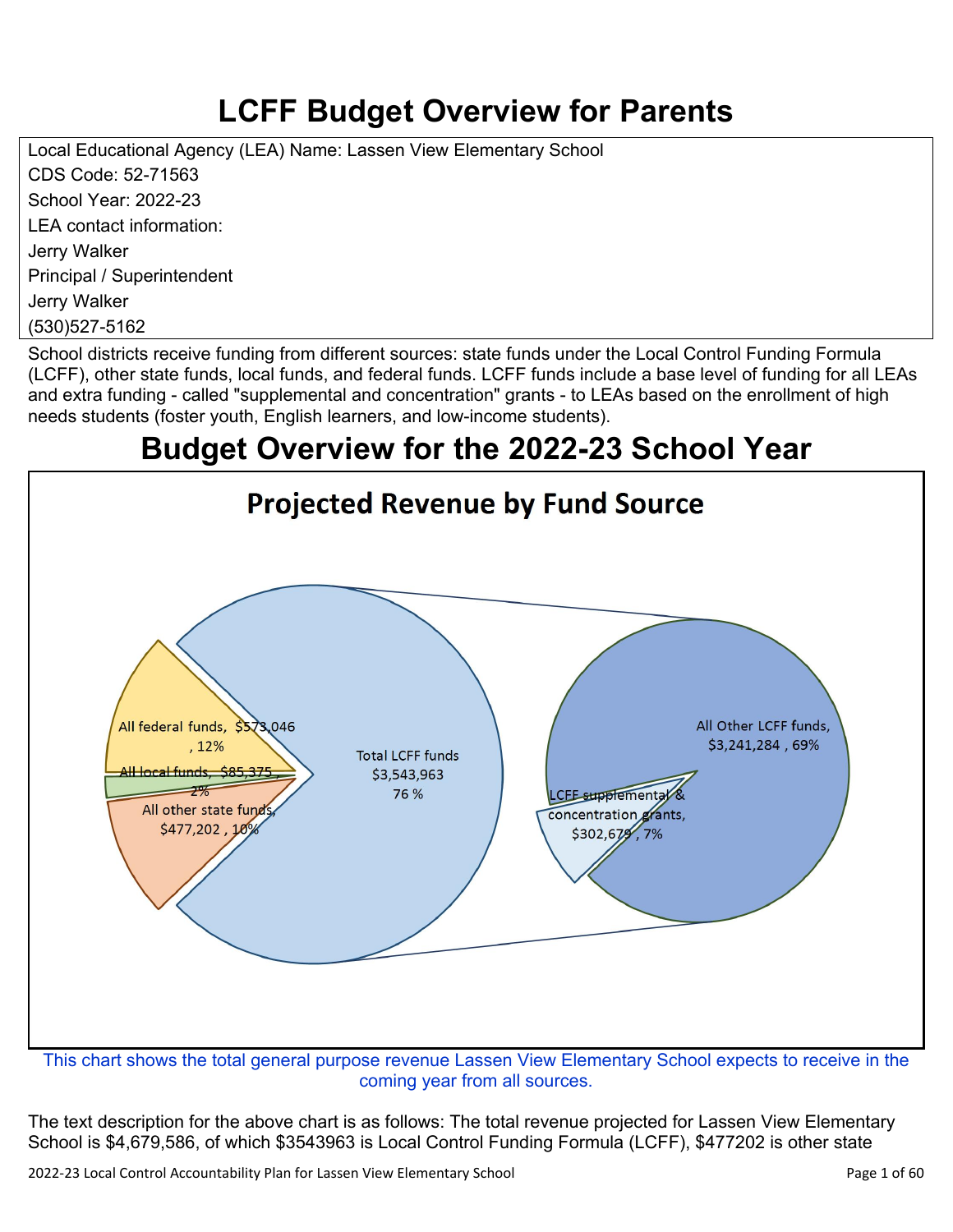# LCFF Budget Overview for Parents

Local Educational Agency (LEA) Name: Lassen View Elementary School
CDS Code: 52-71563
School Year: 2022-23
LEA contact information:
Jerry Walker
Principal / Superintendent
Jerry Walker
(530)527-5162

School districts receive funding from different sources: state funds under the Local Control Funding Formula (LCFF), other state funds, local funds, and federal funds. LCFF funds include a base level of funding for all LEAs and extra funding - called "supplemental and concentration" grants - to LEAs based on the enrollment of high needs students (foster youth, English learners, and low-income students).

# Budget Overview for the 2022-23 School Year

## Projected Revenue by Fund Source

- All federal funds, $573,046, 12%
- All local funds, $85,375, 2%
- All other state funds, $477,202, 10%
- Total LCFF funds $3,543,963 76 %
  - All Other LCFF funds, $3,241,284, 69%
  - LCFF supplemental & concentration grants, $302,679, 7%

This chart shows the total general purpose revenue Lassen View Elementary School expects to receive in the coming year from all sources.

The text description for the above chart is as follows: The total revenue projected for Lassen View Elementary School is $4,679,586, of which $3543963 is Local Control Funding Formula (LCFF), $477202 is other state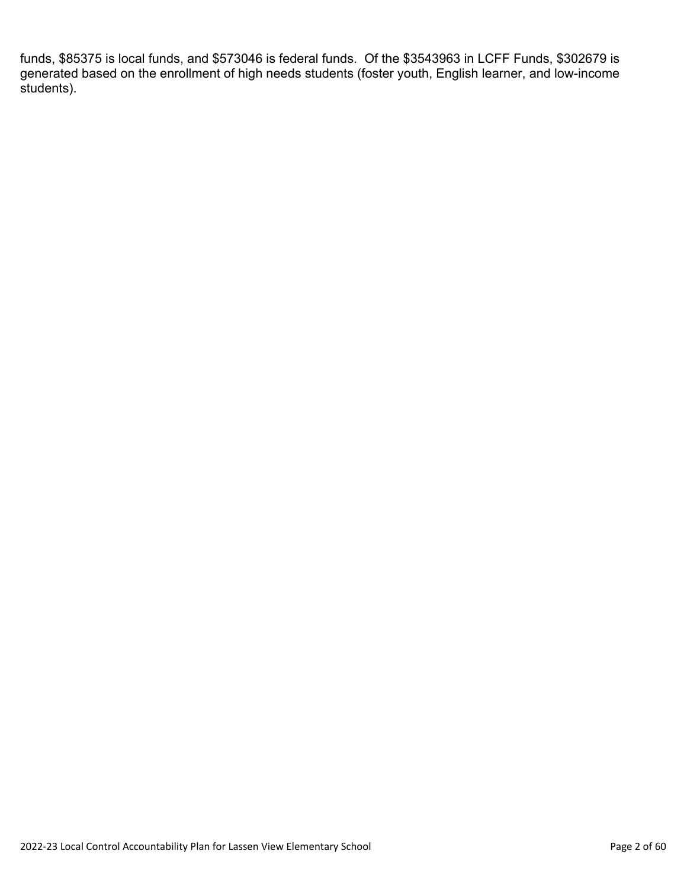funds, $85375 is local funds, and $573046 is federal funds. Of the $3543963 in LCFF Funds, $302679 is generated based on the enrollment of high needs students (foster youth, English learner, and low-income students).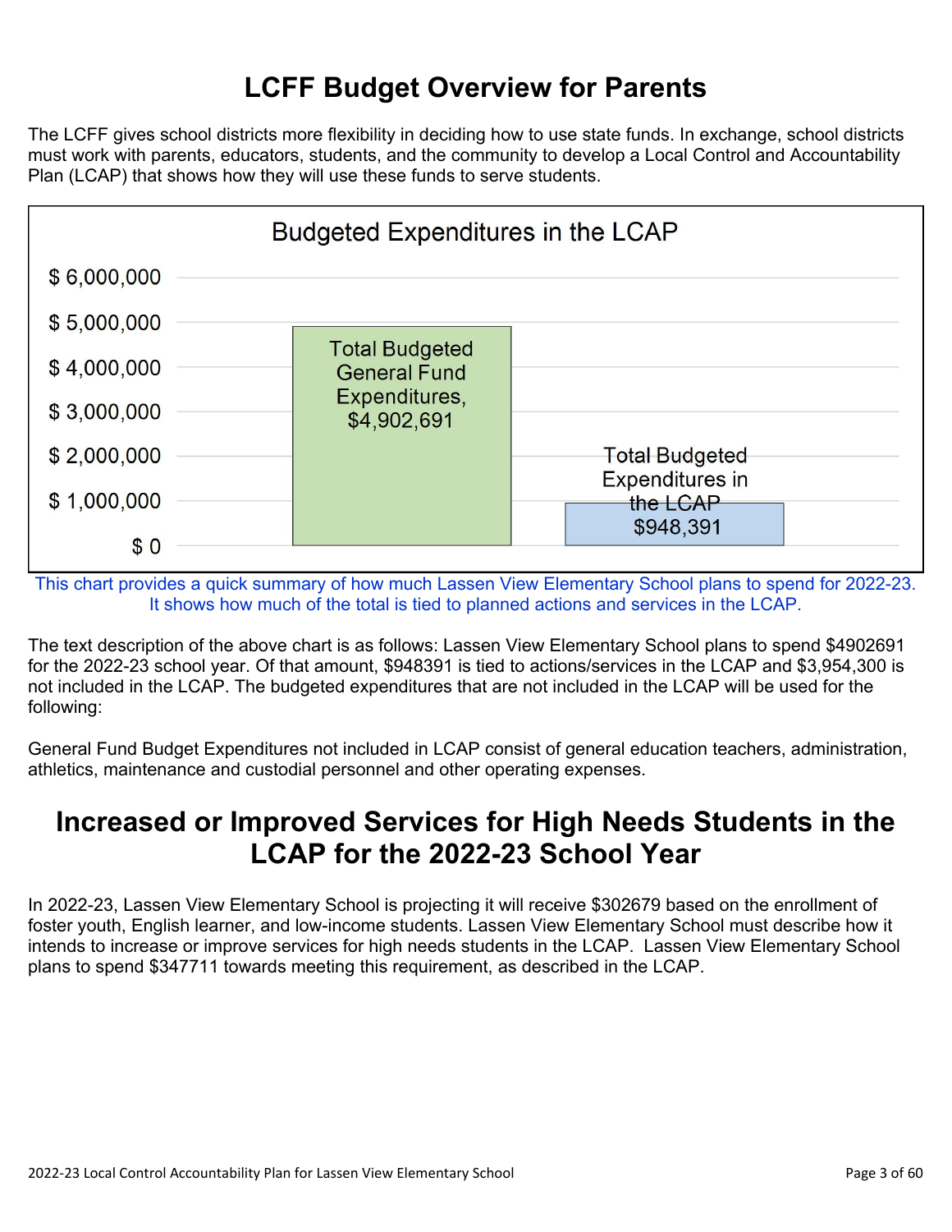# LCFF Budget Overview for Parents

The LCFF gives school districts more flexibility in deciding how to use state funds. In exchange, school districts must work with parents, educators, students, and the community to develop a Local Control and Accountability Plan (LCAP) that shows how they will use these funds to serve students.

**Budgeted Expenditures in the LCAP**

| Category | Amount |
|---|---|
| Total Budgeted General Fund Expenditures | $4,902,691 |
| Total Budgeted Expenditures in the LCAP | $948,391 |

This chart provides a quick summary of how much Lassen View Elementary School plans to spend for 2022-23. It shows how much of the total is tied to planned actions and services in the LCAP.

The text description of the above chart is as follows: Lassen View Elementary School plans to spend $4902691 for the 2022-23 school year. Of that amount, $948391 is tied to actions/services in the LCAP and $3,954,300 is not included in the LCAP. The budgeted expenditures that are not included in the LCAP will be used for the following:

General Fund Budget Expenditures not included in LCAP consist of general education teachers, administration, athletics, maintenance and custodial personnel and other operating expenses.

# Increased or Improved Services for High Needs Students in the LCAP for the 2022-23 School Year

In 2022-23, Lassen View Elementary School is projecting it will receive $302679 based on the enrollment of foster youth, English learner, and low-income students. Lassen View Elementary School must describe how it intends to increase or improve services for high needs students in the LCAP. Lassen View Elementary School plans to spend $347711 towards meeting this requirement, as described in the LCAP.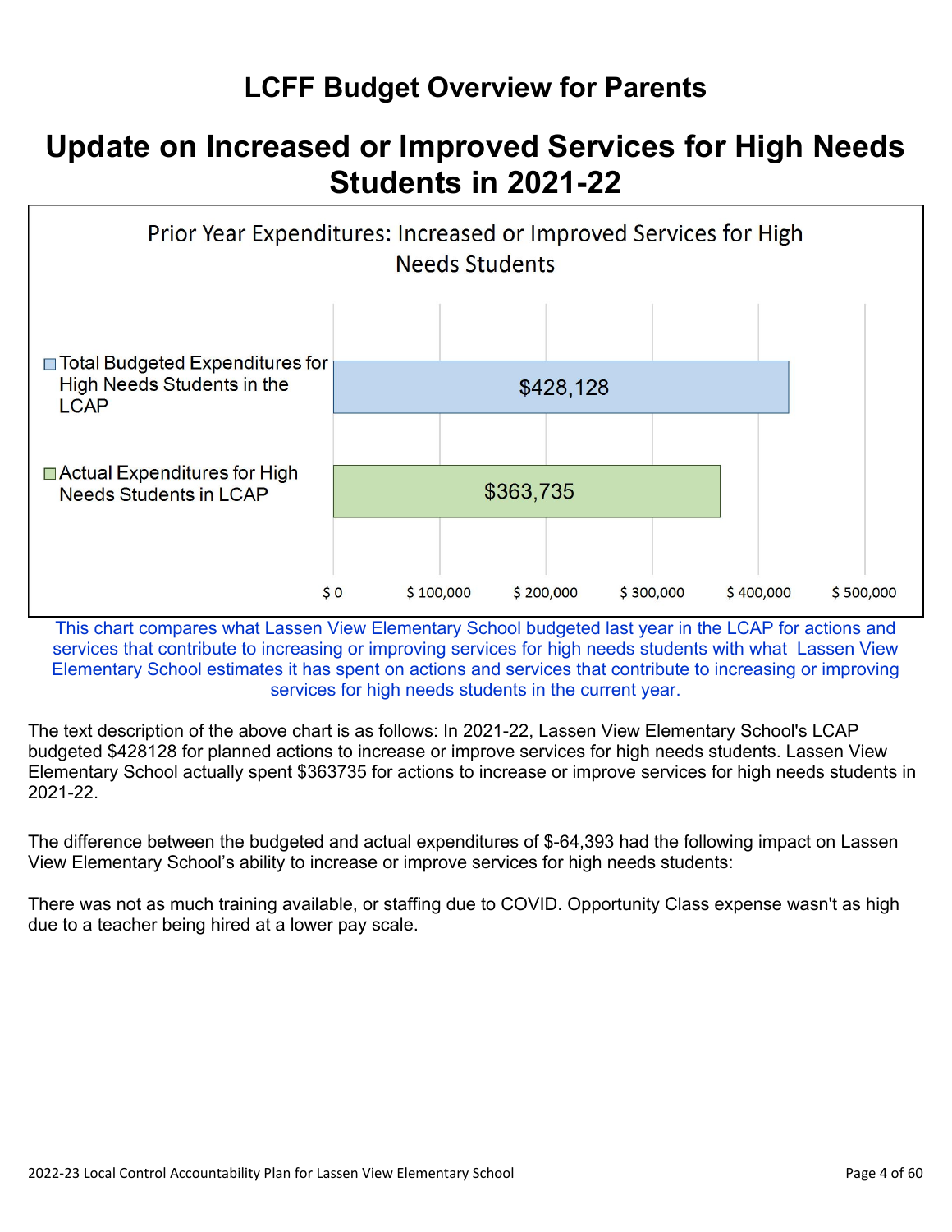# LCFF Budget Overview for Parents

## Update on Increased or Improved Services for High Needs Students in 2021-22

### Prior Year Expenditures: Increased or Improved Services for High Needs Students

| Category | Amount |
|---|---|
| Total Budgeted Expenditures for High Needs Students in the LCAP | $428,128 |
| Actual Expenditures for High Needs Students in LCAP | $363,735 |

This chart compares what Lassen View Elementary School budgeted last year in the LCAP for actions and services that contribute to increasing or improving services for high needs students with what Lassen View Elementary School estimates it has spent on actions and services that contribute to increasing or improving services for high needs students in the current year.

The text description of the above chart is as follows: In 2021-22, Lassen View Elementary School's LCAP budgeted $428128 for planned actions to increase or improve services for high needs students. Lassen View Elementary School actually spent $363735 for actions to increase or improve services for high needs students in 2021-22.

The difference between the budgeted and actual expenditures of $-64,393 had the following impact on Lassen View Elementary School's ability to increase or improve services for high needs students:

There was not as much training available, or staffing due to COVID. Opportunity Class expense wasn't as high due to a teacher being hired at a lower pay scale.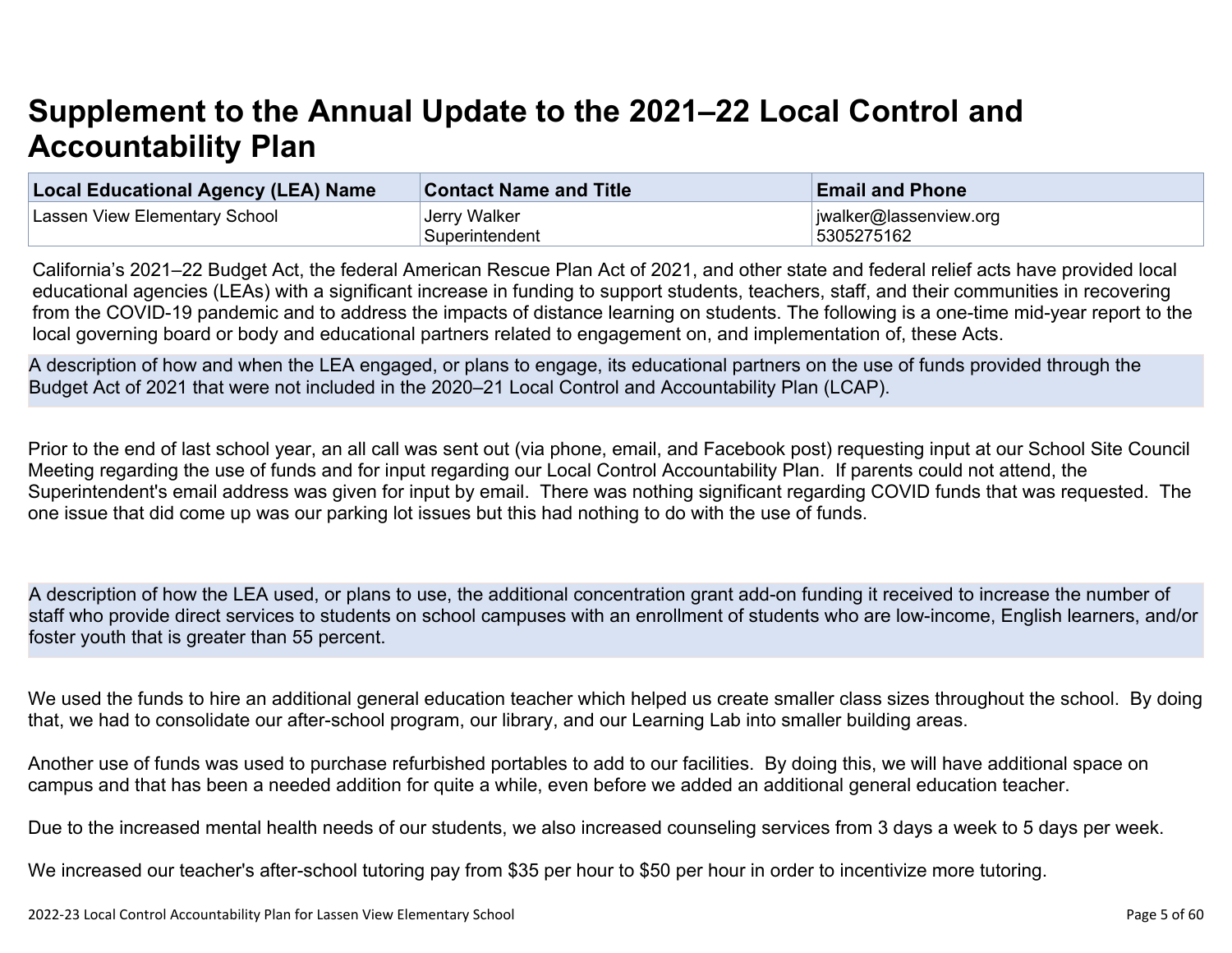# Supplement to the Annual Update to the 2021–22 Local Control and Accountability Plan

| Local Educational Agency (LEA) Name | Contact Name and Title | Email and Phone |
| --- | --- | --- |
| Lassen View Elementary School | Jerry Walker<br>Superintendent | jwalker@lassenview.org<br>5305275162 |

California's 2021–22 Budget Act, the federal American Rescue Plan Act of 2021, and other state and federal relief acts have provided local educational agencies (LEAs) with a significant increase in funding to support students, teachers, staff, and their communities in recovering from the COVID-19 pandemic and to address the impacts of distance learning on students. The following is a one-time mid-year report to the local governing board or body and educational partners related to engagement on, and implementation of, these Acts.

**A description of how and when the LEA engaged, or plans to engage, its educational partners on the use of funds provided through the Budget Act of 2021 that were not included in the 2020–21 Local Control and Accountability Plan (LCAP).**

Prior to the end of last school year, an all call was sent out (via phone, email, and Facebook post) requesting input at our School Site Council Meeting regarding the use of funds and for input regarding our Local Control Accountability Plan. If parents could not attend, the Superintendent's email address was given for input by email. There was nothing significant regarding COVID funds that was requested. The one issue that did come up was our parking lot issues but this had nothing to do with the use of funds.

**A description of how the LEA used, or plans to use, the additional concentration grant add-on funding it received to increase the number of staff who provide direct services to students on school campuses with an enrollment of students who are low-income, English learners, and/or foster youth that is greater than 55 percent.**

We used the funds to hire an additional general education teacher which helped us create smaller class sizes throughout the school. By doing that, we had to consolidate our after-school program, our library, and our Learning Lab into smaller building areas.

Another use of funds was used to purchase refurbished portables to add to our facilities. By doing this, we will have additional space on campus and that has been a needed addition for quite a while, even before we added an additional general education teacher.

Due to the increased mental health needs of our students, we also increased counseling services from 3 days a week to 5 days per week.

We increased our teacher's after-school tutoring pay from $35 per hour to $50 per hour in order to incentivize more tutoring.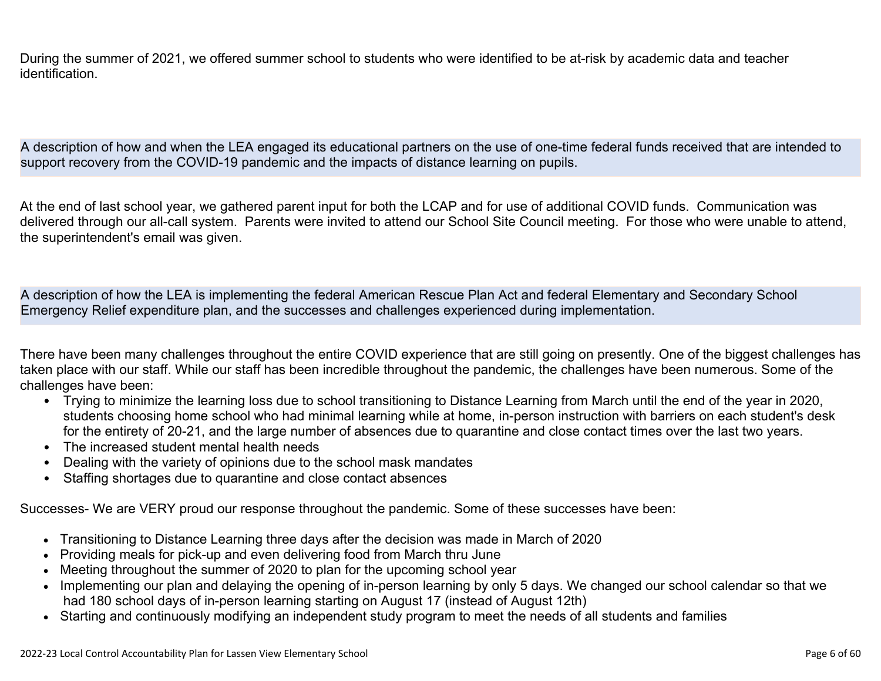During the summer of 2021, we offered summer school to students who were identified to be at-risk by academic data and teacher identification.

## A description of how and when the LEA engaged its educational partners on the use of one-time federal funds received that are intended to support recovery from the COVID-19 pandemic and the impacts of distance learning on pupils.

At the end of last school year, we gathered parent input for both the LCAP and for use of additional COVID funds. Communication was delivered through our all-call system. Parents were invited to attend our School Site Council meeting. For those who were unable to attend, the superintendent's email was given.

## A description of how the LEA is implementing the federal American Rescue Plan Act and federal Elementary and Secondary School Emergency Relief expenditure plan, and the successes and challenges experienced during implementation.

There have been many challenges throughout the entire COVID experience that are still going on presently. One of the biggest challenges has taken place with our staff. While our staff has been incredible throughout the pandemic, the challenges have been numerous. Some of the challenges have been:

- Trying to minimize the learning loss due to school transitioning to Distance Learning from March until the end of the year in 2020, students choosing home school who had minimal learning while at home, in-person instruction with barriers on each student's desk for the entirety of 20-21, and the large number of absences due to quarantine and close contact times over the last two years.
- The increased student mental health needs
- Dealing with the variety of opinions due to the school mask mandates
- Staffing shortages due to quarantine and close contact absences

Successes- We are VERY proud our response throughout the pandemic. Some of these successes have been:

- Transitioning to Distance Learning three days after the decision was made in March of 2020
- Providing meals for pick-up and even delivering food from March thru June
- Meeting throughout the summer of 2020 to plan for the upcoming school year
- Implementing our plan and delaying the opening of in-person learning by only 5 days. We changed our school calendar so that we had 180 school days of in-person learning starting on August 17 (instead of August 12th)
- Starting and continuously modifying an independent study program to meet the needs of all students and families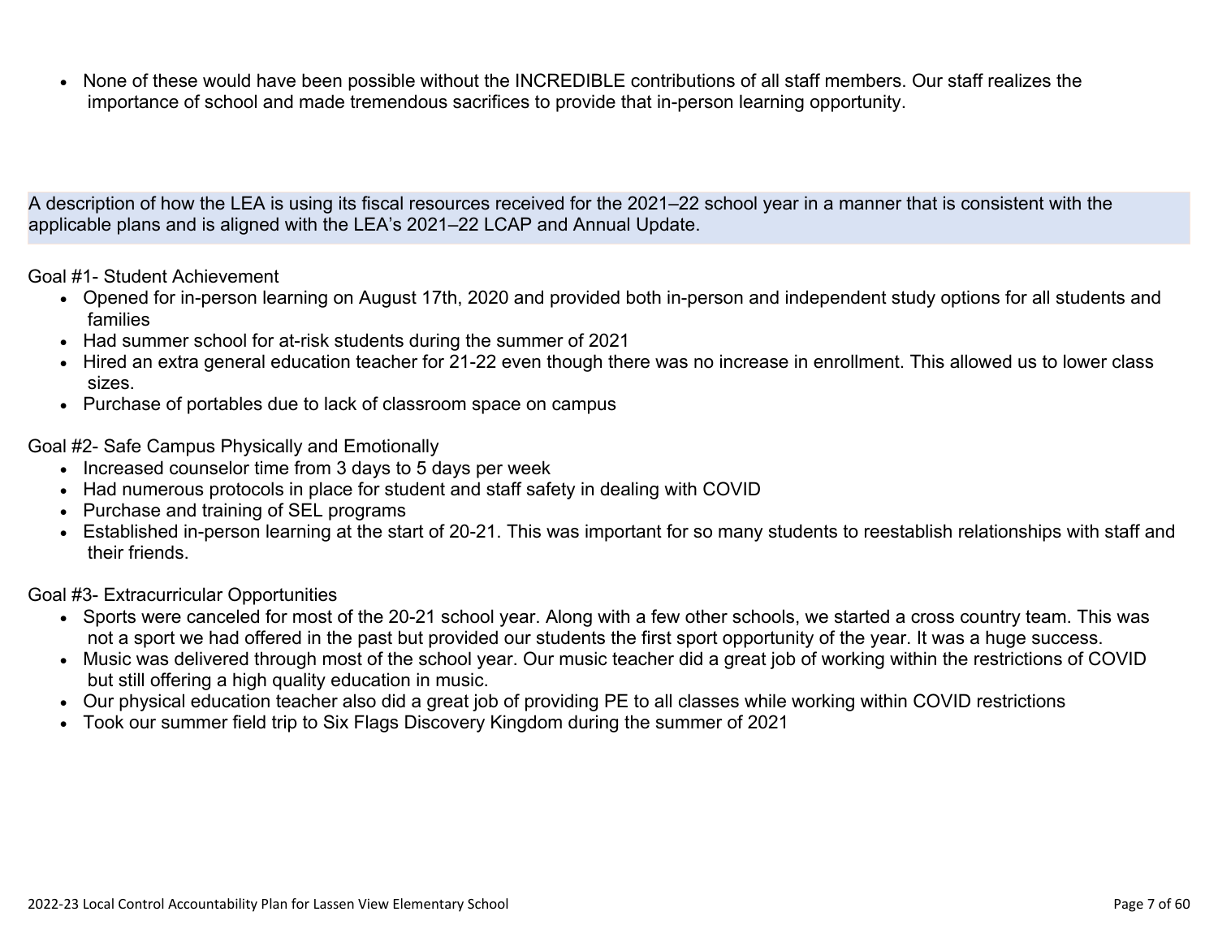- None of these would have been possible without the INCREDIBLE contributions of all staff members. Our staff realizes the importance of school and made tremendous sacrifices to provide that in-person learning opportunity.

A description of how the LEA is using its fiscal resources received for the 2021–22 school year in a manner that is consistent with the applicable plans and is aligned with the LEA's 2021–22 LCAP and Annual Update.

Goal #1- Student Achievement

- Opened for in-person learning on August 17th, 2020 and provided both in-person and independent study options for all students and families
- Had summer school for at-risk students during the summer of 2021
- Hired an extra general education teacher for 21-22 even though there was no increase in enrollment. This allowed us to lower class sizes.
- Purchase of portables due to lack of classroom space on campus

Goal #2- Safe Campus Physically and Emotionally

- Increased counselor time from 3 days to 5 days per week
- Had numerous protocols in place for student and staff safety in dealing with COVID
- Purchase and training of SEL programs
- Established in-person learning at the start of 20-21. This was important for so many students to reestablish relationships with staff and their friends.

Goal #3- Extracurricular Opportunities

- Sports were canceled for most of the 20-21 school year. Along with a few other schools, we started a cross country team. This was not a sport we had offered in the past but provided our students the first sport opportunity of the year. It was a huge success.
- Music was delivered through most of the school year. Our music teacher did a great job of working within the restrictions of COVID but still offering a high quality education in music.
- Our physical education teacher also did a great job of providing PE to all classes while working within COVID restrictions
- Took our summer field trip to Six Flags Discovery Kingdom during the summer of 2021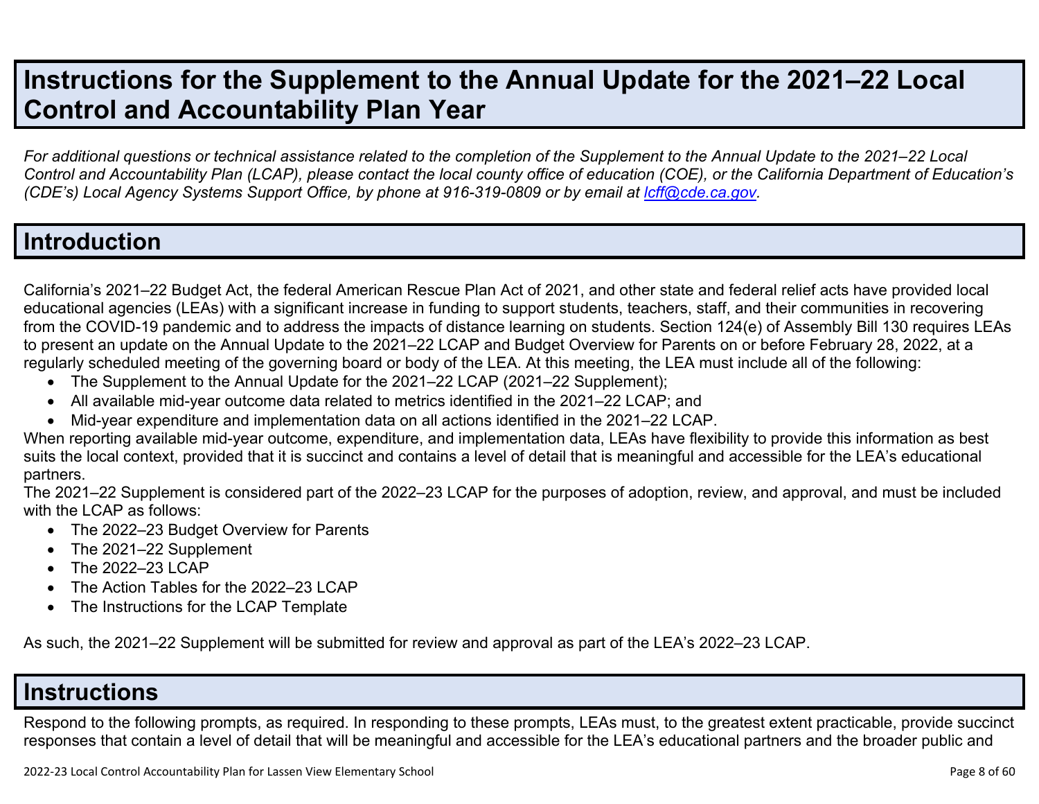# Instructions for the Supplement to the Annual Update for the 2021–22 Local Control and Accountability Plan Year

*For additional questions or technical assistance related to the completion of the Supplement to the Annual Update to the 2021–22 Local Control and Accountability Plan (LCAP), please contact the local county office of education (COE), or the California Department of Education's (CDE's) Local Agency Systems Support Office, by phone at 916-319-0809 or by email at [lcff@cde.ca.gov](mailto:lcff@cde.ca.gov).*

## Introduction

California's 2021–22 Budget Act, the federal American Rescue Plan Act of 2021, and other state and federal relief acts have provided local educational agencies (LEAs) with a significant increase in funding to support students, teachers, staff, and their communities in recovering from the COVID-19 pandemic and to address the impacts of distance learning on students. Section 124(e) of Assembly Bill 130 requires LEAs to present an update on the Annual Update to the 2021–22 LCAP and Budget Overview for Parents on or before February 28, 2022, at a regularly scheduled meeting of the governing board or body of the LEA. At this meeting, the LEA must include all of the following:

- The Supplement to the Annual Update for the 2021–22 LCAP (2021–22 Supplement);
- All available mid-year outcome data related to metrics identified in the 2021–22 LCAP; and
- Mid-year expenditure and implementation data on all actions identified in the 2021–22 LCAP.

When reporting available mid-year outcome, expenditure, and implementation data, LEAs have flexibility to provide this information as best suits the local context, provided that it is succinct and contains a level of detail that is meaningful and accessible for the LEA's educational partners.

The 2021–22 Supplement is considered part of the 2022–23 LCAP for the purposes of adoption, review, and approval, and must be included with the LCAP as follows:

- The 2022–23 Budget Overview for Parents
- The 2021–22 Supplement
- The 2022–23 LCAP
- The Action Tables for the 2022–23 LCAP
- The Instructions for the LCAP Template

As such, the 2021–22 Supplement will be submitted for review and approval as part of the LEA's 2022–23 LCAP.

## Instructions

Respond to the following prompts, as required. In responding to these prompts, LEAs must, to the greatest extent practicable, provide succinct responses that contain a level of detail that will be meaningful and accessible for the LEA's educational partners and the broader public and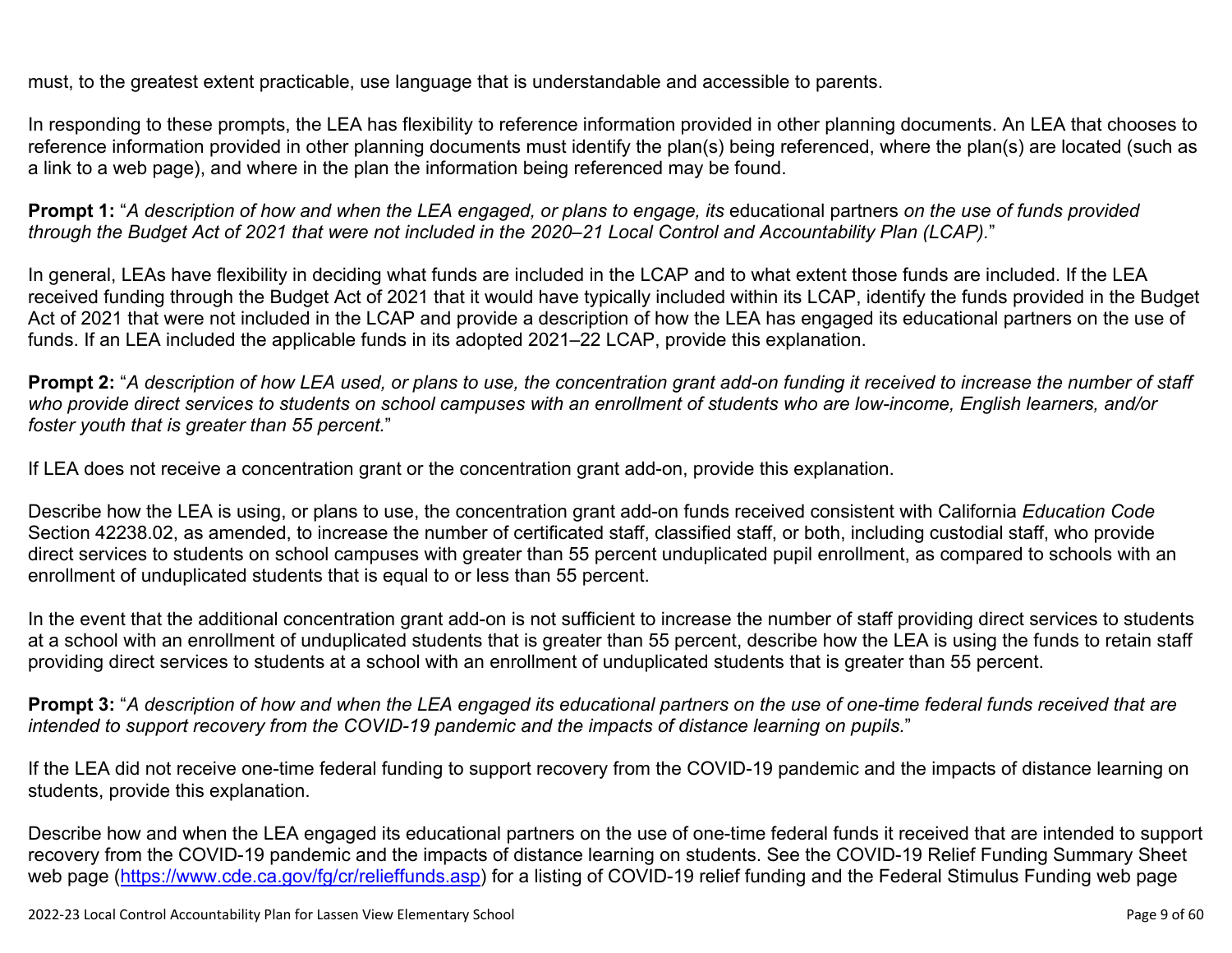must, to the greatest extent practicable, use language that is understandable and accessible to parents.

In responding to these prompts, the LEA has flexibility to reference information provided in other planning documents. An LEA that chooses to reference information provided in other planning documents must identify the plan(s) being referenced, where the plan(s) are located (such as a link to a web page), and where in the plan the information being referenced may be found.

**Prompt 1:** "*A description of how and when the LEA engaged, or plans to engage, its* educational partners *on the use of funds provided through the Budget Act of 2021 that were not included in the 2020–21 Local Control and Accountability Plan (LCAP).*"

In general, LEAs have flexibility in deciding what funds are included in the LCAP and to what extent those funds are included. If the LEA received funding through the Budget Act of 2021 that it would have typically included within its LCAP, identify the funds provided in the Budget Act of 2021 that were not included in the LCAP and provide a description of how the LEA has engaged its educational partners on the use of funds. If an LEA included the applicable funds in its adopted 2021–22 LCAP, provide this explanation.

**Prompt 2:** "*A description of how LEA used, or plans to use, the concentration grant add-on funding it received to increase the number of staff who provide direct services to students on school campuses with an enrollment of students who are low-income, English learners, and/or foster youth that is greater than 55 percent.*"

If LEA does not receive a concentration grant or the concentration grant add-on, provide this explanation.

Describe how the LEA is using, or plans to use, the concentration grant add-on funds received consistent with California *Education Code* Section 42238.02, as amended, to increase the number of certificated staff, classified staff, or both, including custodial staff, who provide direct services to students on school campuses with greater than 55 percent unduplicated pupil enrollment, as compared to schools with an enrollment of unduplicated students that is equal to or less than 55 percent.

In the event that the additional concentration grant add-on is not sufficient to increase the number of staff providing direct services to students at a school with an enrollment of unduplicated students that is greater than 55 percent, describe how the LEA is using the funds to retain staff providing direct services to students at a school with an enrollment of unduplicated students that is greater than 55 percent.

**Prompt 3:** "*A description of how and when the LEA engaged its educational partners on the use of one-time federal funds received that are intended to support recovery from the COVID-19 pandemic and the impacts of distance learning on pupils.*"

If the LEA did not receive one-time federal funding to support recovery from the COVID-19 pandemic and the impacts of distance learning on students, provide this explanation.

Describe how and when the LEA engaged its educational partners on the use of one-time federal funds it received that are intended to support recovery from the COVID-19 pandemic and the impacts of distance learning on students. See the COVID-19 Relief Funding Summary Sheet web page (https://www.cde.ca.gov/fg/cr/relieffunds.asp) for a listing of COVID-19 relief funding and the Federal Stimulus Funding web page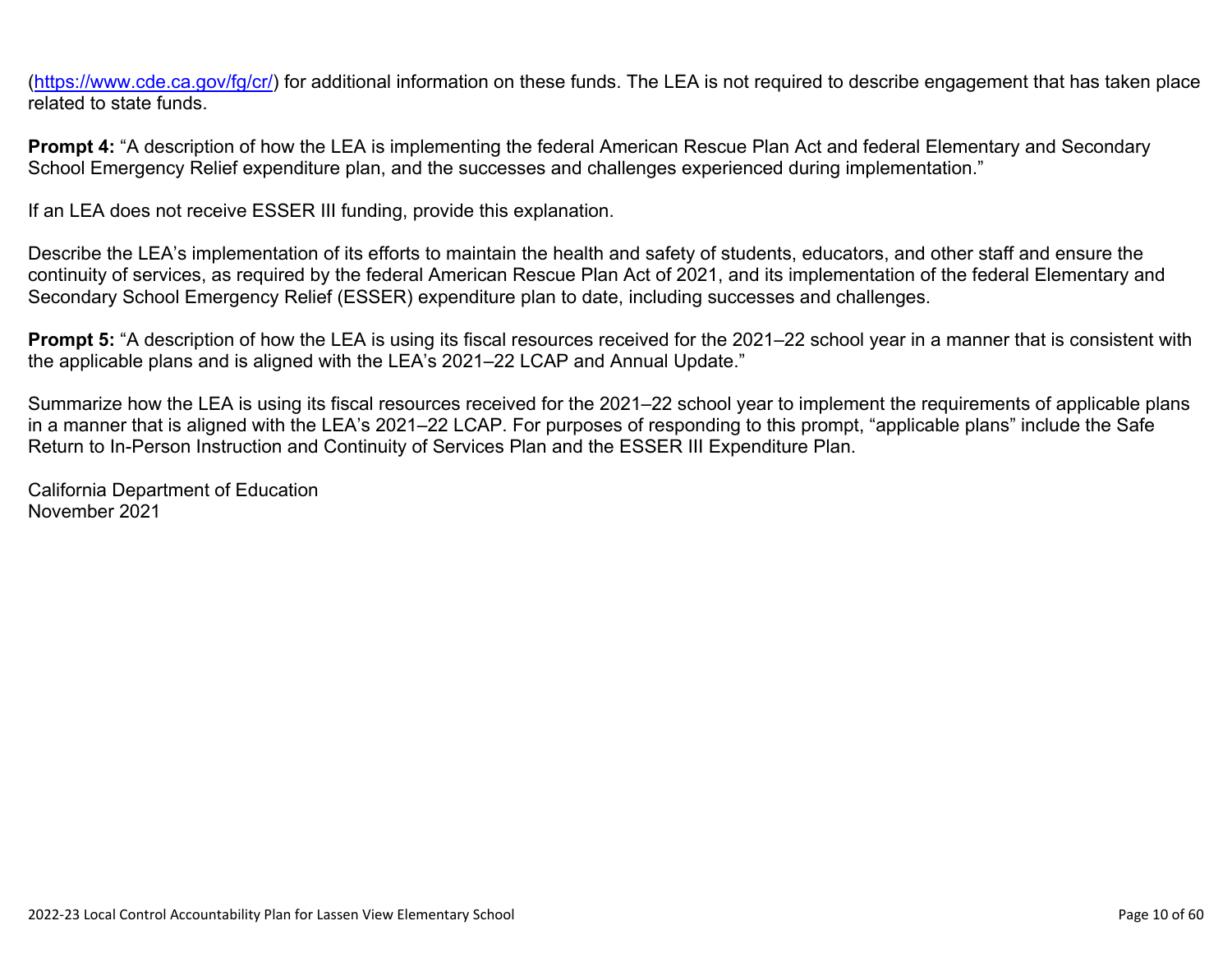(https://www.cde.ca.gov/fg/cr/) for additional information on these funds. The LEA is not required to describe engagement that has taken place related to state funds.

**Prompt 4:** "A description of how the LEA is implementing the federal American Rescue Plan Act and federal Elementary and Secondary School Emergency Relief expenditure plan, and the successes and challenges experienced during implementation."

If an LEA does not receive ESSER III funding, provide this explanation.

Describe the LEA's implementation of its efforts to maintain the health and safety of students, educators, and other staff and ensure the continuity of services, as required by the federal American Rescue Plan Act of 2021, and its implementation of the federal Elementary and Secondary School Emergency Relief (ESSER) expenditure plan to date, including successes and challenges.

**Prompt 5:** "A description of how the LEA is using its fiscal resources received for the 2021–22 school year in a manner that is consistent with the applicable plans and is aligned with the LEA's 2021–22 LCAP and Annual Update."

Summarize how the LEA is using its fiscal resources received for the 2021–22 school year to implement the requirements of applicable plans in a manner that is aligned with the LEA's 2021–22 LCAP. For purposes of responding to this prompt, "applicable plans" include the Safe Return to In-Person Instruction and Continuity of Services Plan and the ESSER III Expenditure Plan.

California Department of Education
November 2021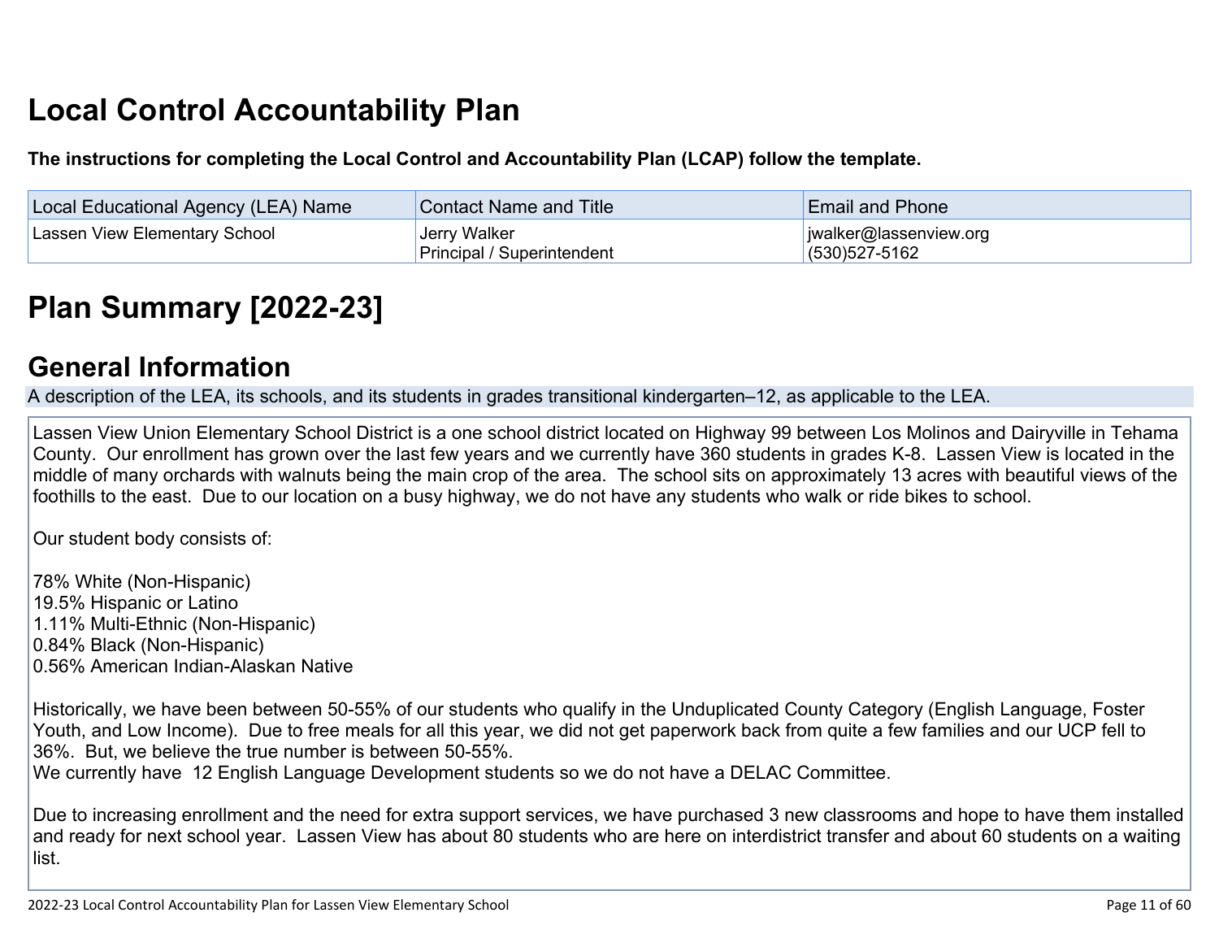# Local Control Accountability Plan

**The instructions for completing the Local Control and Accountability Plan (LCAP) follow the template.**

| Local Educational Agency (LEA) Name | Contact Name and Title | Email and Phone |
| --- | --- | --- |
| Lassen View Elementary School | Jerry Walker<br>Principal / Superintendent | jwalker@lassenview.org<br>(530)527-5162 |

# Plan Summary [2022-23]

## General Information

A description of the LEA, its schools, and its students in grades transitional kindergarten–12, as applicable to the LEA.

Lassen View Union Elementary School District is a one school district located on Highway 99 between Los Molinos and Dairyville in Tehama County. Our enrollment has grown over the last few years and we currently have 360 students in grades K-8. Lassen View is located in the middle of many orchards with walnuts being the main crop of the area. The school sits on approximately 13 acres with beautiful views of the foothills to the east. Due to our location on a busy highway, we do not have any students who walk or ride bikes to school.

Our student body consists of:

78% White (Non-Hispanic)
19.5% Hispanic or Latino
1.11% Multi-Ethnic (Non-Hispanic)
0.84% Black (Non-Hispanic)
0.56% American Indian-Alaskan Native

Historically, we have been between 50-55% of our students who qualify in the Unduplicated County Category (English Language, Foster Youth, and Low Income). Due to free meals for all this year, we did not get paperwork back from quite a few families and our UCP fell to 36%. But, we believe the true number is between 50-55%.
We currently have 12 English Language Development students so we do not have a DELAC Committee.

Due to increasing enrollment and the need for extra support services, we have purchased 3 new classrooms and hope to have them installed and ready for next school year. Lassen View has about 80 students who are here on interdistrict transfer and about 60 students on a waiting list.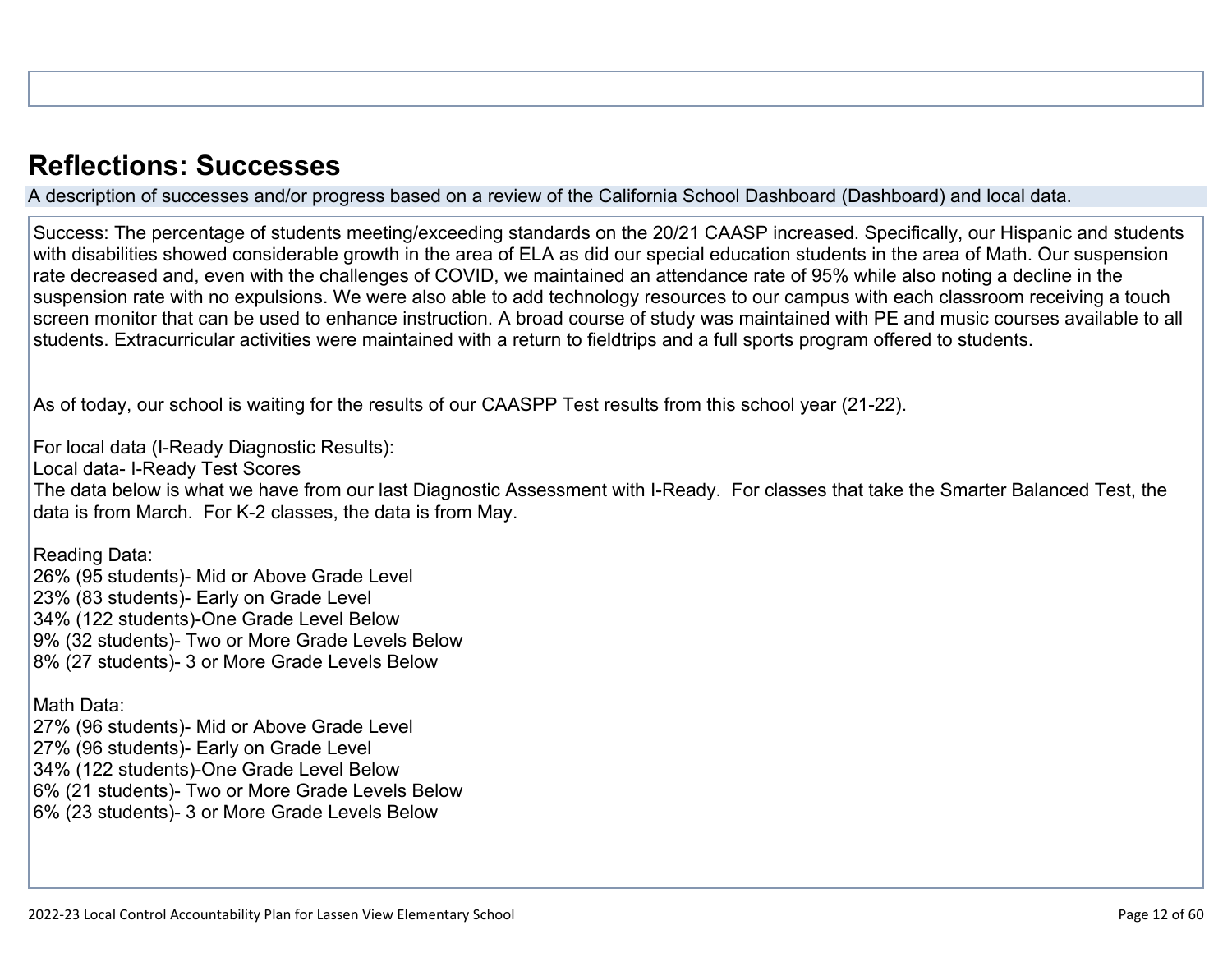## Reflections: Successes

A description of successes and/or progress based on a review of the California School Dashboard (Dashboard) and local data.

Success: The percentage of students meeting/exceeding standards on the 20/21 CAASP increased. Specifically, our Hispanic and students with disabilities showed considerable growth in the area of ELA as did our special education students in the area of Math. Our suspension rate decreased and, even with the challenges of COVID, we maintained an attendance rate of 95% while also noting a decline in the suspension rate with no expulsions. We were also able to add technology resources to our campus with each classroom receiving a touch screen monitor that can be used to enhance instruction. A broad course of study was maintained with PE and music courses available to all students. Extracurricular activities were maintained with a return to fieldtrips and a full sports program offered to students.

As of today, our school is waiting for the results of our CAASPP Test results from this school year (21-22).

For local data (I-Ready Diagnostic Results):
Local data- I-Ready Test Scores
The data below is what we have from our last Diagnostic Assessment with I-Ready. For classes that take the Smarter Balanced Test, the data is from March. For K-2 classes, the data is from May.

Reading Data:
26% (95 students)- Mid or Above Grade Level
23% (83 students)- Early on Grade Level
34% (122 students)-One Grade Level Below
9% (32 students)- Two or More Grade Levels Below
8% (27 students)- 3 or More Grade Levels Below

Math Data:
27% (96 students)- Mid or Above Grade Level
27% (96 students)- Early on Grade Level
34% (122 students)-One Grade Level Below
6% (21 students)- Two or More Grade Levels Below
6% (23 students)- 3 or More Grade Levels Below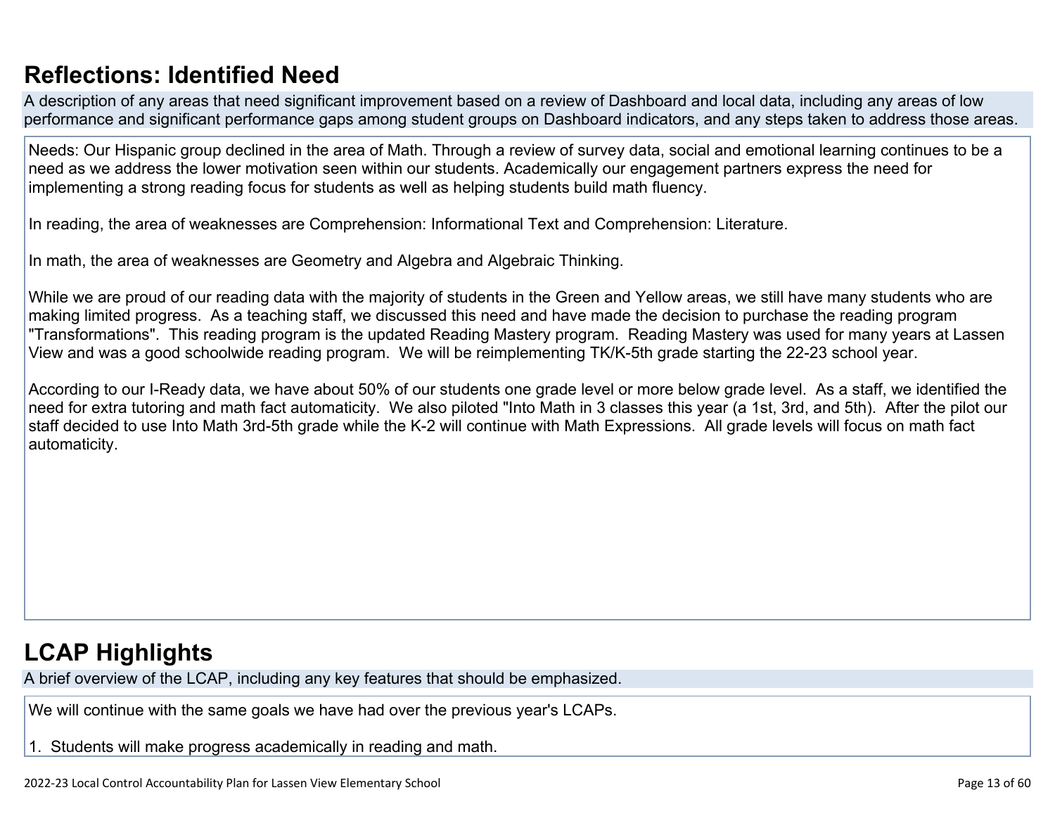## Reflections: Identified Need

A description of any areas that need significant improvement based on a review of Dashboard and local data, including any areas of low performance and significant performance gaps among student groups on Dashboard indicators, and any steps taken to address those areas.

Needs: Our Hispanic group declined in the area of Math. Through a review of survey data, social and emotional learning continues to be a need as we address the lower motivation seen within our students. Academically our engagement partners express the need for implementing a strong reading focus for students as well as helping students build math fluency.

In reading, the area of weaknesses are Comprehension: Informational Text and Comprehension: Literature.

In math, the area of weaknesses are Geometry and Algebra and Algebraic Thinking.

While we are proud of our reading data with the majority of students in the Green and Yellow areas, we still have many students who are making limited progress. As a teaching staff, we discussed this need and have made the decision to purchase the reading program "Transformations". This reading program is the updated Reading Mastery program. Reading Mastery was used for many years at Lassen View and was a good schoolwide reading program. We will be reimplementing TK/K-5th grade starting the 22-23 school year.

According to our I-Ready data, we have about 50% of our students one grade level or more below grade level. As a staff, we identified the need for extra tutoring and math fact automaticity. We also piloted "Into Math in 3 classes this year (a 1st, 3rd, and 5th). After the pilot our staff decided to use Into Math 3rd-5th grade while the K-2 will continue with Math Expressions. All grade levels will focus on math fact automaticity.

## LCAP Highlights

A brief overview of the LCAP, including any key features that should be emphasized.

We will continue with the same goals we have had over the previous year's LCAPs.

1. Students will make progress academically in reading and math.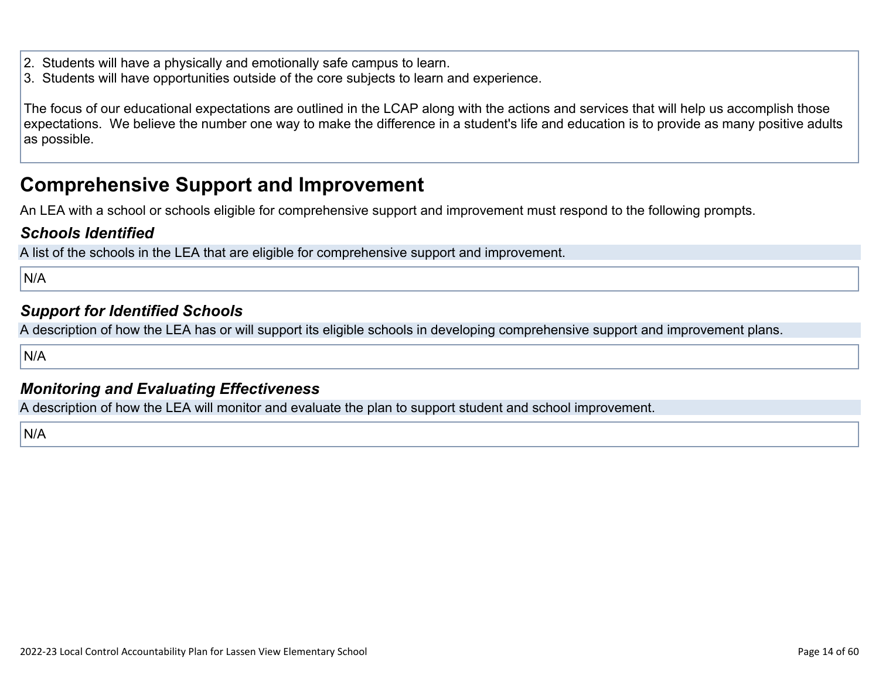2. Students will have a physically and emotionally safe campus to learn.
3. Students will have opportunities outside of the core subjects to learn and experience.

The focus of our educational expectations are outlined in the LCAP along with the actions and services that will help us accomplish those expectations. We believe the number one way to make the difference in a student's life and education is to provide as many positive adults as possible.

# Comprehensive Support and Improvement

An LEA with a school or schools eligible for comprehensive support and improvement must respond to the following prompts.

### *Schools Identified*

A list of the schools in the LEA that are eligible for comprehensive support and improvement.

N/A

### *Support for Identified Schools*

A description of how the LEA has or will support its eligible schools in developing comprehensive support and improvement plans.

N/A

### *Monitoring and Evaluating Effectiveness*

A description of how the LEA will monitor and evaluate the plan to support student and school improvement.

N/A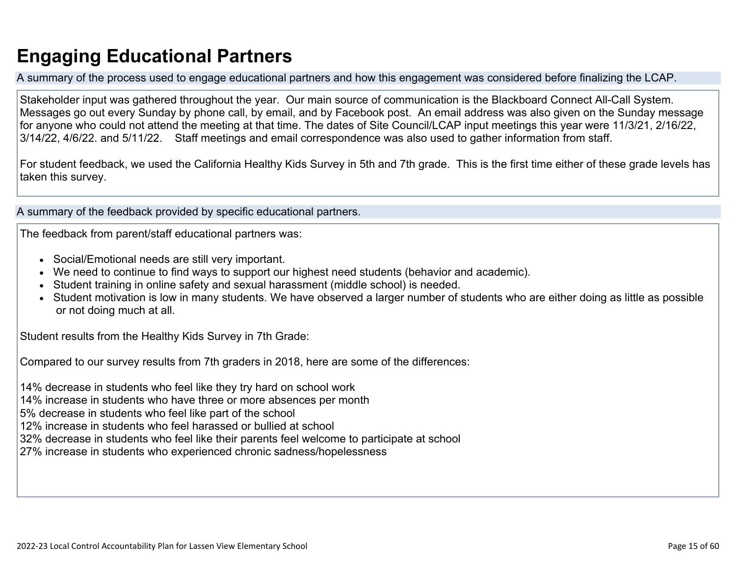# Engaging Educational Partners

A summary of the process used to engage educational partners and how this engagement was considered before finalizing the LCAP.

Stakeholder input was gathered throughout the year. Our main source of communication is the Blackboard Connect All-Call System. Messages go out every Sunday by phone call, by email, and by Facebook post. An email address was also given on the Sunday message for anyone who could not attend the meeting at that time. The dates of Site Council/LCAP input meetings this year were 11/3/21, 2/16/22, 3/14/22, 4/6/22. and 5/11/22. Staff meetings and email correspondence was also used to gather information from staff.

For student feedback, we used the California Healthy Kids Survey in 5th and 7th grade. This is the first time either of these grade levels has taken this survey.

A summary of the feedback provided by specific educational partners.

The feedback from parent/staff educational partners was:

- Social/Emotional needs are still very important.
- We need to continue to find ways to support our highest need students (behavior and academic).
- Student training in online safety and sexual harassment (middle school) is needed.
- Student motivation is low in many students. We have observed a larger number of students who are either doing as little as possible or not doing much at all.

Student results from the Healthy Kids Survey in 7th Grade:

Compared to our survey results from 7th graders in 2018, here are some of the differences:

14% decrease in students who feel like they try hard on school work  
14% increase in students who have three or more absences per month  
5% decrease in students who feel like part of the school  
12% increase in students who feel harassed or bullied at school  
32% decrease in students who feel like their parents feel welcome to participate at school  
27% increase in students who experienced chronic sadness/hopelessness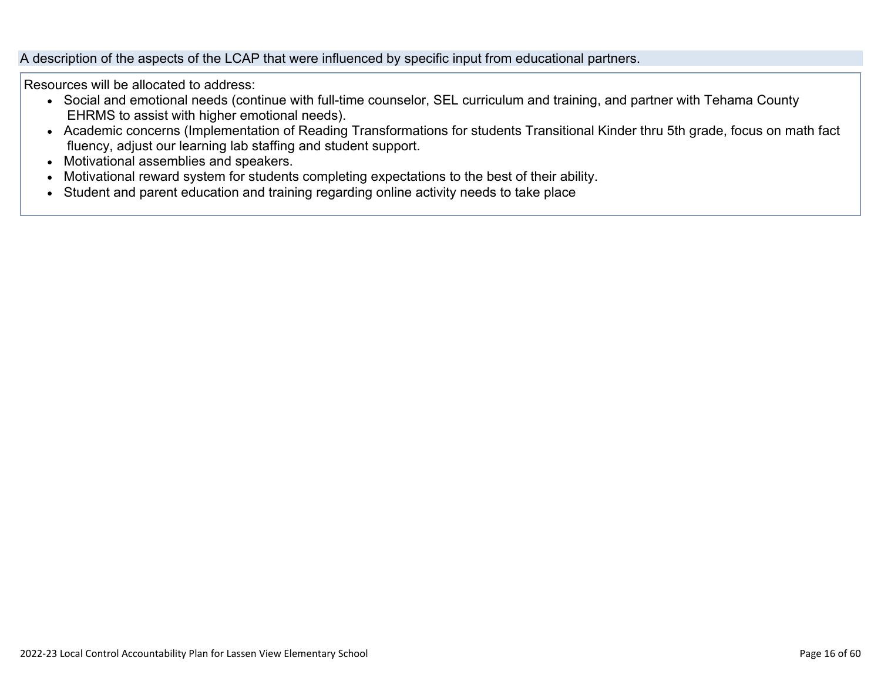A description of the aspects of the LCAP that were influenced by specific input from educational partners.

Resources will be allocated to address:

- Social and emotional needs (continue with full-time counselor, SEL curriculum and training, and partner with Tehama County EHRMS to assist with higher emotional needs).
- Academic concerns (Implementation of Reading Transformations for students Transitional Kinder thru 5th grade, focus on math fact fluency, adjust our learning lab staffing and student support.
- Motivational assemblies and speakers.
- Motivational reward system for students completing expectations to the best of their ability.
- Student and parent education and training regarding online activity needs to take place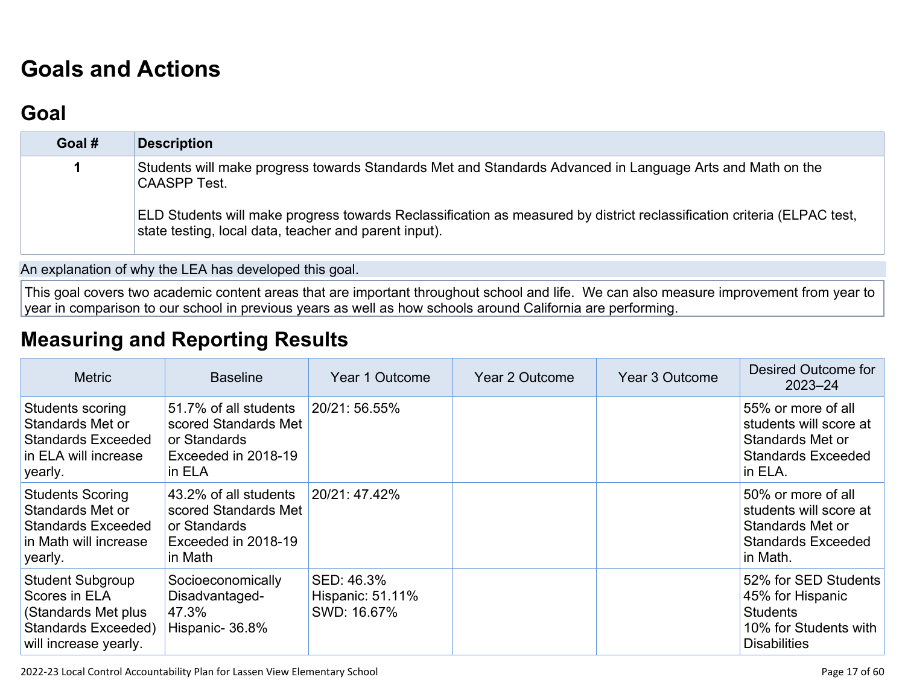# Goals and Actions

## Goal

| Goal # | Description |
|---|---|
| 1 | Students will make progress towards Standards Met and Standards Advanced in Language Arts and Math on the CAASPP Test.<br><br>ELD Students will make progress towards Reclassification as measured by district reclassification criteria (ELPAC test, state testing, local data, teacher and parent input). |

An explanation of why the LEA has developed this goal.

This goal covers two academic content areas that are important throughout school and life. We can also measure improvement from year to year in comparison to our school in previous years as well as how schools around California are performing.

# Measuring and Reporting Results

| Metric | Baseline | Year 1 Outcome | Year 2 Outcome | Year 3 Outcome | Desired Outcome for 2023–24 |
|---|---|---|---|---|---|
| Students scoring Standards Met or Standards Exceeded in ELA will increase yearly. | 51.7% of all students scored Standards Met or Standards Exceeded in 2018-19 in ELA | 20/21: 56.55% | | | 55% or more of all students will score at Standards Met or Standards Exceeded in ELA. |
| Students Scoring Standards Met or Standards Exceeded in Math will increase yearly. | 43.2% of all students scored Standards Met or Standards Exceeded in 2018-19 in Math | 20/21: 47.42% | | | 50% or more of all students will score at Standards Met or Standards Exceeded in Math. |
| Student Subgroup Scores in ELA (Standards Met plus Standards Exceeded) will increase yearly. | Socioeconomically Disadvantaged- 47.3%<br>Hispanic- 36.8% | SED: 46.3%<br>Hispanic: 51.11%<br>SWD: 16.67% | | | 52% for SED Students<br>45% for Hispanic Students<br>10% for Students with Disabilities |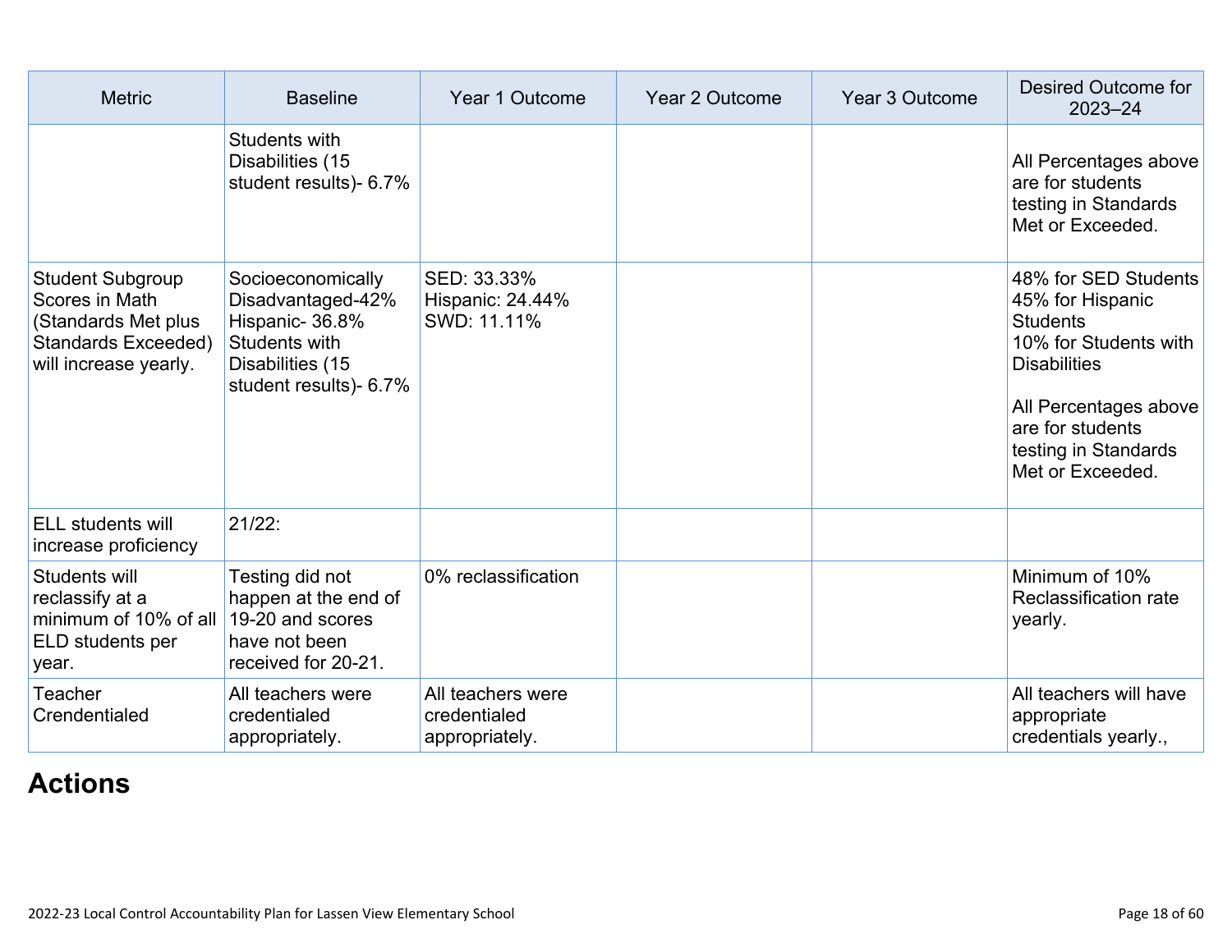| Metric | Baseline | Year 1 Outcome | Year 2 Outcome | Year 3 Outcome | Desired Outcome for 2023–24 |
|---|---|---|---|---|---|
| | Students with Disabilities (15 student results)- 6.7% | | | | All Percentages above are for students testing in Standards Met or Exceeded. |
| Student Subgroup Scores in Math (Standards Met plus Standards Exceeded) will increase yearly. | Socioeconomically Disadvantaged-42%<br>Hispanic- 36.8%<br>Students with Disabilities (15 student results)- 6.7% | SED: 33.33%<br>Hispanic: 24.44%<br>SWD: 11.11% | | | 48% for SED Students<br>45% for Hispanic Students<br>10% for Students with Disabilities<br><br>All Percentages above are for students testing in Standards Met or Exceeded. |
| ELL students will increase proficiency | 21/22: | | | | |
| Students will reclassify at a minimum of 10% of all ELD students per year. | Testing did not happen at the end of 19-20 and scores have not been received for 20-21. | 0% reclassification | | | Minimum of 10% Reclassification rate yearly. |
| Teacher Crendentialed | All teachers were credentialed appropriately. | All teachers were credentialed appropriately. | | | All teachers will have appropriate credentials yearly., |

## Actions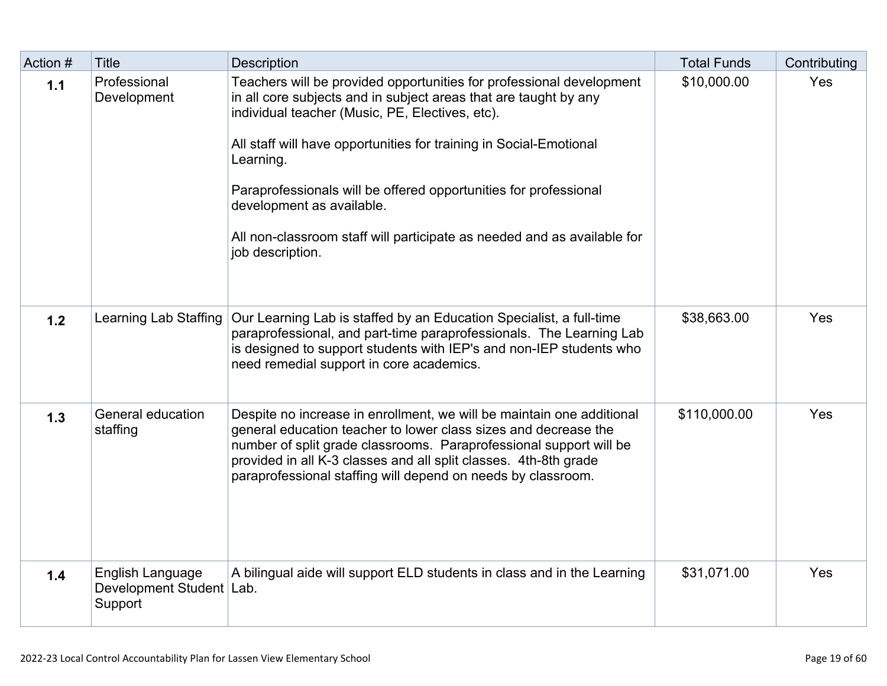| Action # | Title | Description | Total Funds | Contributing |
|---|---|---|---|---|
| 1.1 | Professional Development | Teachers will be provided opportunities for professional development in all core subjects and in subject areas that are taught by any individual teacher (Music, PE, Electives, etc).<br><br>All staff will have opportunities for training in Social-Emotional Learning.<br><br>Paraprofessionals will be offered opportunities for professional development as available.<br><br>All non-classroom staff will participate as needed and as available for job description. | $10,000.00 | Yes |
| 1.2 | Learning Lab Staffing | Our Learning Lab is staffed by an Education Specialist, a full-time paraprofessional, and part-time paraprofessionals. The Learning Lab is designed to support students with IEP's and non-IEP students who need remedial support in core academics. | $38,663.00 | Yes |
| 1.3 | General education staffing | Despite no increase in enrollment, we will be maintain one additional general education teacher to lower class sizes and decrease the number of split grade classrooms. Paraprofessional support will be provided in all K-3 classes and all split classes. 4th-8th grade paraprofessional staffing will depend on needs by classroom. | $110,000.00 | Yes |
| 1.4 | English Language Development Student Support | A bilingual aide will support ELD students in class and in the Learning Lab. | $31,071.00 | Yes |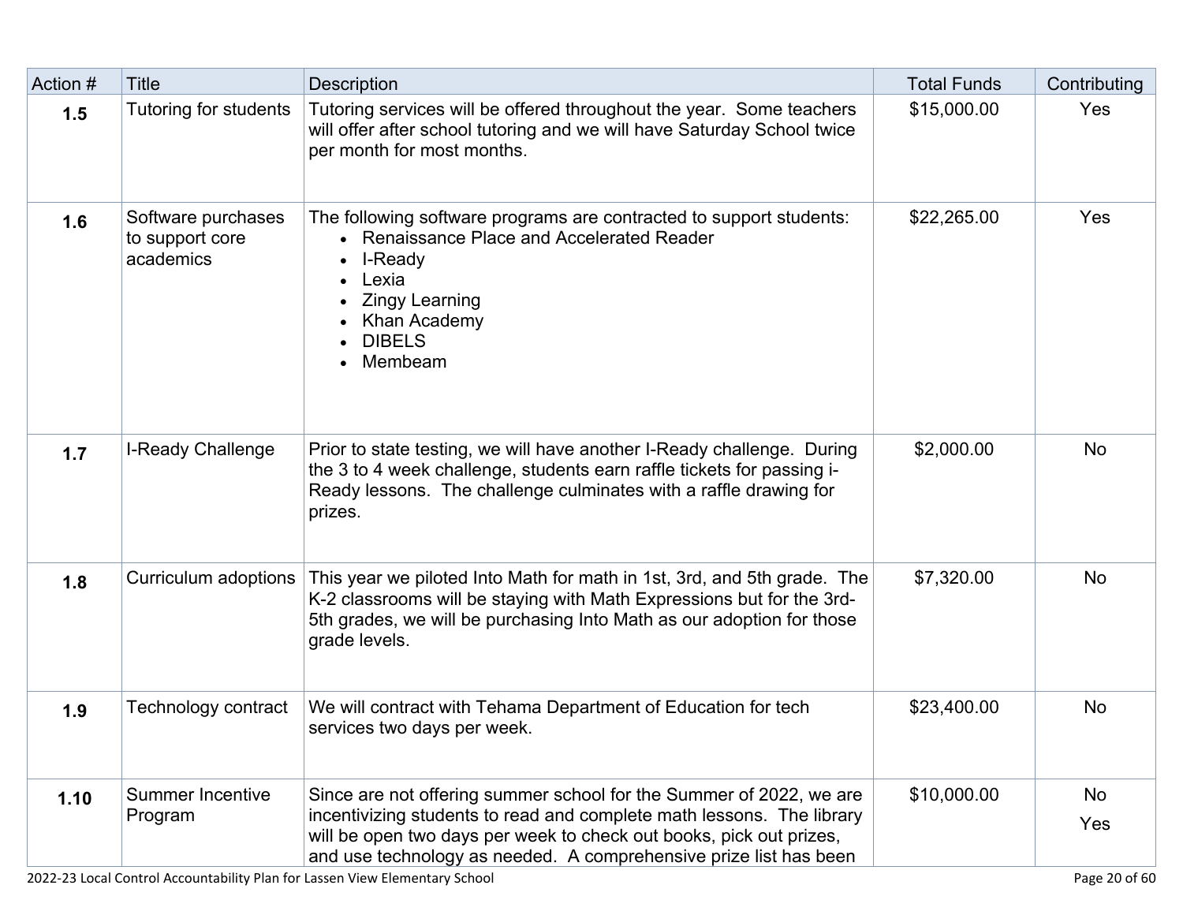| Action # | Title | Description | Total Funds | Contributing |
|---|---|---|---|---|
| **1.5** | Tutoring for students | Tutoring services will be offered throughout the year. Some teachers will offer after school tutoring and we will have Saturday School twice per month for most months. | $15,000.00 | Yes |
| **1.6** | Software purchases to support core academics | The following software programs are contracted to support students:<br>• Renaissance Place and Accelerated Reader<br>• I-Ready<br>• Lexia<br>• Zingy Learning<br>• Khan Academy<br>• DIBELS<br>• Membeam | $22,265.00 | Yes |
| **1.7** | I-Ready Challenge | Prior to state testing, we will have another I-Ready challenge. During the 3 to 4 week challenge, students earn raffle tickets for passing i-Ready lessons. The challenge culminates with a raffle drawing for prizes. | $2,000.00 | No |
| **1.8** | Curriculum adoptions | This year we piloted Into Math for math in 1st, 3rd, and 5th grade. The K-2 classrooms will be staying with Math Expressions but for the 3rd-5th grades, we will be purchasing Into Math as our adoption for those grade levels. | $7,320.00 | No |
| **1.9** | Technology contract | We will contract with Tehama Department of Education for tech services two days per week. | $23,400.00 | No |
| **1.10** | Summer Incentive Program | Since are not offering summer school for the Summer of 2022, we are incentivizing students to read and complete math lessons. The library will be open two days per week to check out books, pick out prizes, and use technology as needed. A comprehensive prize list has been | $10,000.00 | No<br>Yes |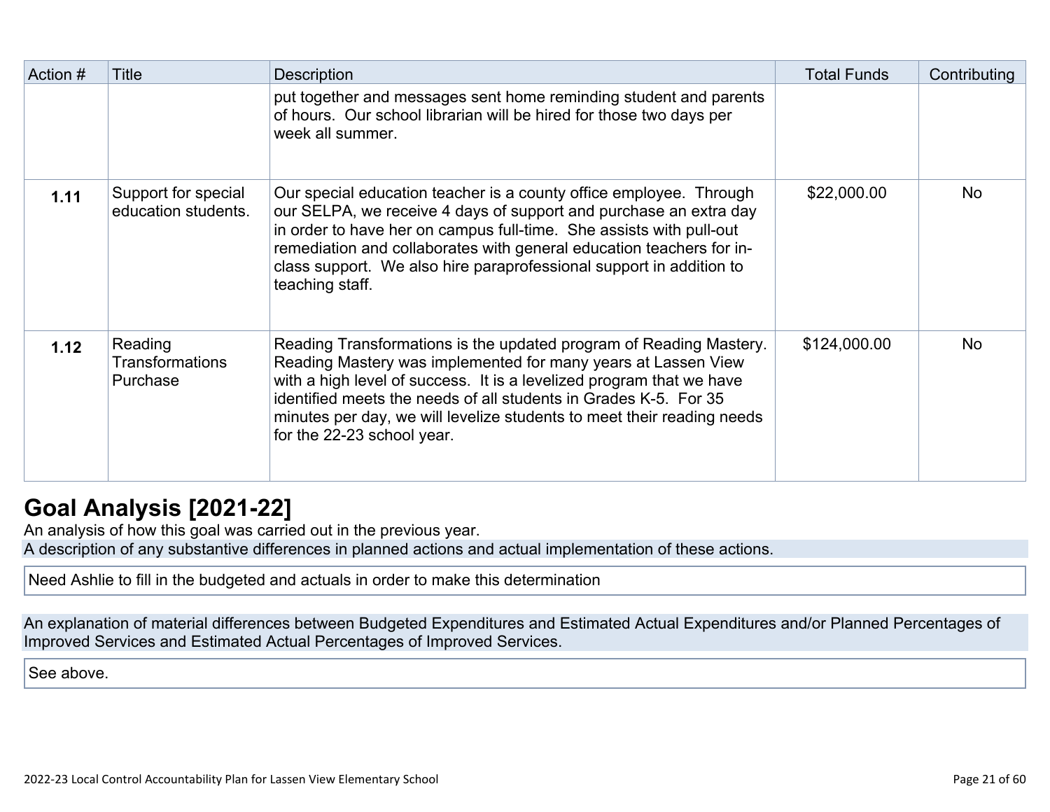| Action # | Title | Description | Total Funds | Contributing |
|---|---|---|---|---|
| | | put together and messages sent home reminding student and parents of hours. Our school librarian will be hired for those two days per week all summer. | | |
| **1.11** | Support for special education students. | Our special education teacher is a county office employee. Through our SELPA, we receive 4 days of support and purchase an extra day in order to have her on campus full-time. She assists with pull-out remediation and collaborates with general education teachers for in-class support. We also hire paraprofessional support in addition to teaching staff. | $22,000.00 | No |
| **1.12** | Reading Transformations Purchase | Reading Transformations is the updated program of Reading Mastery. Reading Mastery was implemented for many years at Lassen View with a high level of success. It is a levelized program that we have identified meets the needs of all students in Grades K-5. For 35 minutes per day, we will levelize students to meet their reading needs for the 22-23 school year. | $124,000.00 | No |

# Goal Analysis [2021-22]

An analysis of how this goal was carried out in the previous year.

A description of any substantive differences in planned actions and actual implementation of these actions.

Need Ashlie to fill in the budgeted and actuals in order to make this determination

An explanation of material differences between Budgeted Expenditures and Estimated Actual Expenditures and/or Planned Percentages of Improved Services and Estimated Actual Percentages of Improved Services.

See above.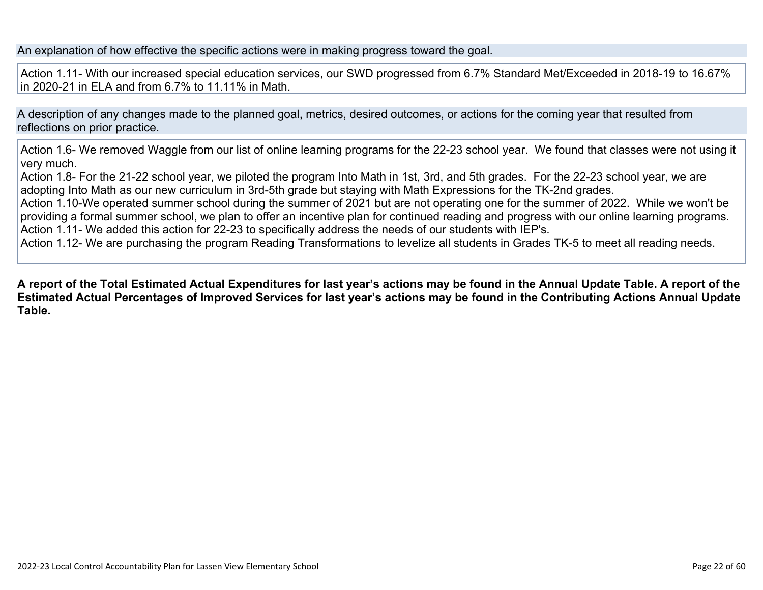An explanation of how effective the specific actions were in making progress toward the goal.

Action 1.11- With our increased special education services, our SWD progressed from 6.7% Standard Met/Exceeded in 2018-19 to 16.67% in 2020-21 in ELA and from 6.7% to 11.11% in Math.

A description of any changes made to the planned goal, metrics, desired outcomes, or actions for the coming year that resulted from reflections on prior practice.

Action 1.6- We removed Waggle from our list of online learning programs for the 22-23 school year. We found that classes were not using it very much.
Action 1.8- For the 21-22 school year, we piloted the program Into Math in 1st, 3rd, and 5th grades. For the 22-23 school year, we are adopting Into Math as our new curriculum in 3rd-5th grade but staying with Math Expressions for the TK-2nd grades.
Action 1.10-We operated summer school during the summer of 2021 but are not operating one for the summer of 2022. While we won't be providing a formal summer school, we plan to offer an incentive plan for continued reading and progress with our online learning programs.
Action 1.11- We added this action for 22-23 to specifically address the needs of our students with IEP's.
Action 1.12- We are purchasing the program Reading Transformations to levelize all students in Grades TK-5 to meet all reading needs.

**A report of the Total Estimated Actual Expenditures for last year's actions may be found in the Annual Update Table. A report of the Estimated Actual Percentages of Improved Services for last year's actions may be found in the Contributing Actions Annual Update Table.**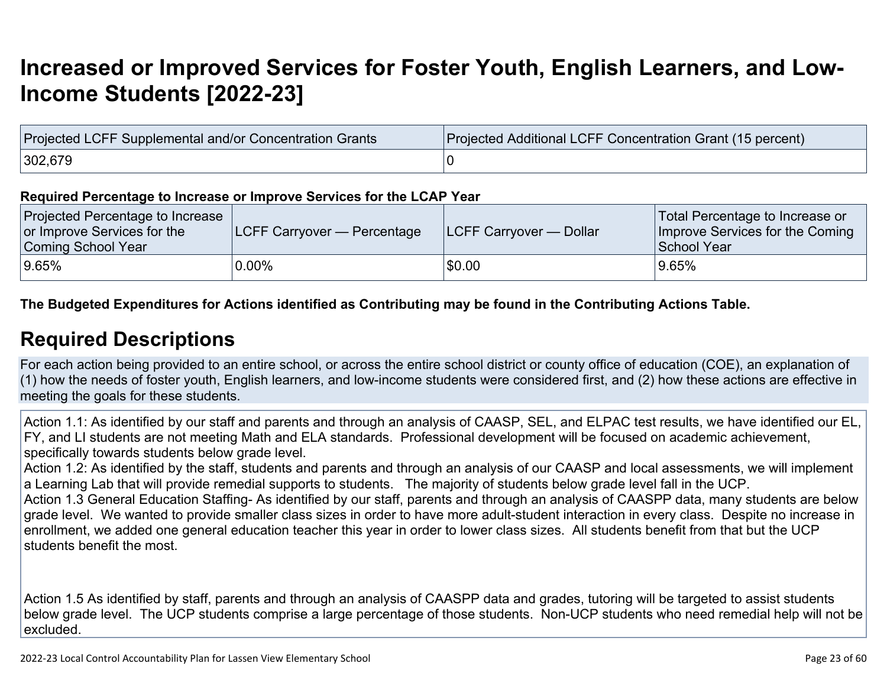# Increased or Improved Services for Foster Youth, English Learners, and Low-Income Students [2022-23]

| Projected LCFF Supplemental and/or Concentration Grants | Projected Additional LCFF Concentration Grant (15 percent) |
|---|---|
| 302,679 | 0 |

**Required Percentage to Increase or Improve Services for the LCAP Year**

| Projected Percentage to Increase or Improve Services for the Coming School Year | LCFF Carryover — Percentage | LCFF Carryover — Dollar | Total Percentage to Increase or Improve Services for the Coming School Year |
|---|---|---|---|
| 9.65% | 0.00% | $0.00 | 9.65% |

**The Budgeted Expenditures for Actions identified as Contributing may be found in the Contributing Actions Table.**

## Required Descriptions

For each action being provided to an entire school, or across the entire school district or county office of education (COE), an explanation of (1) how the needs of foster youth, English learners, and low-income students were considered first, and (2) how these actions are effective in meeting the goals for these students.

Action 1.1: As identified by our staff and parents and through an analysis of CAASP, SEL, and ELPAC test results, we have identified our EL, FY, and LI students are not meeting Math and ELA standards. Professional development will be focused on academic achievement, specifically towards students below grade level.
Action 1.2: As identified by the staff, students and parents and through an analysis of our CAASP and local assessments, we will implement a Learning Lab that will provide remedial supports to students. The majority of students below grade level fall in the UCP.
Action 1.3 General Education Staffing- As identified by our staff, parents and through an analysis of CAASPP data, many students are below grade level. We wanted to provide smaller class sizes in order to have more adult-student interaction in every class. Despite no increase in enrollment, we added one general education teacher this year in order to lower class sizes. All students benefit from that but the UCP students benefit the most.

Action 1.5 As identified by staff, parents and through an analysis of CAASPP data and grades, tutoring will be targeted to assist students below grade level. The UCP students comprise a large percentage of those students. Non-UCP students who need remedial help will not be excluded.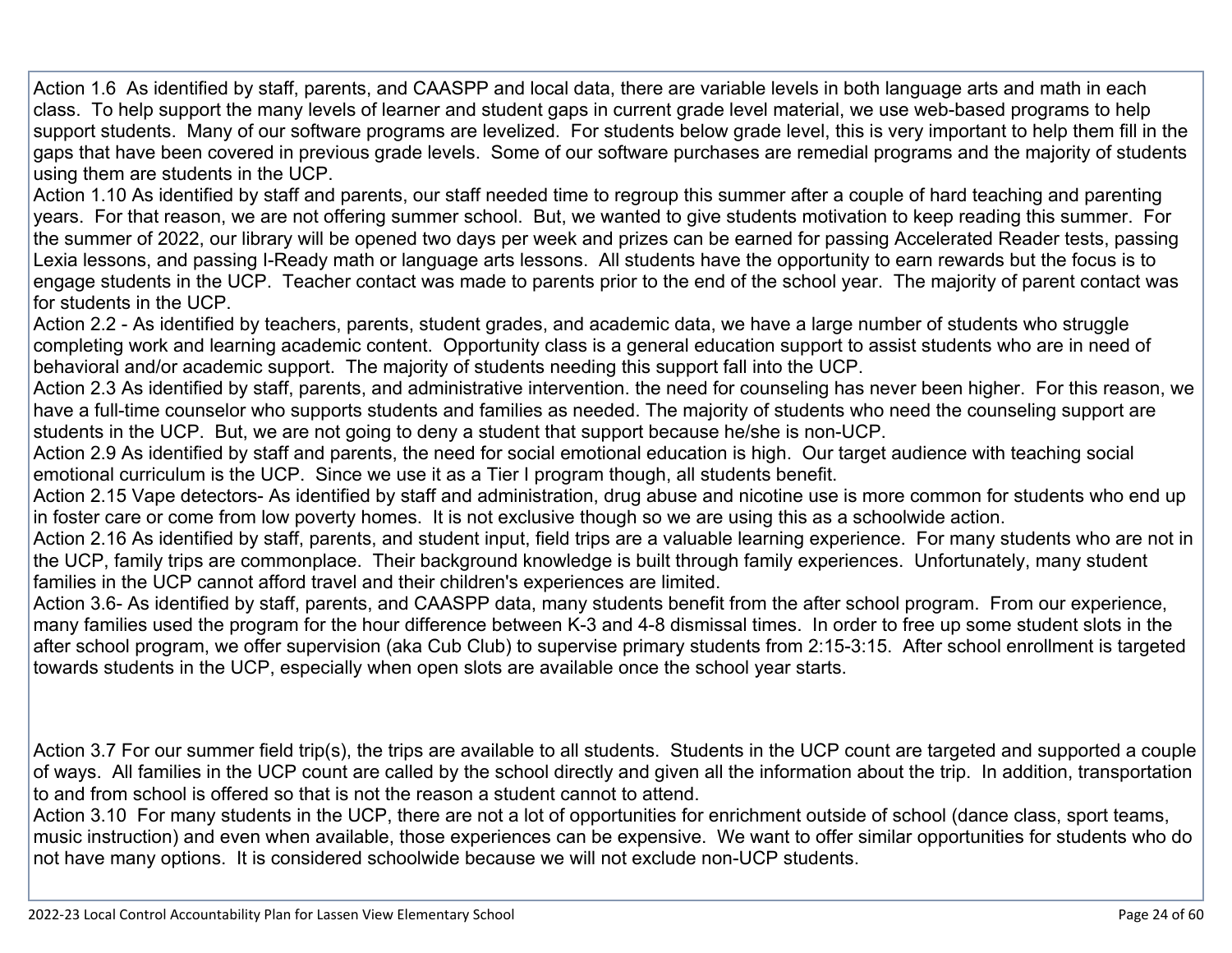Action 1.6 As identified by staff, parents, and CAASPP and local data, there are variable levels in both language arts and math in each class. To help support the many levels of learner and student gaps in current grade level material, we use web-based programs to help support students. Many of our software programs are levelized. For students below grade level, this is very important to help them fill in the gaps that have been covered in previous grade levels. Some of our software purchases are remedial programs and the majority of students using them are students in the UCP.

Action 1.10 As identified by staff and parents, our staff needed time to regroup this summer after a couple of hard teaching and parenting years. For that reason, we are not offering summer school. But, we wanted to give students motivation to keep reading this summer. For the summer of 2022, our library will be opened two days per week and prizes can be earned for passing Accelerated Reader tests, passing Lexia lessons, and passing I-Ready math or language arts lessons. All students have the opportunity to earn rewards but the focus is to engage students in the UCP. Teacher contact was made to parents prior to the end of the school year. The majority of parent contact was for students in the UCP.

Action 2.2 - As identified by teachers, parents, student grades, and academic data, we have a large number of students who struggle completing work and learning academic content. Opportunity class is a general education support to assist students who are in need of behavioral and/or academic support. The majority of students needing this support fall into the UCP.

Action 2.3 As identified by staff, parents, and administrative intervention. the need for counseling has never been higher. For this reason, we have a full-time counselor who supports students and families as needed. The majority of students who need the counseling support are students in the UCP. But, we are not going to deny a student that support because he/she is non-UCP.

Action 2.9 As identified by staff and parents, the need for social emotional education is high. Our target audience with teaching social emotional curriculum is the UCP. Since we use it as a Tier I program though, all students benefit.

Action 2.15 Vape detectors- As identified by staff and administration, drug abuse and nicotine use is more common for students who end up in foster care or come from low poverty homes. It is not exclusive though so we are using this as a schoolwide action.

Action 2.16 As identified by staff, parents, and student input, field trips are a valuable learning experience. For many students who are not in the UCP, family trips are commonplace. Their background knowledge is built through family experiences. Unfortunately, many student families in the UCP cannot afford travel and their children's experiences are limited.

Action 3.6- As identified by staff, parents, and CAASPP data, many students benefit from the after school program. From our experience, many families used the program for the hour difference between K-3 and 4-8 dismissal times. In order to free up some student slots in the after school program, we offer supervision (aka Cub Club) to supervise primary students from 2:15-3:15. After school enrollment is targeted towards students in the UCP, especially when open slots are available once the school year starts.

Action 3.7 For our summer field trip(s), the trips are available to all students. Students in the UCP count are targeted and supported a couple of ways. All families in the UCP count are called by the school directly and given all the information about the trip. In addition, transportation to and from school is offered so that is not the reason a student cannot to attend.

Action 3.10 For many students in the UCP, there are not a lot of opportunities for enrichment outside of school (dance class, sport teams, music instruction) and even when available, those experiences can be expensive. We want to offer similar opportunities for students who do not have many options. It is considered schoolwide because we will not exclude non-UCP students.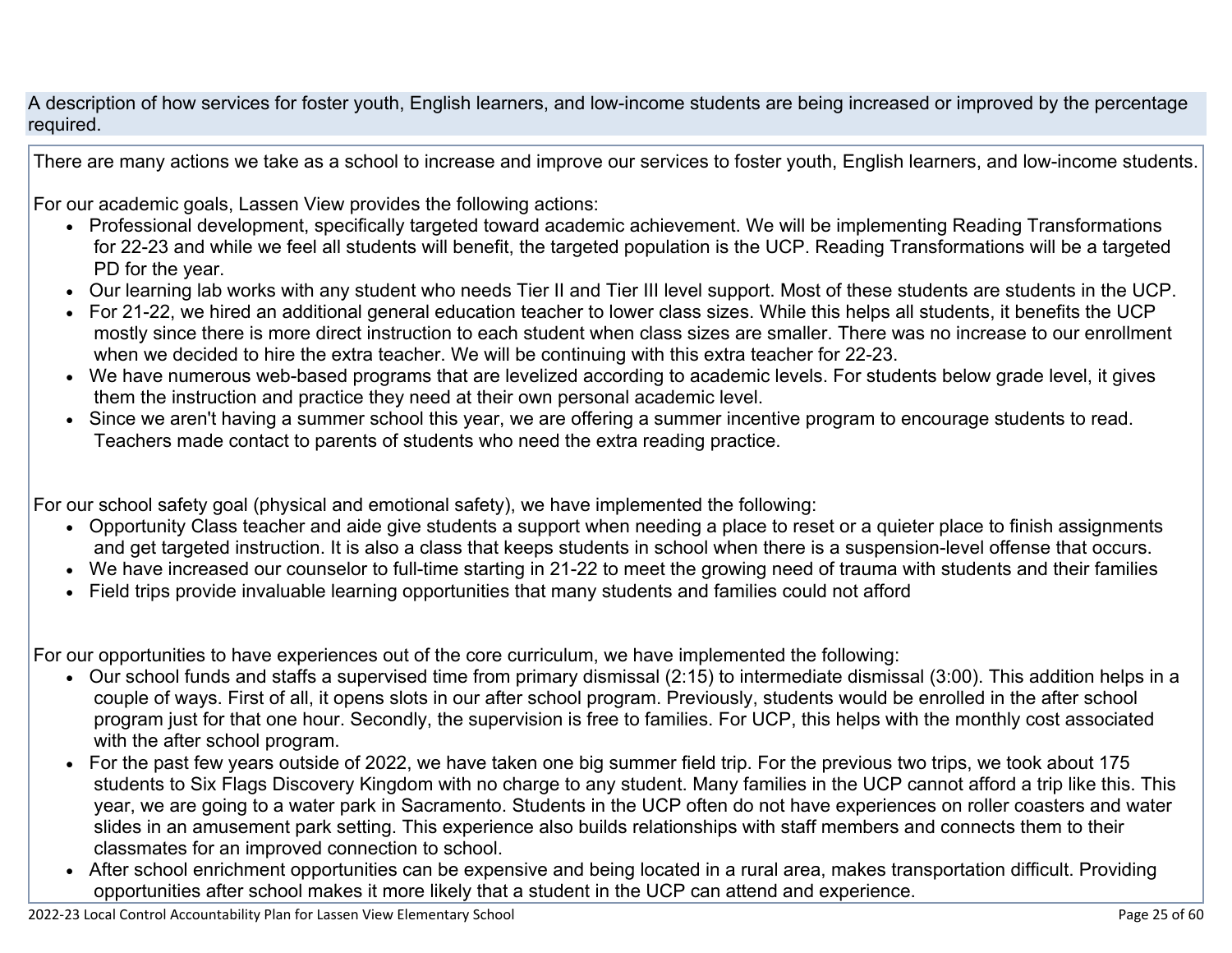A description of how services for foster youth, English learners, and low-income students are being increased or improved by the percentage required.

There are many actions we take as a school to increase and improve our services to foster youth, English learners, and low-income students.

For our academic goals, Lassen View provides the following actions:

- Professional development, specifically targeted toward academic achievement. We will be implementing Reading Transformations for 22-23 and while we feel all students will benefit, the targeted population is the UCP. Reading Transformations will be a targeted PD for the year.
- Our learning lab works with any student who needs Tier II and Tier III level support. Most of these students are students in the UCP.
- For 21-22, we hired an additional general education teacher to lower class sizes. While this helps all students, it benefits the UCP mostly since there is more direct instruction to each student when class sizes are smaller. There was no increase to our enrollment when we decided to hire the extra teacher. We will be continuing with this extra teacher for 22-23.
- We have numerous web-based programs that are levelized according to academic levels. For students below grade level, it gives them the instruction and practice they need at their own personal academic level.
- Since we aren't having a summer school this year, we are offering a summer incentive program to encourage students to read. Teachers made contact to parents of students who need the extra reading practice.

For our school safety goal (physical and emotional safety), we have implemented the following:

- Opportunity Class teacher and aide give students a support when needing a place to reset or a quieter place to finish assignments and get targeted instruction. It is also a class that keeps students in school when there is a suspension-level offense that occurs.
- We have increased our counselor to full-time starting in 21-22 to meet the growing need of trauma with students and their families
- Field trips provide invaluable learning opportunities that many students and families could not afford

For our opportunities to have experiences out of the core curriculum, we have implemented the following:

- Our school funds and staffs a supervised time from primary dismissal (2:15) to intermediate dismissal (3:00). This addition helps in a couple of ways. First of all, it opens slots in our after school program. Previously, students would be enrolled in the after school program just for that one hour. Secondly, the supervision is free to families. For UCP, this helps with the monthly cost associated with the after school program.
- For the past few years outside of 2022, we have taken one big summer field trip. For the previous two trips, we took about 175 students to Six Flags Discovery Kingdom with no charge to any student. Many families in the UCP cannot afford a trip like this. This year, we are going to a water park in Sacramento. Students in the UCP often do not have experiences on roller coasters and water slides in an amusement park setting. This experience also builds relationships with staff members and connects them to their classmates for an improved connection to school.
- After school enrichment opportunities can be expensive and being located in a rural area, makes transportation difficult. Providing opportunities after school makes it more likely that a student in the UCP can attend and experience.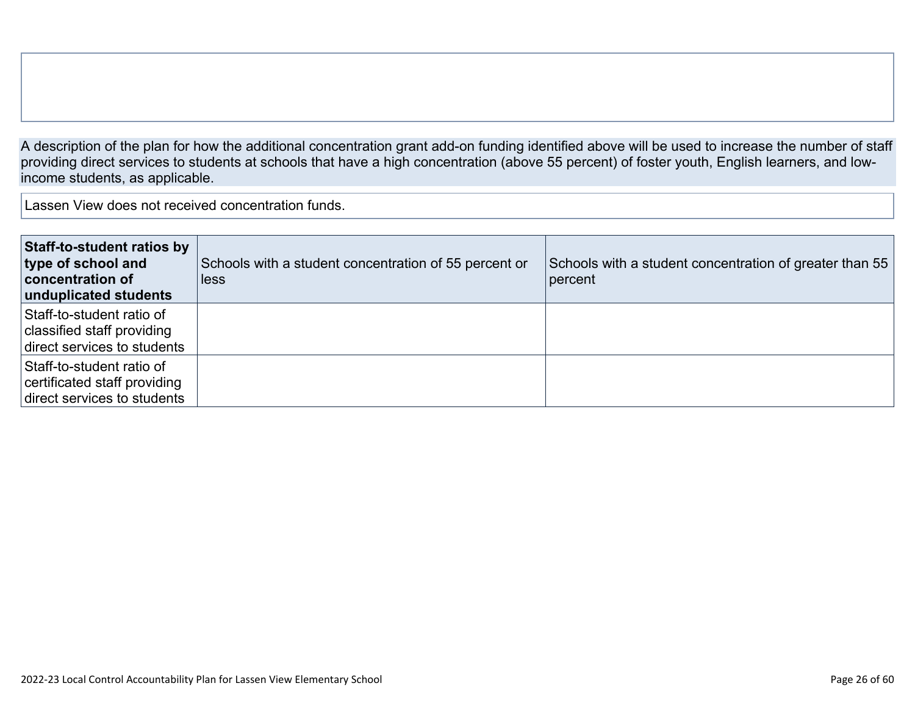A description of the plan for how the additional concentration grant add-on funding identified above will be used to increase the number of staff providing direct services to students at schools that have a high concentration (above 55 percent) of foster youth, English learners, and low-income students, as applicable.

Lassen View does not received concentration funds.

| **Staff-to-student ratios by type of school and concentration of unduplicated students** | Schools with a student concentration of 55 percent or less | Schools with a student concentration of greater than 55 percent |
|---|---|---|
| Staff-to-student ratio of classified staff providing direct services to students | | |
| Staff-to-student ratio of certificated staff providing direct services to students | | |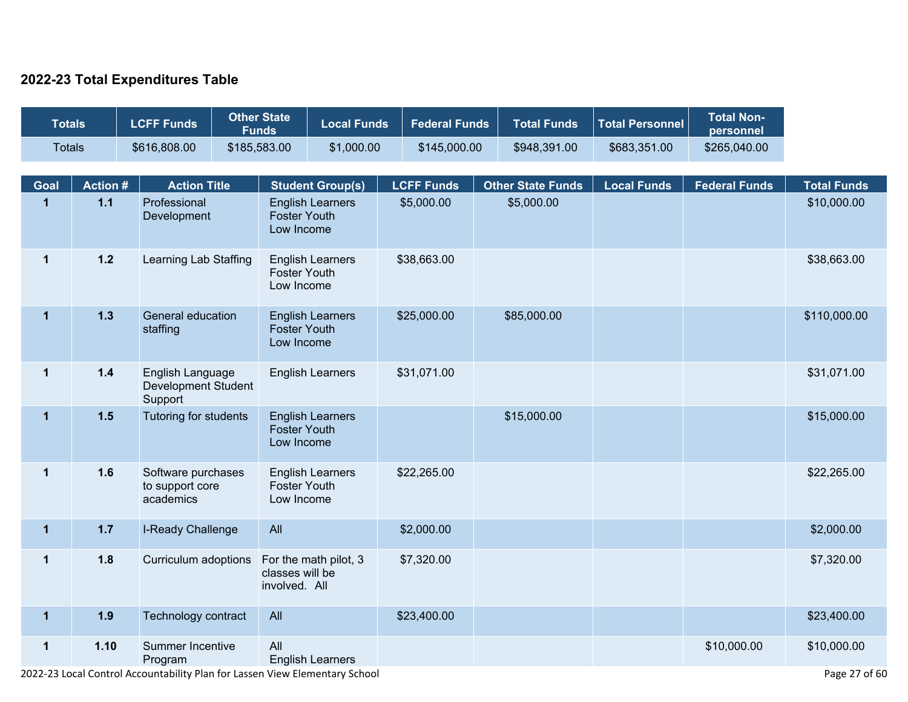## 2022-23 Total Expenditures Table

| Totals | LCFF Funds | Other State Funds | Local Funds | Federal Funds | Total Funds | Total Personnel | Total Non-personnel |
|---|---|---|---|---|---|---|---|
| Totals | $616,808.00 | $185,583.00 | $1,000.00 | $145,000.00 | $948,391.00 | $683,351.00 | $265,040.00 |

| Goal | Action # | Action Title | Student Group(s) | LCFF Funds | Other State Funds | Local Funds | Federal Funds | Total Funds |
|---|---|---|---|---|---|---|---|---|
| 1 | 1.1 | Professional Development | English Learners<br>Foster Youth<br>Low Income | $5,000.00 | $5,000.00 | | | $10,000.00 |
| 1 | 1.2 | Learning Lab Staffing | English Learners<br>Foster Youth<br>Low Income | $38,663.00 | | | | $38,663.00 |
| 1 | 1.3 | General education staffing | English Learners<br>Foster Youth<br>Low Income | $25,000.00 | $85,000.00 | | | $110,000.00 |
| 1 | 1.4 | English Language Development Student Support | English Learners | $31,071.00 | | | | $31,071.00 |
| 1 | 1.5 | Tutoring for students | English Learners<br>Foster Youth<br>Low Income | | $15,000.00 | | | $15,000.00 |
| 1 | 1.6 | Software purchases to support core academics | English Learners<br>Foster Youth<br>Low Income | $22,265.00 | | | | $22,265.00 |
| 1 | 1.7 | I-Ready Challenge | All | $2,000.00 | | | | $2,000.00 |
| 1 | 1.8 | Curriculum adoptions | For the math pilot, 3 classes will be involved. All | $7,320.00 | | | | $7,320.00 |
| 1 | 1.9 | Technology contract | All | $23,400.00 | | | | $23,400.00 |
| 1 | 1.10 | Summer Incentive Program | All<br>English Learners | | | | $10,000.00 | $10,000.00 |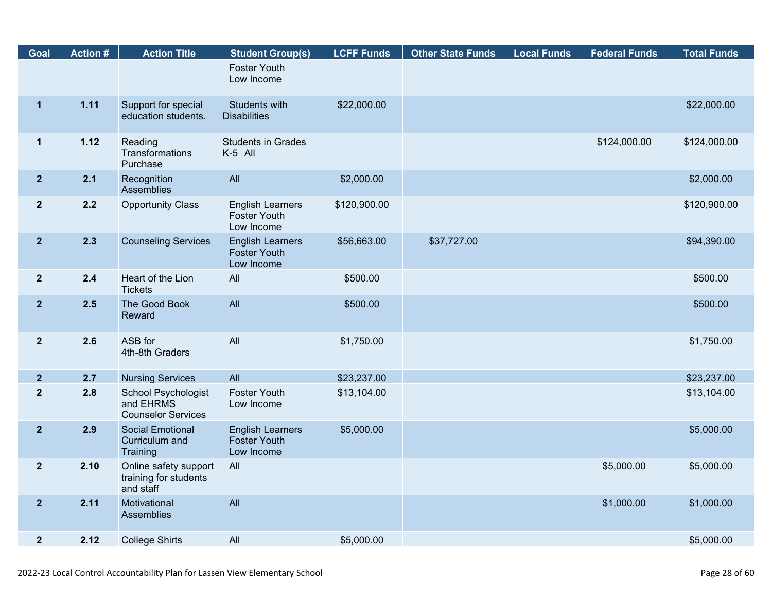| Goal | Action # | Action Title | Student Group(s) | LCFF Funds | Other State Funds | Local Funds | Federal Funds | Total Funds |
|---|---|---|---|---|---|---|---|---|
| | | | Foster Youth<br>Low Income | | | | | |
| 1 | 1.11 | Support for special education students. | Students with Disabilities | $22,000.00 | | | | $22,000.00 |
| 1 | 1.12 | Reading Transformations Purchase | Students in Grades K-5 All | | | | $124,000.00 | $124,000.00 |
| 2 | 2.1 | Recognition Assemblies | All | $2,000.00 | | | | $2,000.00 |
| 2 | 2.2 | Opportunity Class | English Learners<br>Foster Youth<br>Low Income | $120,900.00 | | | | $120,900.00 |
| 2 | 2.3 | Counseling Services | English Learners<br>Foster Youth<br>Low Income | $56,663.00 | $37,727.00 | | | $94,390.00 |
| 2 | 2.4 | Heart of the Lion Tickets | All | $500.00 | | | | $500.00 |
| 2 | 2.5 | The Good Book Reward | All | $500.00 | | | | $500.00 |
| 2 | 2.6 | ASB for 4th-8th Graders | All | $1,750.00 | | | | $1,750.00 |
| 2 | 2.7 | Nursing Services | All | $23,237.00 | | | | $23,237.00 |
| 2 | 2.8 | School Psychologist and EHRMS Counselor Services | Foster Youth<br>Low Income | $13,104.00 | | | | $13,104.00 |
| 2 | 2.9 | Social Emotional Curriculum and Training | English Learners<br>Foster Youth<br>Low Income | $5,000.00 | | | | $5,000.00 |
| 2 | 2.10 | Online safety support training for students and staff | All | | | | $5,000.00 | $5,000.00 |
| 2 | 2.11 | Motivational Assemblies | All | | | | $1,000.00 | $1,000.00 |
| 2 | 2.12 | College Shirts | All | $5,000.00 | | | | $5,000.00 |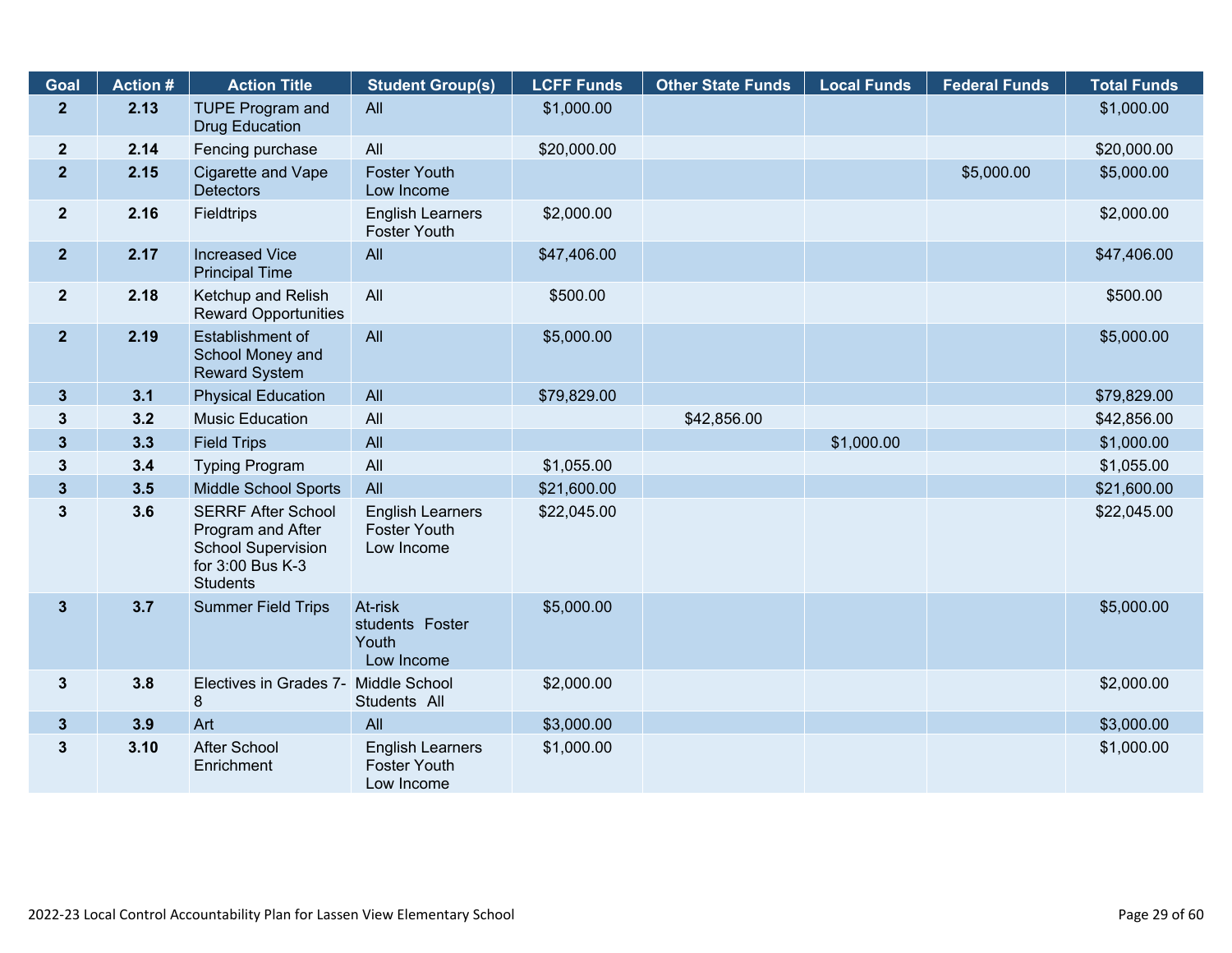| Goal | Action # | Action Title | Student Group(s) | LCFF Funds | Other State Funds | Local Funds | Federal Funds | Total Funds |
|---|---|---|---|---|---|---|---|---|
| 2 | 2.13 | TUPE Program and Drug Education | All | $1,000.00 | | | | $1,000.00 |
| 2 | 2.14 | Fencing purchase | All | $20,000.00 | | | | $20,000.00 |
| 2 | 2.15 | Cigarette and Vape Detectors | Foster Youth Low Income | | | | $5,000.00 | $5,000.00 |
| 2 | 2.16 | Fieldtrips | English Learners Foster Youth | $2,000.00 | | | | $2,000.00 |
| 2 | 2.17 | Increased Vice Principal Time | All | $47,406.00 | | | | $47,406.00 |
| 2 | 2.18 | Ketchup and Relish Reward Opportunities | All | $500.00 | | | | $500.00 |
| 2 | 2.19 | Establishment of School Money and Reward System | All | $5,000.00 | | | | $5,000.00 |
| 3 | 3.1 | Physical Education | All | $79,829.00 | | | | $79,829.00 |
| 3 | 3.2 | Music Education | All | | $42,856.00 | | | $42,856.00 |
| 3 | 3.3 | Field Trips | All | | | $1,000.00 | | $1,000.00 |
| 3 | 3.4 | Typing Program | All | $1,055.00 | | | | $1,055.00 |
| 3 | 3.5 | Middle School Sports | All | $21,600.00 | | | | $21,600.00 |
| 3 | 3.6 | SERRF After School Program and After School Supervision for 3:00 Bus K-3 Students | English Learners Foster Youth Low Income | $22,045.00 | | | | $22,045.00 |
| 3 | 3.7 | Summer Field Trips | At-risk students Foster Youth Low Income | $5,000.00 | | | | $5,000.00 |
| 3 | 3.8 | Electives in Grades 7-8 | Middle School Students All | $2,000.00 | | | | $2,000.00 |
| 3 | 3.9 | Art | All | $3,000.00 | | | | $3,000.00 |
| 3 | 3.10 | After School Enrichment | English Learners Foster Youth Low Income | $1,000.00 | | | | $1,000.00 |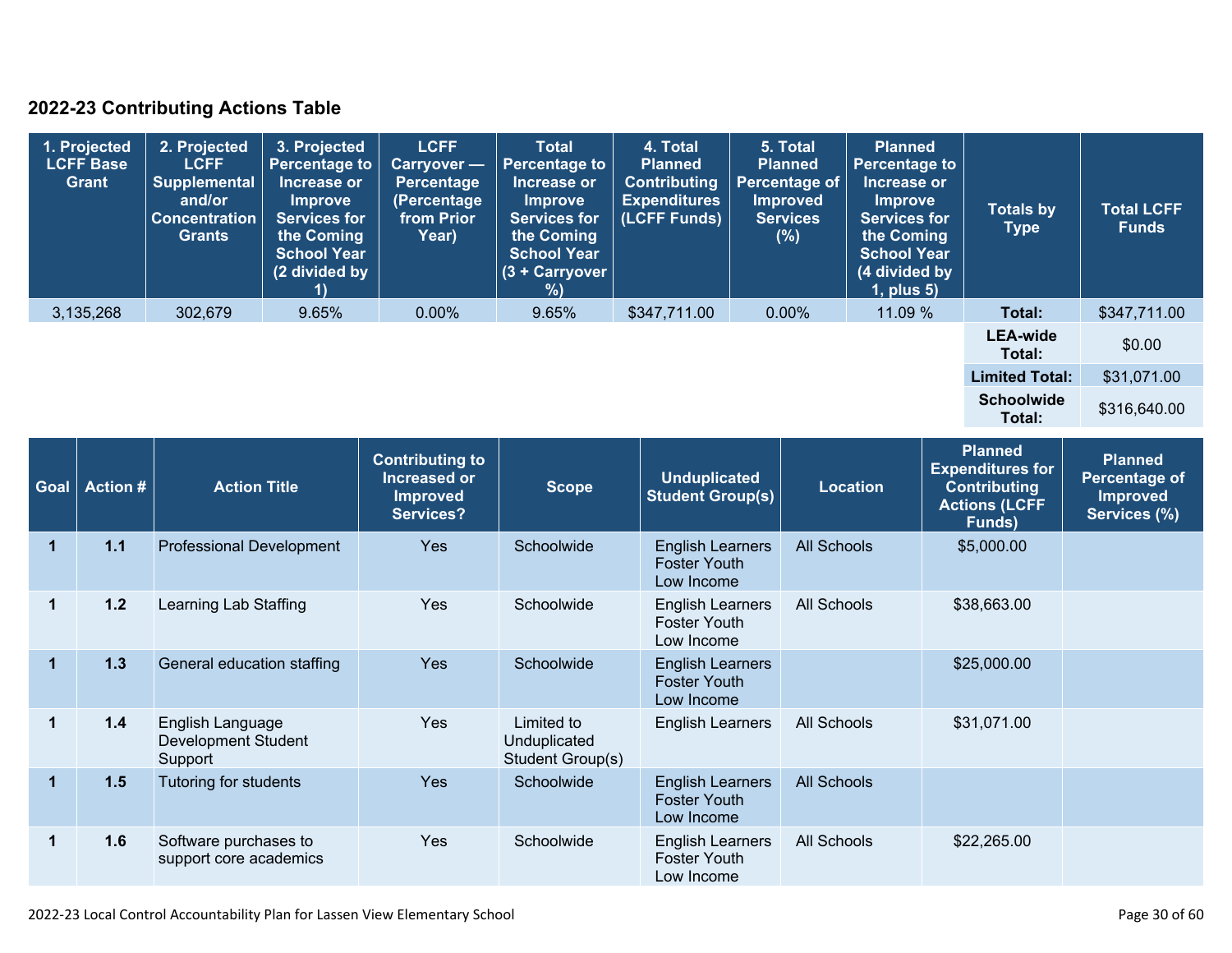## 2022-23 Contributing Actions Table

| 1. Projected LCFF Base Grant | 2. Projected LCFF Supplemental and/or Concentration Grants | 3. Projected Percentage to Increase or Improve Services for the Coming School Year (2 divided by 1) | LCFF Carryover — Percentage (Percentage from Prior Year) | Total Percentage to Increase or Improve Services for the Coming School Year (3 + Carryover %) | 4. Total Planned Contributing Expenditures (LCFF Funds) | 5. Total Planned Percentage of Improved Services (%) | Planned Percentage to Increase or Improve Services for the Coming School Year (4 divided by 1, plus 5) | Totals by Type | Total LCFF Funds |
|---|---|---|---|---|---|---|---|---|---|
| 3,135,268 | 302,679 | 9.65% | 0.00% | 9.65% | $347,711.00 | 0.00% | 11.09 % | Total: | $347,711.00 |
| | | | | | | | | LEA-wide Total: | $0.00 |
| | | | | | | | | Limited Total: | $31,071.00 |
| | | | | | | | | Schoolwide Total: | $316,640.00 |

| Goal | Action # | Action Title | Contributing to Increased or Improved Services? | Scope | Unduplicated Student Group(s) | Location | Planned Expenditures for Contributing Actions (LCFF Funds) | Planned Percentage of Improved Services (%) |
|---|---|---|---|---|---|---|---|---|
| 1 | 1.1 | Professional Development | Yes | Schoolwide | English Learners Foster Youth Low Income | All Schools | $5,000.00 | |
| 1 | 1.2 | Learning Lab Staffing | Yes | Schoolwide | English Learners Foster Youth Low Income | All Schools | $38,663.00 | |
| 1 | 1.3 | General education staffing | Yes | Schoolwide | English Learners Foster Youth Low Income | | $25,000.00 | |
| 1 | 1.4 | English Language Development Student Support | Yes | Limited to Unduplicated Student Group(s) | English Learners | All Schools | $31,071.00 | |
| 1 | 1.5 | Tutoring for students | Yes | Schoolwide | English Learners Foster Youth Low Income | All Schools | | |
| 1 | 1.6 | Software purchases to support core academics | Yes | Schoolwide | English Learners Foster Youth Low Income | All Schools | $22,265.00 | |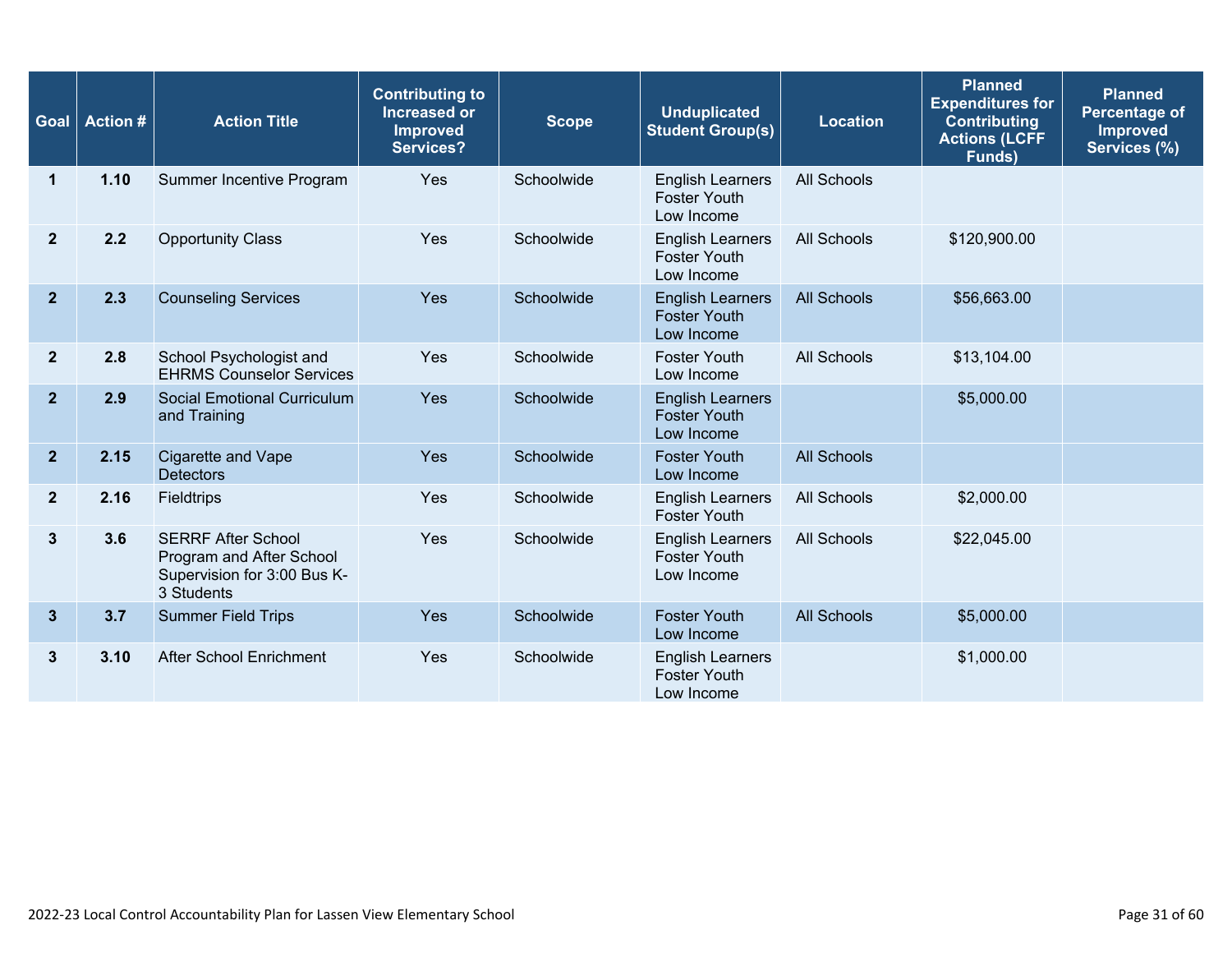| Goal | Action # | Action Title | Contributing to Increased or Improved Services? | Scope | Unduplicated Student Group(s) | Location | Planned Expenditures for Contributing Actions (LCFF Funds) | Planned Percentage of Improved Services (%) |
|---|---|---|---|---|---|---|---|---|
| 1 | 1.10 | Summer Incentive Program | Yes | Schoolwide | English Learners Foster Youth Low Income | All Schools | | |
| 2 | 2.2 | Opportunity Class | Yes | Schoolwide | English Learners Foster Youth Low Income | All Schools | $120,900.00 | |
| 2 | 2.3 | Counseling Services | Yes | Schoolwide | English Learners Foster Youth Low Income | All Schools | $56,663.00 | |
| 2 | 2.8 | School Psychologist and EHRMS Counselor Services | Yes | Schoolwide | Foster Youth Low Income | All Schools | $13,104.00 | |
| 2 | 2.9 | Social Emotional Curriculum and Training | Yes | Schoolwide | English Learners Foster Youth Low Income | | $5,000.00 | |
| 2 | 2.15 | Cigarette and Vape Detectors | Yes | Schoolwide | Foster Youth Low Income | All Schools | | |
| 2 | 2.16 | Fieldtrips | Yes | Schoolwide | English Learners Foster Youth | All Schools | $2,000.00 | |
| 3 | 3.6 | SERRF After School Program and After School Supervision for 3:00 Bus K-3 Students | Yes | Schoolwide | English Learners Foster Youth Low Income | All Schools | $22,045.00 | |
| 3 | 3.7 | Summer Field Trips | Yes | Schoolwide | Foster Youth Low Income | All Schools | $5,000.00 | |
| 3 | 3.10 | After School Enrichment | Yes | Schoolwide | English Learners Foster Youth Low Income | | $1,000.00 | |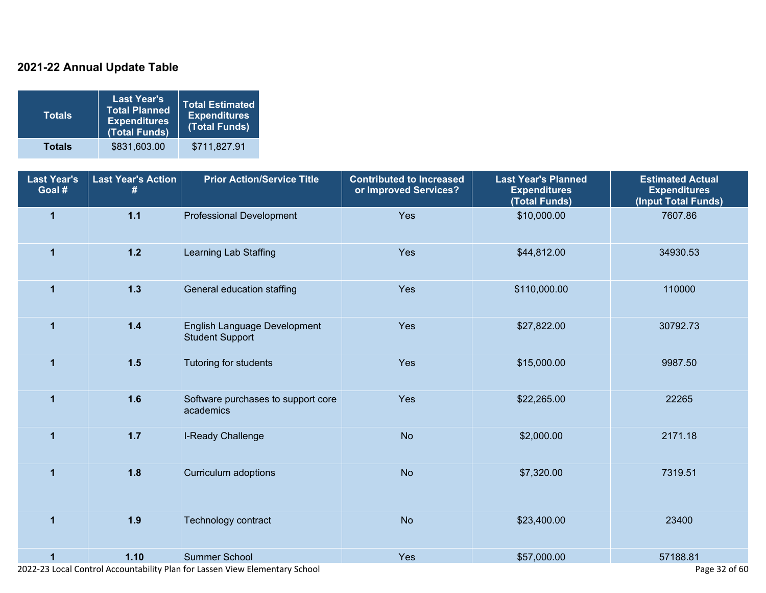## 2021-22 Annual Update Table

| Totals | Last Year's Total Planned Expenditures (Total Funds) | Total Estimated Expenditures (Total Funds) |
|---|---|---|
| **Totals** | $831,603.00 | $711,827.91 |

| Last Year's Goal # | Last Year's Action # | Prior Action/Service Title | Contributed to Increased or Improved Services? | Last Year's Planned Expenditures (Total Funds) | Estimated Actual Expenditures (Input Total Funds) |
|---|---|---|---|---|---|
| 1 | 1.1 | Professional Development | Yes | $10,000.00 | 7607.86 |
| 1 | 1.2 | Learning Lab Staffing | Yes | $44,812.00 | 34930.53 |
| 1 | 1.3 | General education staffing | Yes | $110,000.00 | 110000 |
| 1 | 1.4 | English Language Development Student Support | Yes | $27,822.00 | 30792.73 |
| 1 | 1.5 | Tutoring for students | Yes | $15,000.00 | 9987.50 |
| 1 | 1.6 | Software purchases to support core academics | Yes | $22,265.00 | 22265 |
| 1 | 1.7 | I-Ready Challenge | No | $2,000.00 | 2171.18 |
| 1 | 1.8 | Curriculum adoptions | No | $7,320.00 | 7319.51 |
| 1 | 1.9 | Technology contract | No | $23,400.00 | 23400 |
| 1 | 1.10 | Summer School | Yes | $57,000.00 | 57188.81 |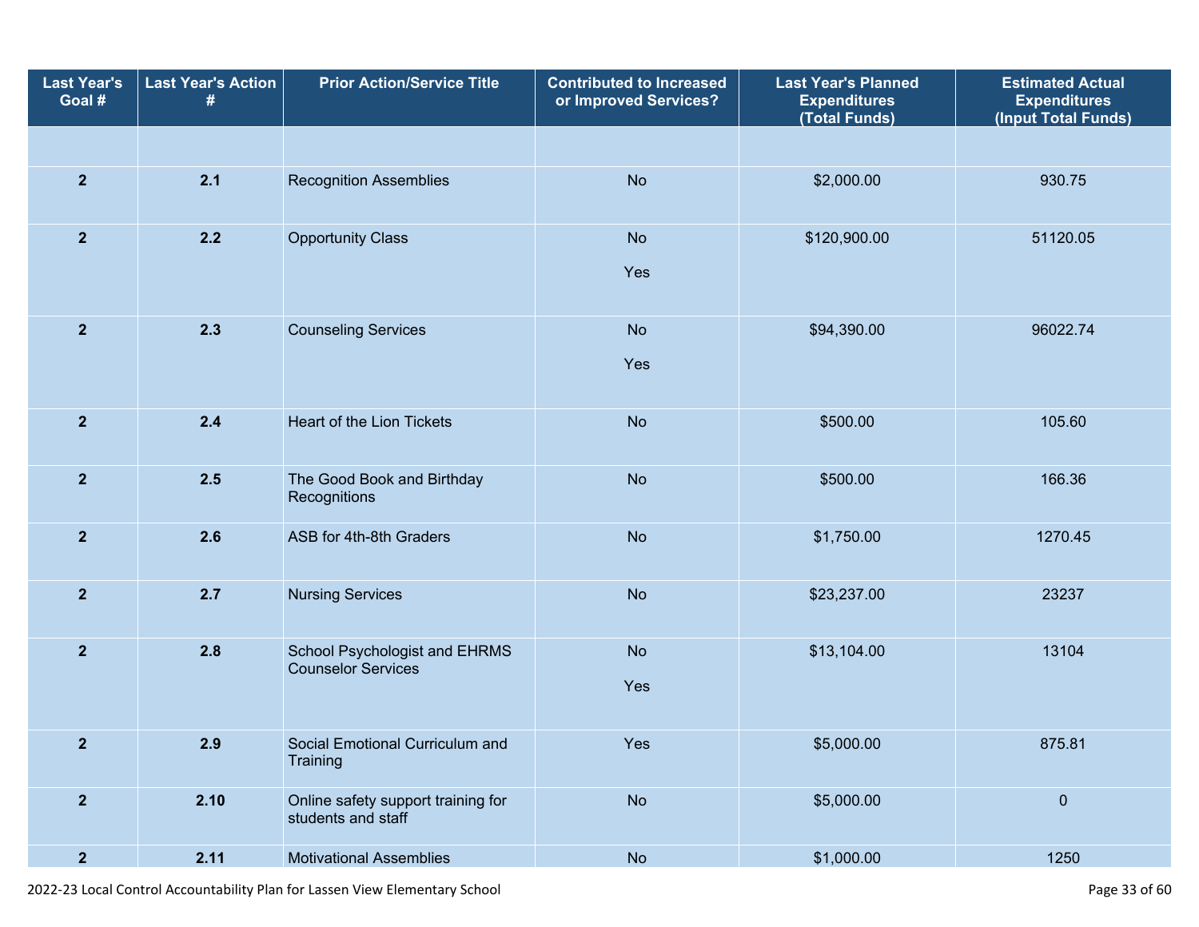| Last Year's Goal # | Last Year's Action # | Prior Action/Service Title | Contributed to Increased or Improved Services? | Last Year's Planned Expenditures (Total Funds) | Estimated Actual Expenditures (Input Total Funds) |
|---|---|---|---|---|---|
| | | | | | |
| 2 | 2.1 | Recognition Assemblies | No | $2,000.00 | 930.75 |
| 2 | 2.2 | Opportunity Class | No<br>Yes | $120,900.00 | 51120.05 |
| 2 | 2.3 | Counseling Services | No<br>Yes | $94,390.00 | 96022.74 |
| 2 | 2.4 | Heart of the Lion Tickets | No | $500.00 | 105.60 |
| 2 | 2.5 | The Good Book and Birthday Recognitions | No | $500.00 | 166.36 |
| 2 | 2.6 | ASB for 4th-8th Graders | No | $1,750.00 | 1270.45 |
| 2 | 2.7 | Nursing Services | No | $23,237.00 | 23237 |
| 2 | 2.8 | School Psychologist and EHRMS Counselor Services | No<br>Yes | $13,104.00 | 13104 |
| 2 | 2.9 | Social Emotional Curriculum and Training | Yes | $5,000.00 | 875.81 |
| 2 | 2.10 | Online safety support training for students and staff | No | $5,000.00 | 0 |
| 2 | 2.11 | Motivational Assemblies | No | $1,000.00 | 1250 |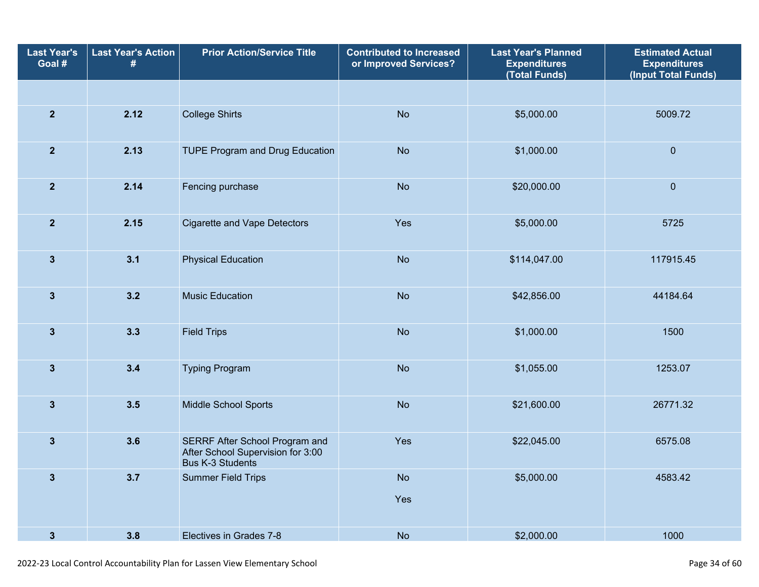| Last Year's Goal # | Last Year's Action # | Prior Action/Service Title | Contributed to Increased or Improved Services? | Last Year's Planned Expenditures (Total Funds) | Estimated Actual Expenditures (Input Total Funds) |
|---|---|---|---|---|---|
| | | | | | |
| 2 | 2.12 | College Shirts | No | $5,000.00 | 5009.72 |
| 2 | 2.13 | TUPE Program and Drug Education | No | $1,000.00 | 0 |
| 2 | 2.14 | Fencing purchase | No | $20,000.00 | 0 |
| 2 | 2.15 | Cigarette and Vape Detectors | Yes | $5,000.00 | 5725 |
| 3 | 3.1 | Physical Education | No | $114,047.00 | 117915.45 |
| 3 | 3.2 | Music Education | No | $42,856.00 | 44184.64 |
| 3 | 3.3 | Field Trips | No | $1,000.00 | 1500 |
| 3 | 3.4 | Typing Program | No | $1,055.00 | 1253.07 |
| 3 | 3.5 | Middle School Sports | No | $21,600.00 | 26771.32 |
| 3 | 3.6 | SERRF After School Program and After School Supervision for 3:00 Bus K-3 Students | Yes | $22,045.00 | 6575.08 |
| 3 | 3.7 | Summer Field Trips | No<br><br>Yes | $5,000.00 | 4583.42 |
| 3 | 3.8 | Electives in Grades 7-8 | No | $2,000.00 | 1000 |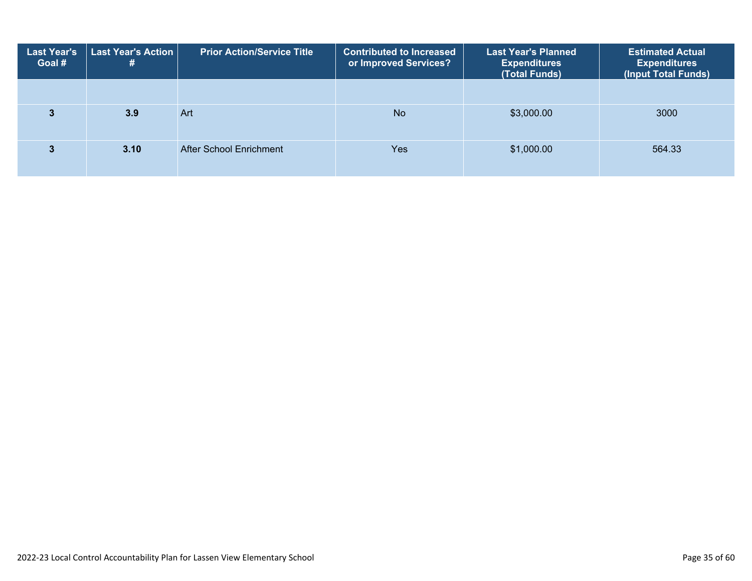| Last Year's Goal # | Last Year's Action # | Prior Action/Service Title | Contributed to Increased or Improved Services? | Last Year's Planned Expenditures (Total Funds) | Estimated Actual Expenditures (Input Total Funds) |
|---|---|---|---|---|---|
| | | | | | |
| 3 | 3.9 | Art | No | $3,000.00 | 3000 |
| 3 | 3.10 | After School Enrichment | Yes | $1,000.00 | 564.33 |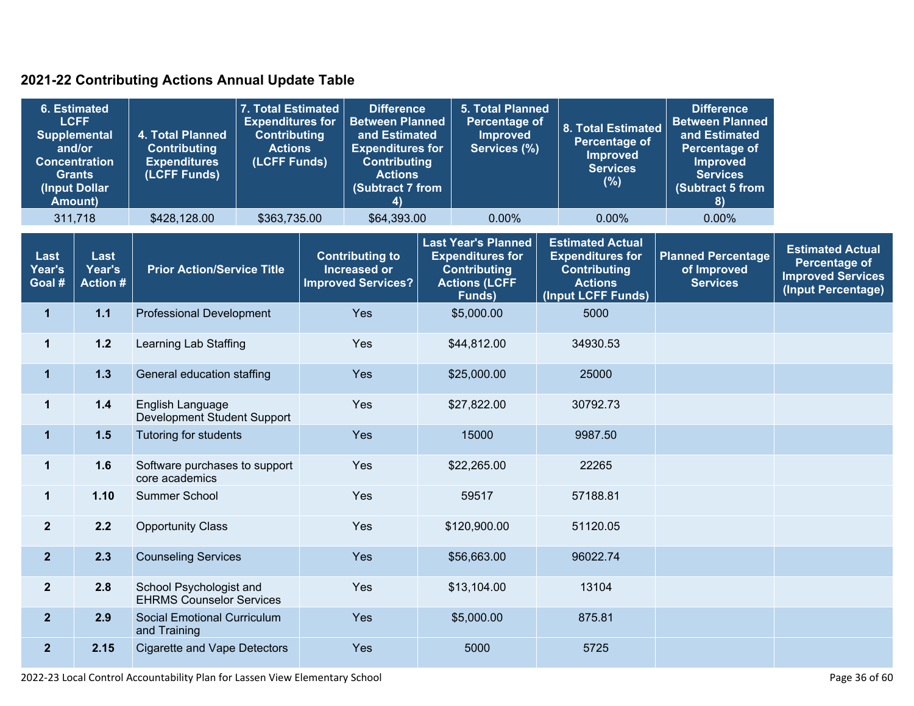## 2021-22 Contributing Actions Annual Update Table

| 6. Estimated LCFF Supplemental and/or Concentration Grants (Input Dollar Amount) | 4. Total Planned Contributing Expenditures (LCFF Funds) | 7. Total Estimated Expenditures for Contributing Actions (LCFF Funds) | Difference Between Planned and Estimated Expenditures for Contributing Actions (Subtract 7 from 4) | 5. Total Planned Percentage of Improved Services (%) | 8. Total Estimated Percentage of Improved Services (%) | Difference Between Planned and Estimated Percentage of Improved Services (Subtract 5 from 8) |
|---|---|---|---|---|---|---|
| 311,718 | $428,128.00 | $363,735.00 | $64,393.00 | 0.00% | 0.00% | 0.00% |

| Last Year's Goal # | Last Year's Action # | Prior Action/Service Title | Contributing to Increased or Improved Services? | Last Year's Planned Expenditures for Contributing Actions (LCFF Funds) | Estimated Actual Expenditures for Contributing Actions (Input LCFF Funds) | Planned Percentage of Improved Services | Estimated Actual Percentage of Improved Services (Input Percentage) |
|---|---|---|---|---|---|---|---|
| 1 | 1.1 | Professional Development | Yes | $5,000.00 | 5000 | | |
| 1 | 1.2 | Learning Lab Staffing | Yes | $44,812.00 | 34930.53 | | |
| 1 | 1.3 | General education staffing | Yes | $25,000.00 | 25000 | | |
| 1 | 1.4 | English Language Development Student Support | Yes | $27,822.00 | 30792.73 | | |
| 1 | 1.5 | Tutoring for students | Yes | 15000 | 9987.50 | | |
| 1 | 1.6 | Software purchases to support core academics | Yes | $22,265.00 | 22265 | | |
| 1 | 1.10 | Summer School | Yes | 59517 | 57188.81 | | |
| 2 | 2.2 | Opportunity Class | Yes | $120,900.00 | 51120.05 | | |
| 2 | 2.3 | Counseling Services | Yes | $56,663.00 | 96022.74 | | |
| 2 | 2.8 | School Psychologist and EHRMS Counselor Services | Yes | $13,104.00 | 13104 | | |
| 2 | 2.9 | Social Emotional Curriculum and Training | Yes | $5,000.00 | 875.81 | | |
| 2 | 2.15 | Cigarette and Vape Detectors | Yes | 5000 | 5725 | | |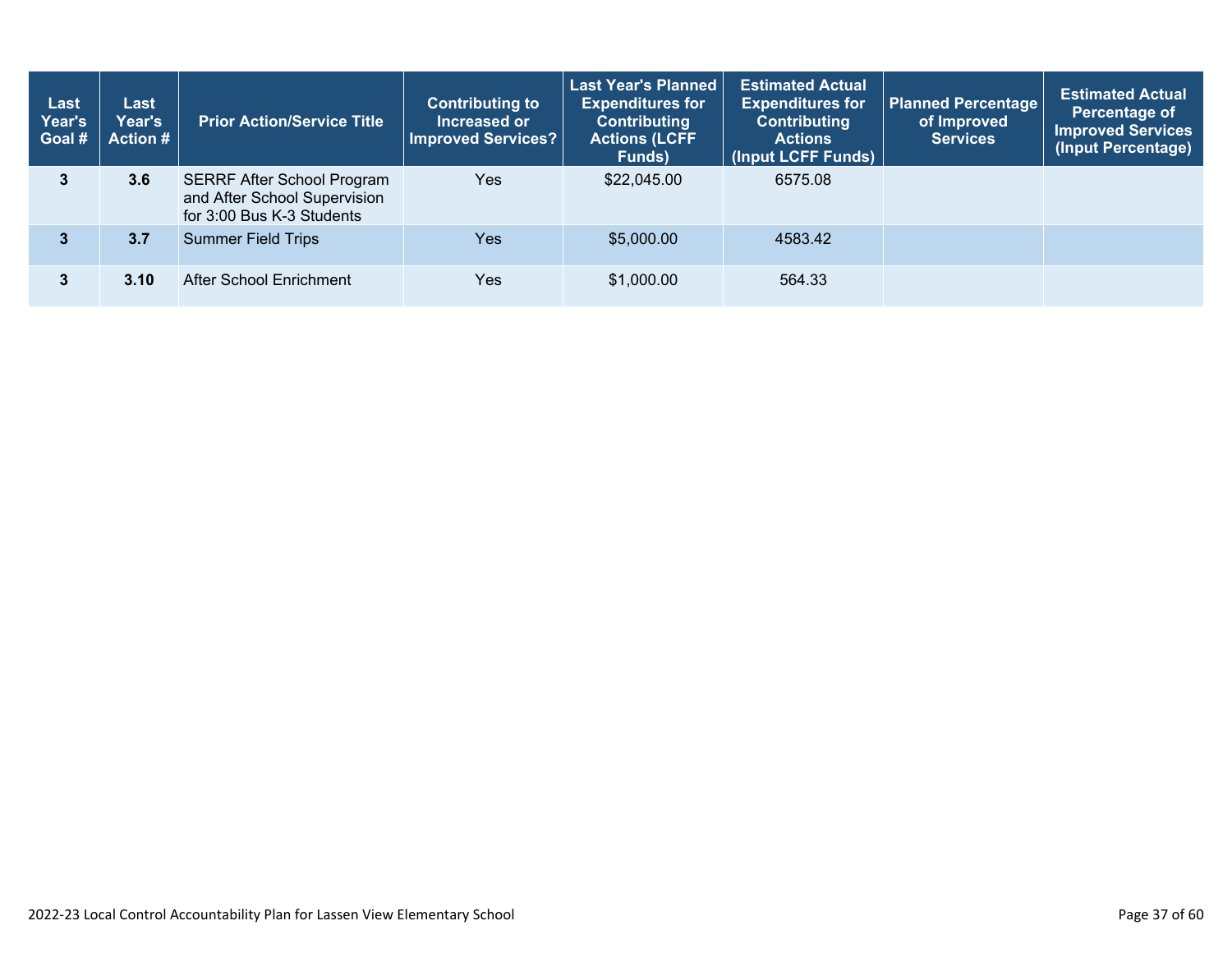| Last Year's Goal # | Last Year's Action # | Prior Action/Service Title | Contributing to Increased or Improved Services? | Last Year's Planned Expenditures for Contributing Actions (LCFF Funds) | Estimated Actual Expenditures for Contributing Actions (Input LCFF Funds) | Planned Percentage of Improved Services | Estimated Actual Percentage of Improved Services (Input Percentage) |
|---|---|---|---|---|---|---|---|
| 3 | 3.6 | SERRF After School Program and After School Supervision for 3:00 Bus K-3 Students | Yes | $22,045.00 | 6575.08 | | |
| 3 | 3.7 | Summer Field Trips | Yes | $5,000.00 | 4583.42 | | |
| 3 | 3.10 | After School Enrichment | Yes | $1,000.00 | 564.33 | | |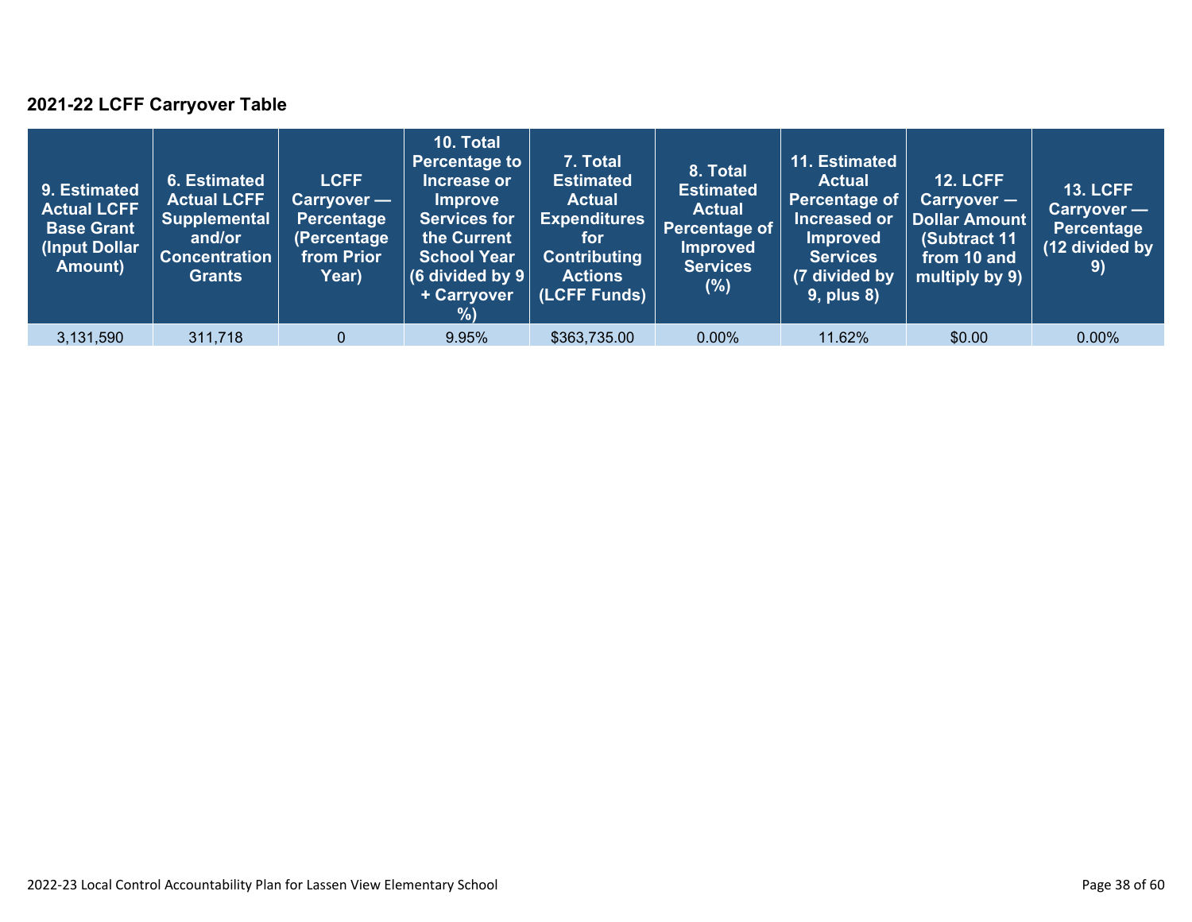### 2021-22 LCFF Carryover Table

| 9. Estimated Actual LCFF Base Grant (Input Dollar Amount) | 6. Estimated Actual LCFF Supplemental and/or Concentration Grants | LCFF Carryover — Percentage (Percentage from Prior Year) | 10. Total Percentage to Increase or Improve Services for the Current School Year (6 divided by 9 + Carryover %) | 7. Total Estimated Actual Expenditures for Contributing Actions (LCFF Funds) | 8. Total Estimated Actual Percentage of Improved Services (%) | 11. Estimated Actual Percentage of Increased or Improved Services (7 divided by 9, plus 8) | 12. LCFF Carryover — Dollar Amount (Subtract 11 from 10 and multiply by 9) | 13. LCFF Carryover — Percentage (12 divided by 9) |
|---|---|---|---|---|---|---|---|---|
| 3,131,590 | 311,718 | 0 | 9.95% | $363,735.00 | 0.00% | 11.62% | $0.00 | 0.00% |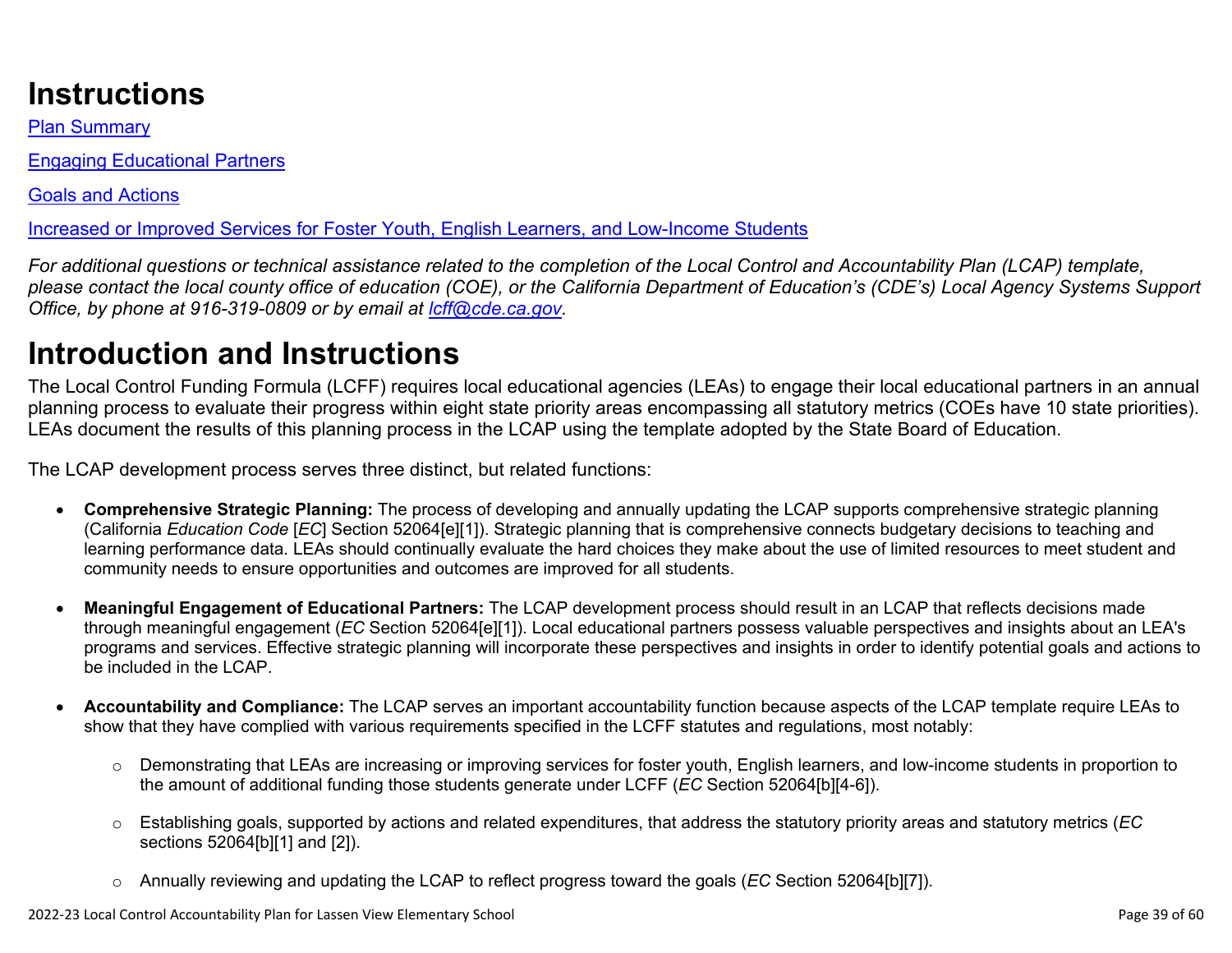# Instructions

[Plan Summary](#)

[Engaging Educational Partners](#)

[Goals and Actions](#)

[Increased or Improved Services for Foster Youth, English Learners, and Low-Income Students](#)

*For additional questions or technical assistance related to the completion of the Local Control and Accountability Plan (LCAP) template, please contact the local county office of education (COE), or the California Department of Education's (CDE's) Local Agency Systems Support Office, by phone at 916-319-0809 or by email at [lcff@cde.ca.gov](mailto:lcff@cde.ca.gov).*

# Introduction and Instructions

The Local Control Funding Formula (LCFF) requires local educational agencies (LEAs) to engage their local educational partners in an annual planning process to evaluate their progress within eight state priority areas encompassing all statutory metrics (COEs have 10 state priorities). LEAs document the results of this planning process in the LCAP using the template adopted by the State Board of Education.

The LCAP development process serves three distinct, but related functions:

- **Comprehensive Strategic Planning:** The process of developing and annually updating the LCAP supports comprehensive strategic planning (California *Education Code* [*EC*] Section 52064[e][1]). Strategic planning that is comprehensive connects budgetary decisions to teaching and learning performance data. LEAs should continually evaluate the hard choices they make about the use of limited resources to meet student and community needs to ensure opportunities and outcomes are improved for all students.

- **Meaningful Engagement of Educational Partners:** The LCAP development process should result in an LCAP that reflects decisions made through meaningful engagement (*EC* Section 52064[e][1]). Local educational partners possess valuable perspectives and insights about an LEA's programs and services. Effective strategic planning will incorporate these perspectives and insights in order to identify potential goals and actions to be included in the LCAP.

- **Accountability and Compliance:** The LCAP serves an important accountability function because aspects of the LCAP template require LEAs to show that they have complied with various requirements specified in the LCFF statutes and regulations, most notably:

  - Demonstrating that LEAs are increasing or improving services for foster youth, English learners, and low-income students in proportion to the amount of additional funding those students generate under LCFF (*EC* Section 52064[b][4-6]).

  - Establishing goals, supported by actions and related expenditures, that address the statutory priority areas and statutory metrics (*EC* sections 52064[b][1] and [2]).

  - Annually reviewing and updating the LCAP to reflect progress toward the goals (*EC* Section 52064[b][7]).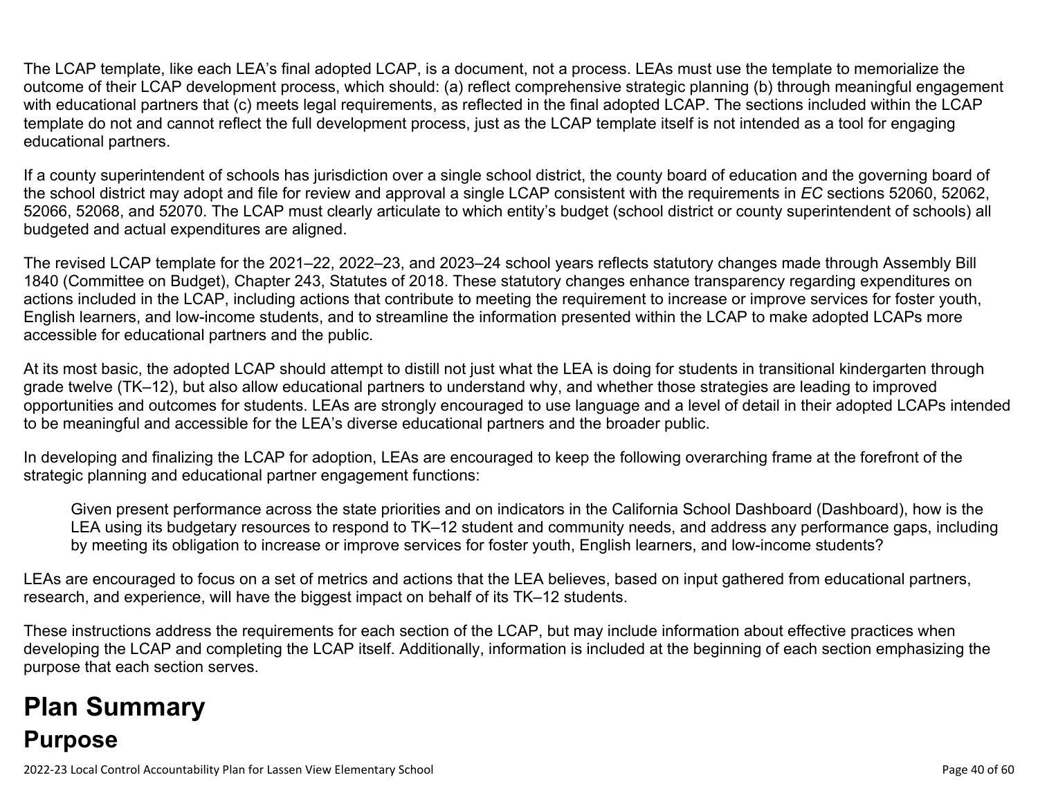The LCAP template, like each LEA's final adopted LCAP, is a document, not a process. LEAs must use the template to memorialize the outcome of their LCAP development process, which should: (a) reflect comprehensive strategic planning (b) through meaningful engagement with educational partners that (c) meets legal requirements, as reflected in the final adopted LCAP. The sections included within the LCAP template do not and cannot reflect the full development process, just as the LCAP template itself is not intended as a tool for engaging educational partners.

If a county superintendent of schools has jurisdiction over a single school district, the county board of education and the governing board of the school district may adopt and file for review and approval a single LCAP consistent with the requirements in *EC* sections 52060, 52062, 52066, 52068, and 52070. The LCAP must clearly articulate to which entity's budget (school district or county superintendent of schools) all budgeted and actual expenditures are aligned.

The revised LCAP template for the 2021–22, 2022–23, and 2023–24 school years reflects statutory changes made through Assembly Bill 1840 (Committee on Budget), Chapter 243, Statutes of 2018. These statutory changes enhance transparency regarding expenditures on actions included in the LCAP, including actions that contribute to meeting the requirement to increase or improve services for foster youth, English learners, and low-income students, and to streamline the information presented within the LCAP to make adopted LCAPs more accessible for educational partners and the public.

At its most basic, the adopted LCAP should attempt to distill not just what the LEA is doing for students in transitional kindergarten through grade twelve (TK–12), but also allow educational partners to understand why, and whether those strategies are leading to improved opportunities and outcomes for students. LEAs are strongly encouraged to use language and a level of detail in their adopted LCAPs intended to be meaningful and accessible for the LEA's diverse educational partners and the broader public.

In developing and finalizing the LCAP for adoption, LEAs are encouraged to keep the following overarching frame at the forefront of the strategic planning and educational partner engagement functions:

> Given present performance across the state priorities and on indicators in the California School Dashboard (Dashboard), how is the LEA using its budgetary resources to respond to TK–12 student and community needs, and address any performance gaps, including by meeting its obligation to increase or improve services for foster youth, English learners, and low-income students?

LEAs are encouraged to focus on a set of metrics and actions that the LEA believes, based on input gathered from educational partners, research, and experience, will have the biggest impact on behalf of its TK–12 students.

These instructions address the requirements for each section of the LCAP, but may include information about effective practices when developing the LCAP and completing the LCAP itself. Additionally, information is included at the beginning of each section emphasizing the purpose that each section serves.

# Plan Summary

## Purpose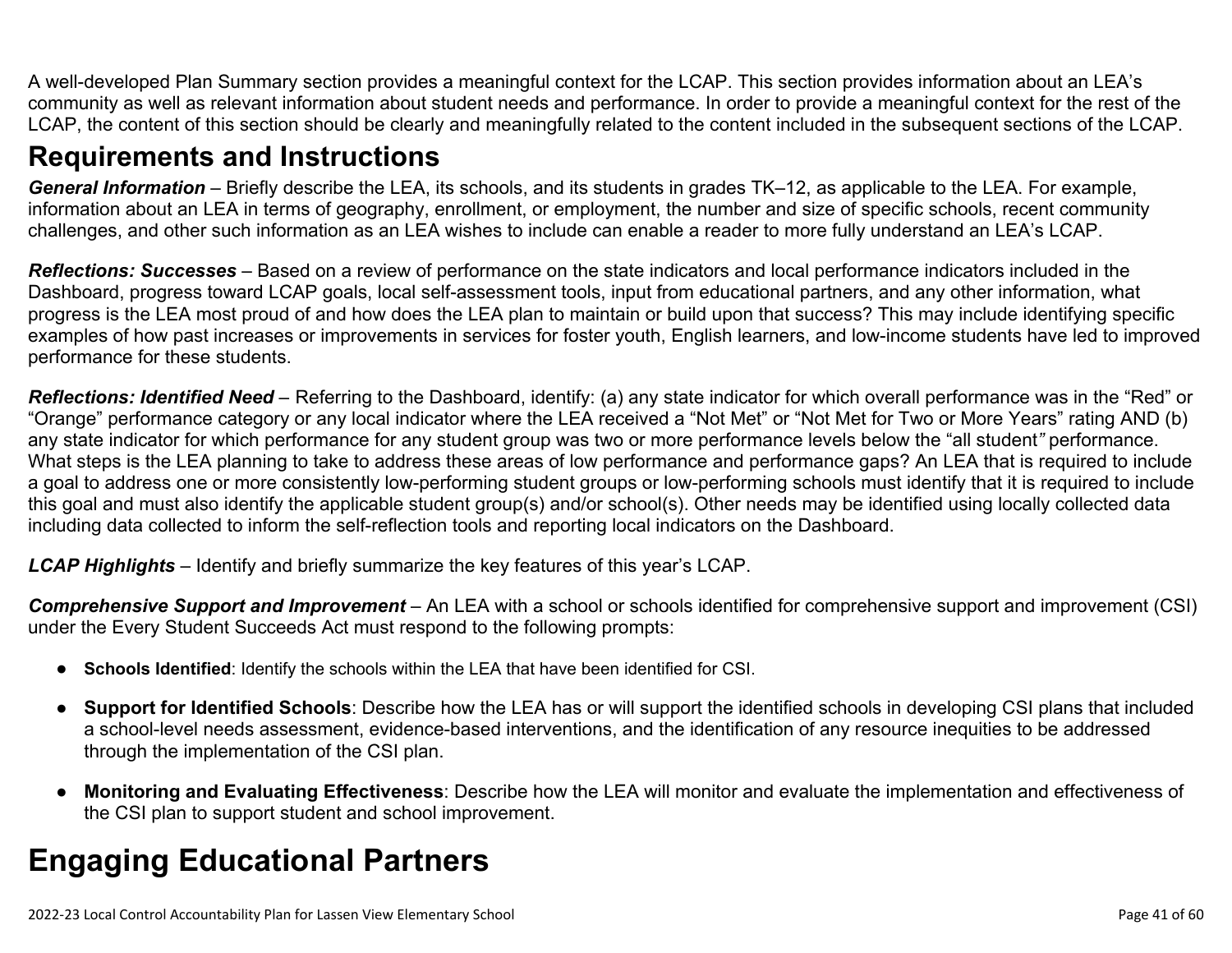A well-developed Plan Summary section provides a meaningful context for the LCAP. This section provides information about an LEA's community as well as relevant information about student needs and performance. In order to provide a meaningful context for the rest of the LCAP, the content of this section should be clearly and meaningfully related to the content included in the subsequent sections of the LCAP.

# Requirements and Instructions

***General Information*** – Briefly describe the LEA, its schools, and its students in grades TK–12, as applicable to the LEA. For example, information about an LEA in terms of geography, enrollment, or employment, the number and size of specific schools, recent community challenges, and other such information as an LEA wishes to include can enable a reader to more fully understand an LEA's LCAP.

***Reflections: Successes*** – Based on a review of performance on the state indicators and local performance indicators included in the Dashboard, progress toward LCAP goals, local self-assessment tools, input from educational partners, and any other information, what progress is the LEA most proud of and how does the LEA plan to maintain or build upon that success? This may include identifying specific examples of how past increases or improvements in services for foster youth, English learners, and low-income students have led to improved performance for these students.

***Reflections: Identified Need*** – Referring to the Dashboard, identify: (a) any state indicator for which overall performance was in the "Red" or "Orange" performance category or any local indicator where the LEA received a "Not Met" or "Not Met for Two or More Years" rating AND (b) any state indicator for which performance for any student group was two or more performance levels below the "all student*"* performance. What steps is the LEA planning to take to address these areas of low performance and performance gaps? An LEA that is required to include a goal to address one or more consistently low-performing student groups or low-performing schools must identify that it is required to include this goal and must also identify the applicable student group(s) and/or school(s). Other needs may be identified using locally collected data including data collected to inform the self-reflection tools and reporting local indicators on the Dashboard.

***LCAP Highlights*** – Identify and briefly summarize the key features of this year's LCAP.

***Comprehensive Support and Improvement*** – An LEA with a school or schools identified for comprehensive support and improvement (CSI) under the Every Student Succeeds Act must respond to the following prompts:

- **Schools Identified**: Identify the schools within the LEA that have been identified for CSI.
- **Support for Identified Schools**: Describe how the LEA has or will support the identified schools in developing CSI plans that included a school-level needs assessment, evidence-based interventions, and the identification of any resource inequities to be addressed through the implementation of the CSI plan.
- **Monitoring and Evaluating Effectiveness**: Describe how the LEA will monitor and evaluate the implementation and effectiveness of the CSI plan to support student and school improvement.

# Engaging Educational Partners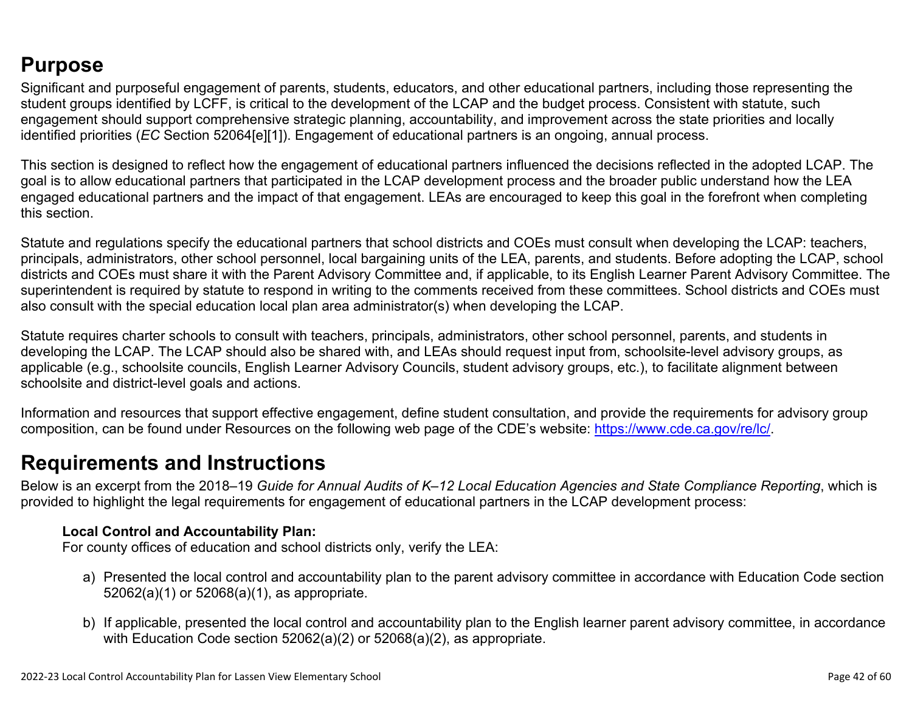## Purpose

Significant and purposeful engagement of parents, students, educators, and other educational partners, including those representing the student groups identified by LCFF, is critical to the development of the LCAP and the budget process. Consistent with statute, such engagement should support comprehensive strategic planning, accountability, and improvement across the state priorities and locally identified priorities (*EC* Section 52064[e][1]). Engagement of educational partners is an ongoing, annual process.

This section is designed to reflect how the engagement of educational partners influenced the decisions reflected in the adopted LCAP. The goal is to allow educational partners that participated in the LCAP development process and the broader public understand how the LEA engaged educational partners and the impact of that engagement. LEAs are encouraged to keep this goal in the forefront when completing this section.

Statute and regulations specify the educational partners that school districts and COEs must consult when developing the LCAP: teachers, principals, administrators, other school personnel, local bargaining units of the LEA, parents, and students. Before adopting the LCAP, school districts and COEs must share it with the Parent Advisory Committee and, if applicable, to its English Learner Parent Advisory Committee. The superintendent is required by statute to respond in writing to the comments received from these committees. School districts and COEs must also consult with the special education local plan area administrator(s) when developing the LCAP.

Statute requires charter schools to consult with teachers, principals, administrators, other school personnel, parents, and students in developing the LCAP. The LCAP should also be shared with, and LEAs should request input from, schoolsite-level advisory groups, as applicable (e.g., schoolsite councils, English Learner Advisory Councils, student advisory groups, etc.), to facilitate alignment between schoolsite and district-level goals and actions.

Information and resources that support effective engagement, define student consultation, and provide the requirements for advisory group composition, can be found under Resources on the following web page of the CDE's website: https://www.cde.ca.gov/re/lc/.

## Requirements and Instructions

Below is an excerpt from the 2018–19 *Guide for Annual Audits of K–12 Local Education Agencies and State Compliance Reporting*, which is provided to highlight the legal requirements for engagement of educational partners in the LCAP development process:

**Local Control and Accountability Plan:**
For county offices of education and school districts only, verify the LEA:

a) Presented the local control and accountability plan to the parent advisory committee in accordance with Education Code section 52062(a)(1) or 52068(a)(1), as appropriate.

b) If applicable, presented the local control and accountability plan to the English learner parent advisory committee, in accordance with Education Code section 52062(a)(2) or 52068(a)(2), as appropriate.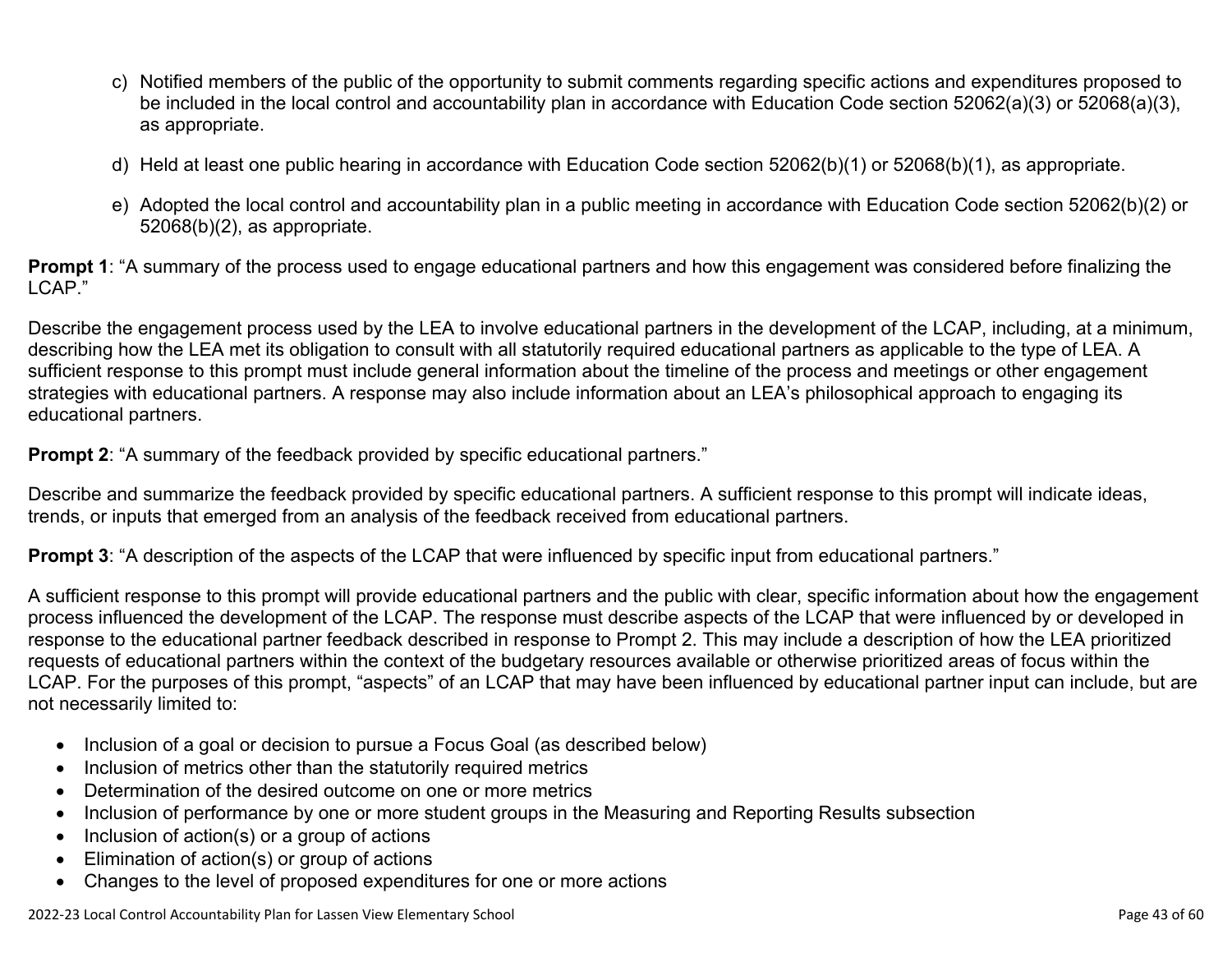c) Notified members of the public of the opportunity to submit comments regarding specific actions and expenditures proposed to be included in the local control and accountability plan in accordance with Education Code section 52062(a)(3) or 52068(a)(3), as appropriate.

d) Held at least one public hearing in accordance with Education Code section 52062(b)(1) or 52068(b)(1), as appropriate.

e) Adopted the local control and accountability plan in a public meeting in accordance with Education Code section 52062(b)(2) or 52068(b)(2), as appropriate.

**Prompt 1**: "A summary of the process used to engage educational partners and how this engagement was considered before finalizing the LCAP."

Describe the engagement process used by the LEA to involve educational partners in the development of the LCAP, including, at a minimum, describing how the LEA met its obligation to consult with all statutorily required educational partners as applicable to the type of LEA. A sufficient response to this prompt must include general information about the timeline of the process and meetings or other engagement strategies with educational partners. A response may also include information about an LEA's philosophical approach to engaging its educational partners.

**Prompt 2**: "A summary of the feedback provided by specific educational partners."

Describe and summarize the feedback provided by specific educational partners. A sufficient response to this prompt will indicate ideas, trends, or inputs that emerged from an analysis of the feedback received from educational partners.

**Prompt 3**: "A description of the aspects of the LCAP that were influenced by specific input from educational partners."

A sufficient response to this prompt will provide educational partners and the public with clear, specific information about how the engagement process influenced the development of the LCAP. The response must describe aspects of the LCAP that were influenced by or developed in response to the educational partner feedback described in response to Prompt 2. This may include a description of how the LEA prioritized requests of educational partners within the context of the budgetary resources available or otherwise prioritized areas of focus within the LCAP. For the purposes of this prompt, "aspects" of an LCAP that may have been influenced by educational partner input can include, but are not necessarily limited to:

- Inclusion of a goal or decision to pursue a Focus Goal (as described below)
- Inclusion of metrics other than the statutorily required metrics
- Determination of the desired outcome on one or more metrics
- Inclusion of performance by one or more student groups in the Measuring and Reporting Results subsection
- Inclusion of action(s) or a group of actions
- Elimination of action(s) or group of actions
- Changes to the level of proposed expenditures for one or more actions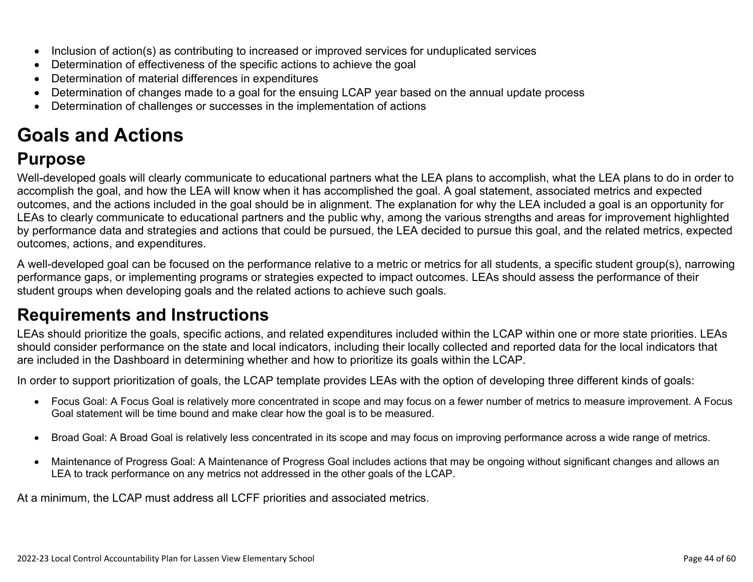- Inclusion of action(s) as contributing to increased or improved services for unduplicated services
- Determination of effectiveness of the specific actions to achieve the goal
- Determination of material differences in expenditures
- Determination of changes made to a goal for the ensuing LCAP year based on the annual update process
- Determination of challenges or successes in the implementation of actions

# Goals and Actions

## Purpose

Well-developed goals will clearly communicate to educational partners what the LEA plans to accomplish, what the LEA plans to do in order to accomplish the goal, and how the LEA will know when it has accomplished the goal. A goal statement, associated metrics and expected outcomes, and the actions included in the goal should be in alignment. The explanation for why the LEA included a goal is an opportunity for LEAs to clearly communicate to educational partners and the public why, among the various strengths and areas for improvement highlighted by performance data and strategies and actions that could be pursued, the LEA decided to pursue this goal, and the related metrics, expected outcomes, actions, and expenditures.

A well-developed goal can be focused on the performance relative to a metric or metrics for all students, a specific student group(s), narrowing performance gaps, or implementing programs or strategies expected to impact outcomes. LEAs should assess the performance of their student groups when developing goals and the related actions to achieve such goals.

## Requirements and Instructions

LEAs should prioritize the goals, specific actions, and related expenditures included within the LCAP within one or more state priorities. LEAs should consider performance on the state and local indicators, including their locally collected and reported data for the local indicators that are included in the Dashboard in determining whether and how to prioritize its goals within the LCAP.

In order to support prioritization of goals, the LCAP template provides LEAs with the option of developing three different kinds of goals:

- Focus Goal: A Focus Goal is relatively more concentrated in scope and may focus on a fewer number of metrics to measure improvement. A Focus Goal statement will be time bound and make clear how the goal is to be measured.

- Broad Goal: A Broad Goal is relatively less concentrated in its scope and may focus on improving performance across a wide range of metrics.

- Maintenance of Progress Goal: A Maintenance of Progress Goal includes actions that may be ongoing without significant changes and allows an LEA to track performance on any metrics not addressed in the other goals of the LCAP.

At a minimum, the LCAP must address all LCFF priorities and associated metrics.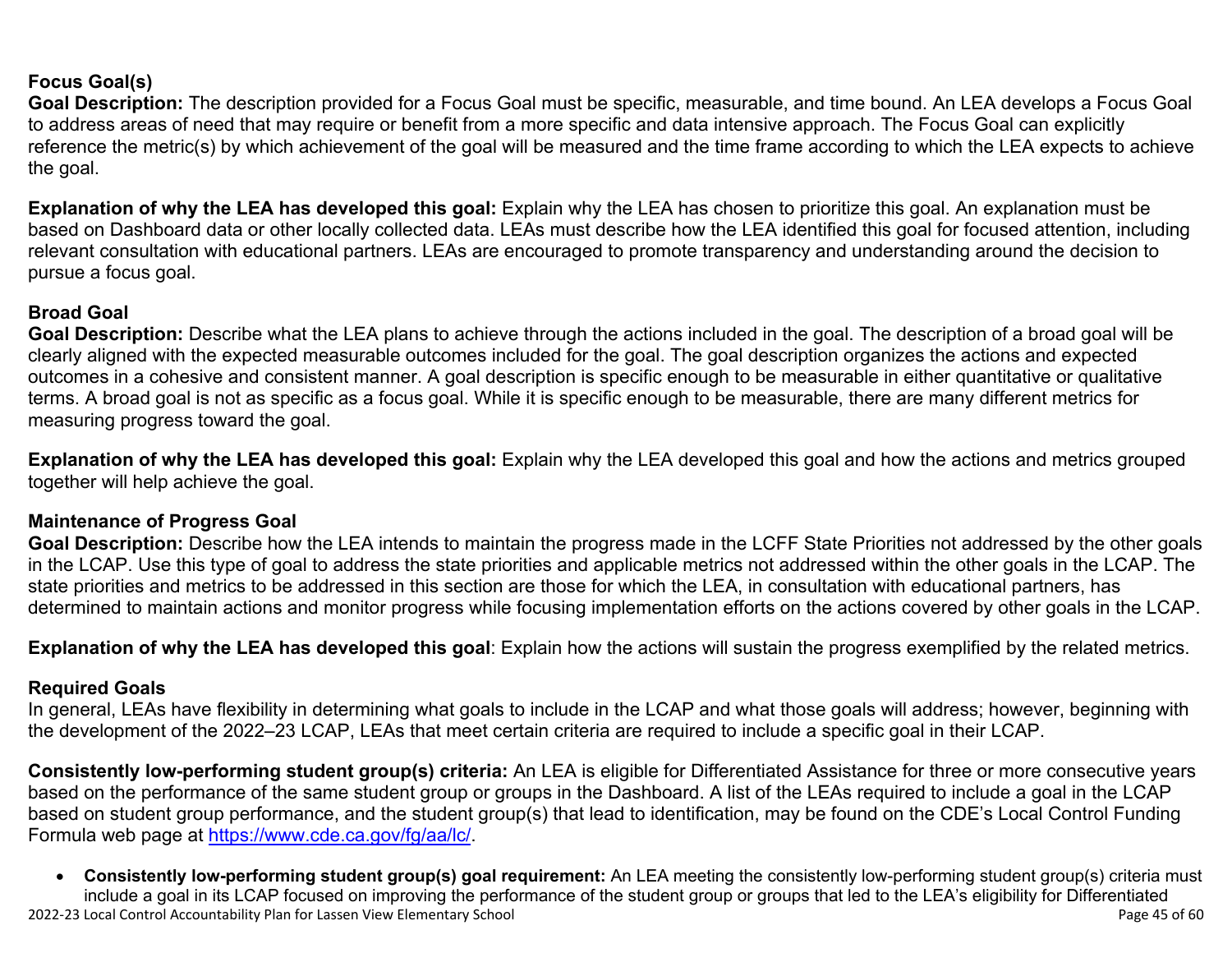### Focus Goal(s)

**Goal Description:** The description provided for a Focus Goal must be specific, measurable, and time bound. An LEA develops a Focus Goal to address areas of need that may require or benefit from a more specific and data intensive approach. The Focus Goal can explicitly reference the metric(s) by which achievement of the goal will be measured and the time frame according to which the LEA expects to achieve the goal.

**Explanation of why the LEA has developed this goal:** Explain why the LEA has chosen to prioritize this goal. An explanation must be based on Dashboard data or other locally collected data. LEAs must describe how the LEA identified this goal for focused attention, including relevant consultation with educational partners. LEAs are encouraged to promote transparency and understanding around the decision to pursue a focus goal.

### Broad Goal

**Goal Description:** Describe what the LEA plans to achieve through the actions included in the goal. The description of a broad goal will be clearly aligned with the expected measurable outcomes included for the goal. The goal description organizes the actions and expected outcomes in a cohesive and consistent manner. A goal description is specific enough to be measurable in either quantitative or qualitative terms. A broad goal is not as specific as a focus goal. While it is specific enough to be measurable, there are many different metrics for measuring progress toward the goal.

**Explanation of why the LEA has developed this goal:** Explain why the LEA developed this goal and how the actions and metrics grouped together will help achieve the goal.

### Maintenance of Progress Goal

**Goal Description:** Describe how the LEA intends to maintain the progress made in the LCFF State Priorities not addressed by the other goals in the LCAP. Use this type of goal to address the state priorities and applicable metrics not addressed within the other goals in the LCAP. The state priorities and metrics to be addressed in this section are those for which the LEA, in consultation with educational partners, has determined to maintain actions and monitor progress while focusing implementation efforts on the actions covered by other goals in the LCAP.

**Explanation of why the LEA has developed this goal**: Explain how the actions will sustain the progress exemplified by the related metrics.

### Required Goals

In general, LEAs have flexibility in determining what goals to include in the LCAP and what those goals will address; however, beginning with the development of the 2022–23 LCAP, LEAs that meet certain criteria are required to include a specific goal in their LCAP.

**Consistently low-performing student group(s) criteria:** An LEA is eligible for Differentiated Assistance for three or more consecutive years based on the performance of the same student group or groups in the Dashboard. A list of the LEAs required to include a goal in the LCAP based on student group performance, and the student group(s) that lead to identification, may be found on the CDE's Local Control Funding Formula web page at [https://www.cde.ca.gov/fg/aa/lc/](https://www.cde.ca.gov/fg/aa/lc/).

- **Consistently low-performing student group(s) goal requirement:** An LEA meeting the consistently low-performing student group(s) criteria must include a goal in its LCAP focused on improving the performance of the student group or groups that led to the LEA's eligibility for Differentiated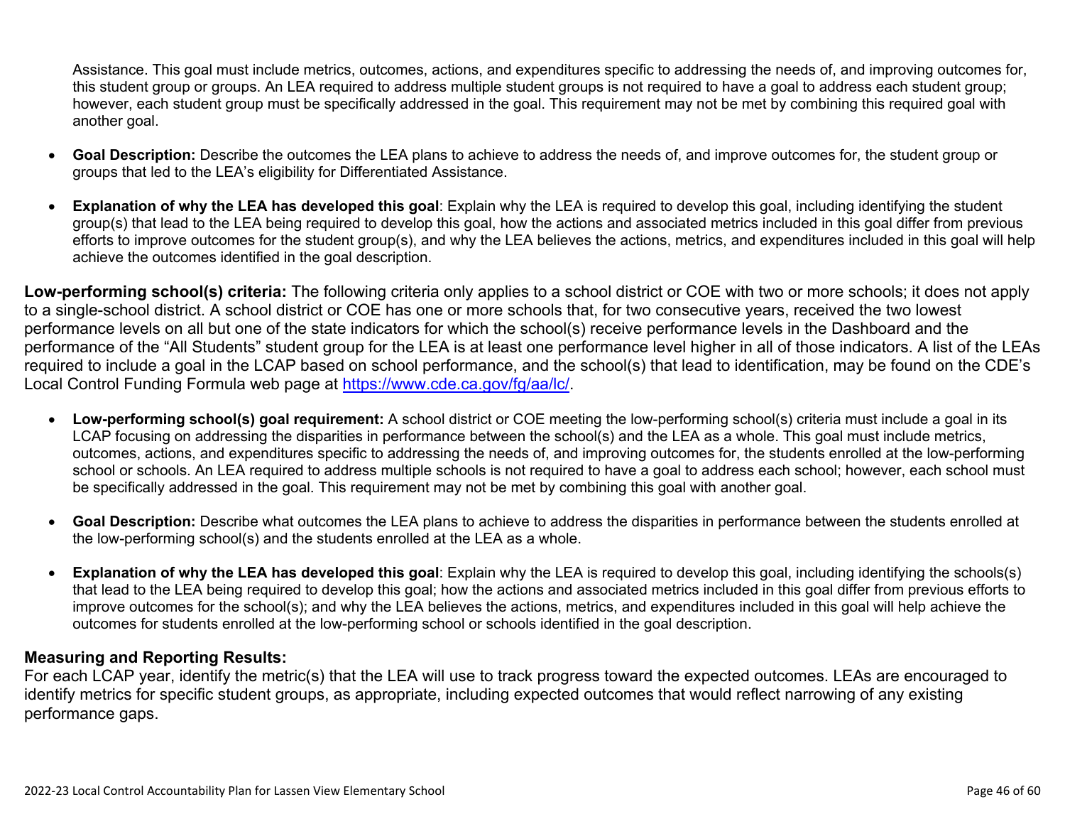Assistance. This goal must include metrics, outcomes, actions, and expenditures specific to addressing the needs of, and improving outcomes for, this student group or groups. An LEA required to address multiple student groups is not required to have a goal to address each student group; however, each student group must be specifically addressed in the goal. This requirement may not be met by combining this required goal with another goal.

- **Goal Description:** Describe the outcomes the LEA plans to achieve to address the needs of, and improve outcomes for, the student group or groups that led to the LEA's eligibility for Differentiated Assistance.
- **Explanation of why the LEA has developed this goal**: Explain why the LEA is required to develop this goal, including identifying the student group(s) that lead to the LEA being required to develop this goal, how the actions and associated metrics included in this goal differ from previous efforts to improve outcomes for the student group(s), and why the LEA believes the actions, metrics, and expenditures included in this goal will help achieve the outcomes identified in the goal description.

**Low-performing school(s) criteria:** The following criteria only applies to a school district or COE with two or more schools; it does not apply to a single-school district. A school district or COE has one or more schools that, for two consecutive years, received the two lowest performance levels on all but one of the state indicators for which the school(s) receive performance levels in the Dashboard and the performance of the "All Students" student group for the LEA is at least one performance level higher in all of those indicators. A list of the LEAs required to include a goal in the LCAP based on school performance, and the school(s) that lead to identification, may be found on the CDE's Local Control Funding Formula web page at [https://www.cde.ca.gov/fg/aa/lc/](https://www.cde.ca.gov/fg/aa/lc/).

- **Low-performing school(s) goal requirement:** A school district or COE meeting the low-performing school(s) criteria must include a goal in its LCAP focusing on addressing the disparities in performance between the school(s) and the LEA as a whole. This goal must include metrics, outcomes, actions, and expenditures specific to addressing the needs of, and improving outcomes for, the students enrolled at the low-performing school or schools. An LEA required to address multiple schools is not required to have a goal to address each school; however, each school must be specifically addressed in the goal. This requirement may not be met by combining this goal with another goal.
- **Goal Description:** Describe what outcomes the LEA plans to achieve to address the disparities in performance between the students enrolled at the low-performing school(s) and the students enrolled at the LEA as a whole.
- **Explanation of why the LEA has developed this goal**: Explain why the LEA is required to develop this goal, including identifying the schools(s) that lead to the LEA being required to develop this goal; how the actions and associated metrics included in this goal differ from previous efforts to improve outcomes for the school(s); and why the LEA believes the actions, metrics, and expenditures included in this goal will help achieve the outcomes for students enrolled at the low-performing school or schools identified in the goal description.

### Measuring and Reporting Results:

For each LCAP year, identify the metric(s) that the LEA will use to track progress toward the expected outcomes. LEAs are encouraged to identify metrics for specific student groups, as appropriate, including expected outcomes that would reflect narrowing of any existing performance gaps.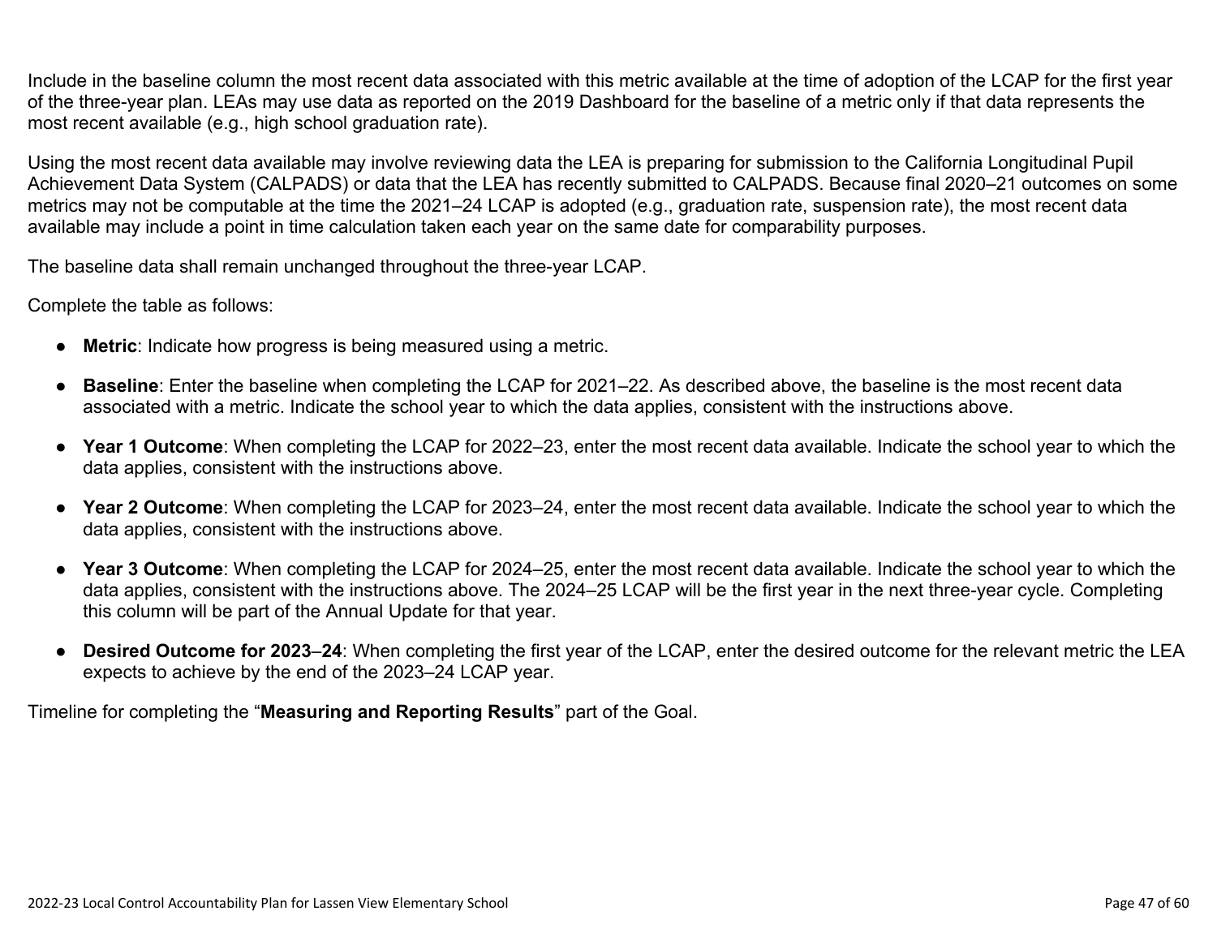Include in the baseline column the most recent data associated with this metric available at the time of adoption of the LCAP for the first year of the three-year plan. LEAs may use data as reported on the 2019 Dashboard for the baseline of a metric only if that data represents the most recent available (e.g., high school graduation rate).

Using the most recent data available may involve reviewing data the LEA is preparing for submission to the California Longitudinal Pupil Achievement Data System (CALPADS) or data that the LEA has recently submitted to CALPADS. Because final 2020–21 outcomes on some metrics may not be computable at the time the 2021–24 LCAP is adopted (e.g., graduation rate, suspension rate), the most recent data available may include a point in time calculation taken each year on the same date for comparability purposes.

The baseline data shall remain unchanged throughout the three-year LCAP.

Complete the table as follows:

- **Metric**: Indicate how progress is being measured using a metric.
- **Baseline**: Enter the baseline when completing the LCAP for 2021–22. As described above, the baseline is the most recent data associated with a metric. Indicate the school year to which the data applies, consistent with the instructions above.
- **Year 1 Outcome**: When completing the LCAP for 2022–23, enter the most recent data available. Indicate the school year to which the data applies, consistent with the instructions above.
- **Year 2 Outcome**: When completing the LCAP for 2023–24, enter the most recent data available. Indicate the school year to which the data applies, consistent with the instructions above.
- **Year 3 Outcome**: When completing the LCAP for 2024–25, enter the most recent data available. Indicate the school year to which the data applies, consistent with the instructions above. The 2024–25 LCAP will be the first year in the next three-year cycle. Completing this column will be part of the Annual Update for that year.
- **Desired Outcome for 2023–24**: When completing the first year of the LCAP, enter the desired outcome for the relevant metric the LEA expects to achieve by the end of the 2023–24 LCAP year.

Timeline for completing the "**Measuring and Reporting Results**" part of the Goal.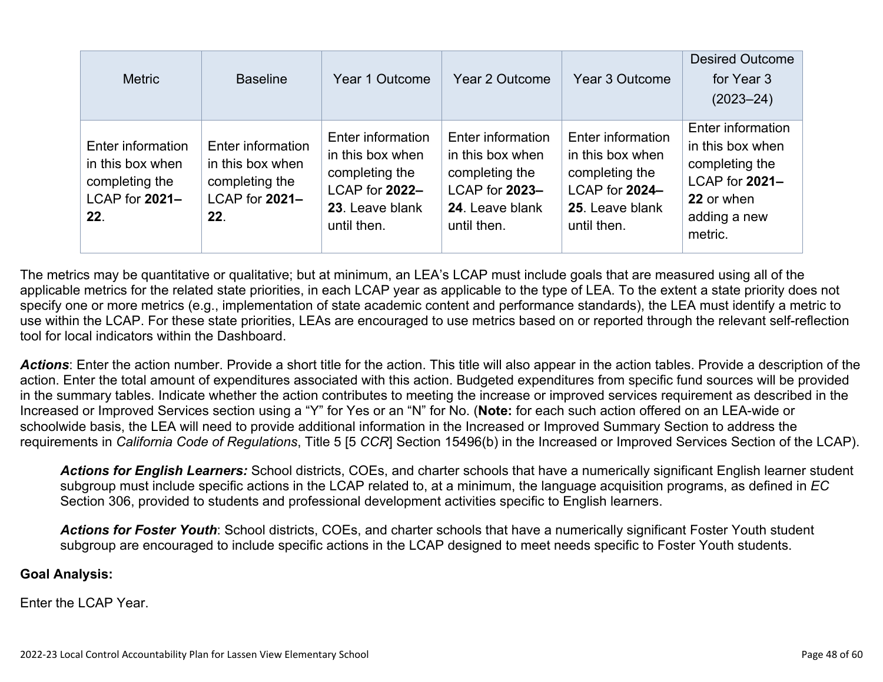| Metric | Baseline | Year 1 Outcome | Year 2 Outcome | Year 3 Outcome | Desired Outcome for Year 3 (2023–24) |
|---|---|---|---|---|---|
| Enter information in this box when completing the LCAP for **2021–22**. | Enter information in this box when completing the LCAP for **2021–22**. | Enter information in this box when completing the LCAP for **2022–23**. Leave blank until then. | Enter information in this box when completing the LCAP for **2023–24**. Leave blank until then. | Enter information in this box when completing the LCAP for **2024–25**. Leave blank until then. | Enter information in this box when completing the LCAP for **2021–22** or when adding a new metric. |

The metrics may be quantitative or qualitative; but at minimum, an LEA's LCAP must include goals that are measured using all of the applicable metrics for the related state priorities, in each LCAP year as applicable to the type of LEA. To the extent a state priority does not specify one or more metrics (e.g., implementation of state academic content and performance standards), the LEA must identify a metric to use within the LCAP. For these state priorities, LEAs are encouraged to use metrics based on or reported through the relevant self-reflection tool for local indicators within the Dashboard.

***Actions***: Enter the action number. Provide a short title for the action. This title will also appear in the action tables. Provide a description of the action. Enter the total amount of expenditures associated with this action. Budgeted expenditures from specific fund sources will be provided in the summary tables. Indicate whether the action contributes to meeting the increase or improved services requirement as described in the Increased or Improved Services section using a "Y" for Yes or an "N" for No. (**Note:** for each such action offered on an LEA-wide or schoolwide basis, the LEA will need to provide additional information in the Increased or Improved Summary Section to address the requirements in *California Code of Regulations*, Title 5 [5 *CCR*] Section 15496(b) in the Increased or Improved Services Section of the LCAP).

> ***Actions for English Learners:*** School districts, COEs, and charter schools that have a numerically significant English learner student subgroup must include specific actions in the LCAP related to, at a minimum, the language acquisition programs, as defined in *EC* Section 306, provided to students and professional development activities specific to English learners.
>
> ***Actions for Foster Youth***: School districts, COEs, and charter schools that have a numerically significant Foster Youth student subgroup are encouraged to include specific actions in the LCAP designed to meet needs specific to Foster Youth students.

**Goal Analysis:**

Enter the LCAP Year.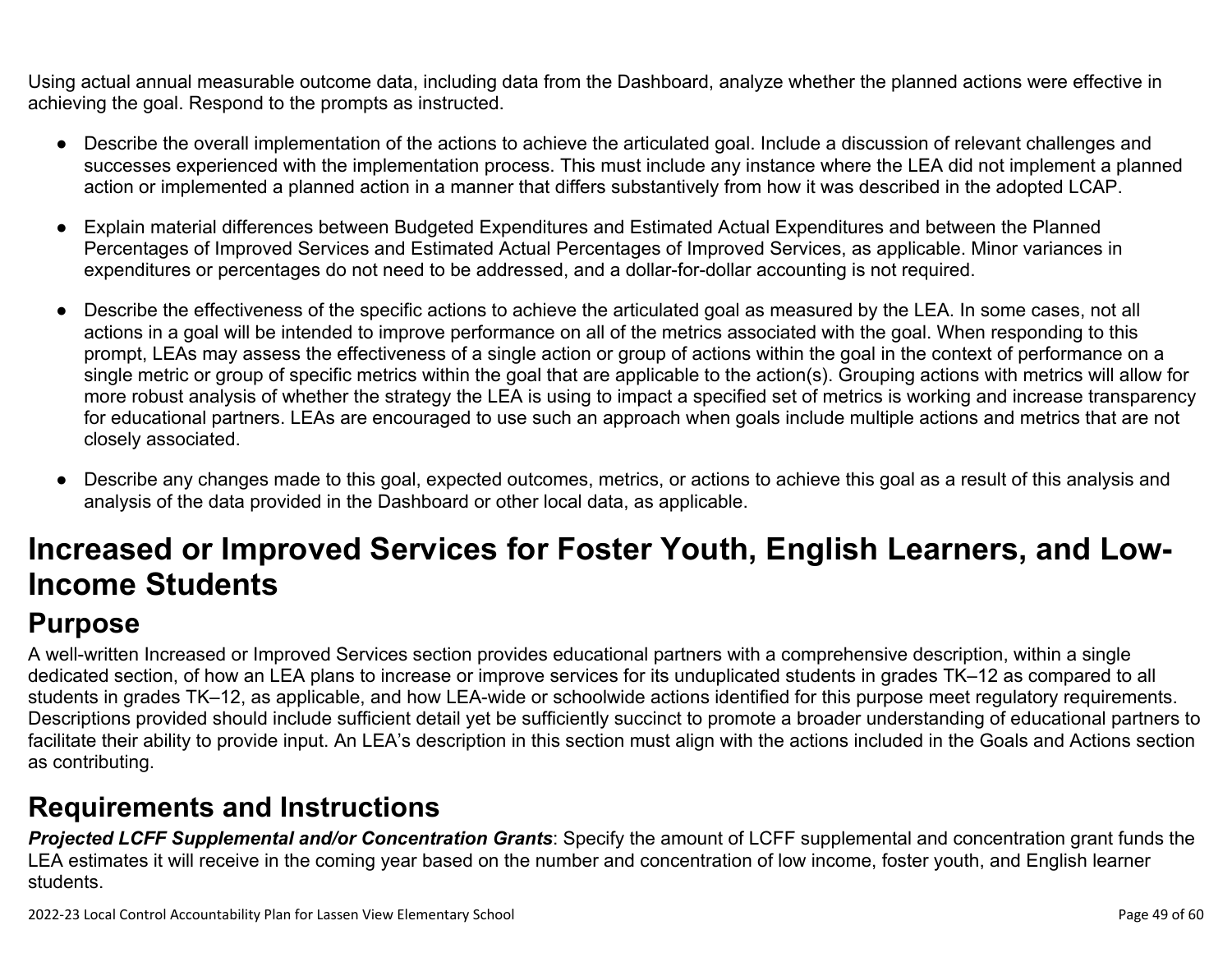Using actual annual measurable outcome data, including data from the Dashboard, analyze whether the planned actions were effective in achieving the goal. Respond to the prompts as instructed.

- Describe the overall implementation of the actions to achieve the articulated goal. Include a discussion of relevant challenges and successes experienced with the implementation process. This must include any instance where the LEA did not implement a planned action or implemented a planned action in a manner that differs substantively from how it was described in the adopted LCAP.
- Explain material differences between Budgeted Expenditures and Estimated Actual Expenditures and between the Planned Percentages of Improved Services and Estimated Actual Percentages of Improved Services, as applicable. Minor variances in expenditures or percentages do not need to be addressed, and a dollar-for-dollar accounting is not required.
- Describe the effectiveness of the specific actions to achieve the articulated goal as measured by the LEA. In some cases, not all actions in a goal will be intended to improve performance on all of the metrics associated with the goal. When responding to this prompt, LEAs may assess the effectiveness of a single action or group of actions within the goal in the context of performance on a single metric or group of specific metrics within the goal that are applicable to the action(s). Grouping actions with metrics will allow for more robust analysis of whether the strategy the LEA is using to impact a specified set of metrics is working and increase transparency for educational partners. LEAs are encouraged to use such an approach when goals include multiple actions and metrics that are not closely associated.
- Describe any changes made to this goal, expected outcomes, metrics, or actions to achieve this goal as a result of this analysis and analysis of the data provided in the Dashboard or other local data, as applicable.

# Increased or Improved Services for Foster Youth, English Learners, and Low-Income Students

## Purpose

A well-written Increased or Improved Services section provides educational partners with a comprehensive description, within a single dedicated section, of how an LEA plans to increase or improve services for its unduplicated students in grades TK–12 as compared to all students in grades TK–12, as applicable, and how LEA-wide or schoolwide actions identified for this purpose meet regulatory requirements. Descriptions provided should include sufficient detail yet be sufficiently succinct to promote a broader understanding of educational partners to facilitate their ability to provide input. An LEA's description in this section must align with the actions included in the Goals and Actions section as contributing.

## Requirements and Instructions

***Projected LCFF Supplemental and/or Concentration Grants***: Specify the amount of LCFF supplemental and concentration grant funds the LEA estimates it will receive in the coming year based on the number and concentration of low income, foster youth, and English learner students.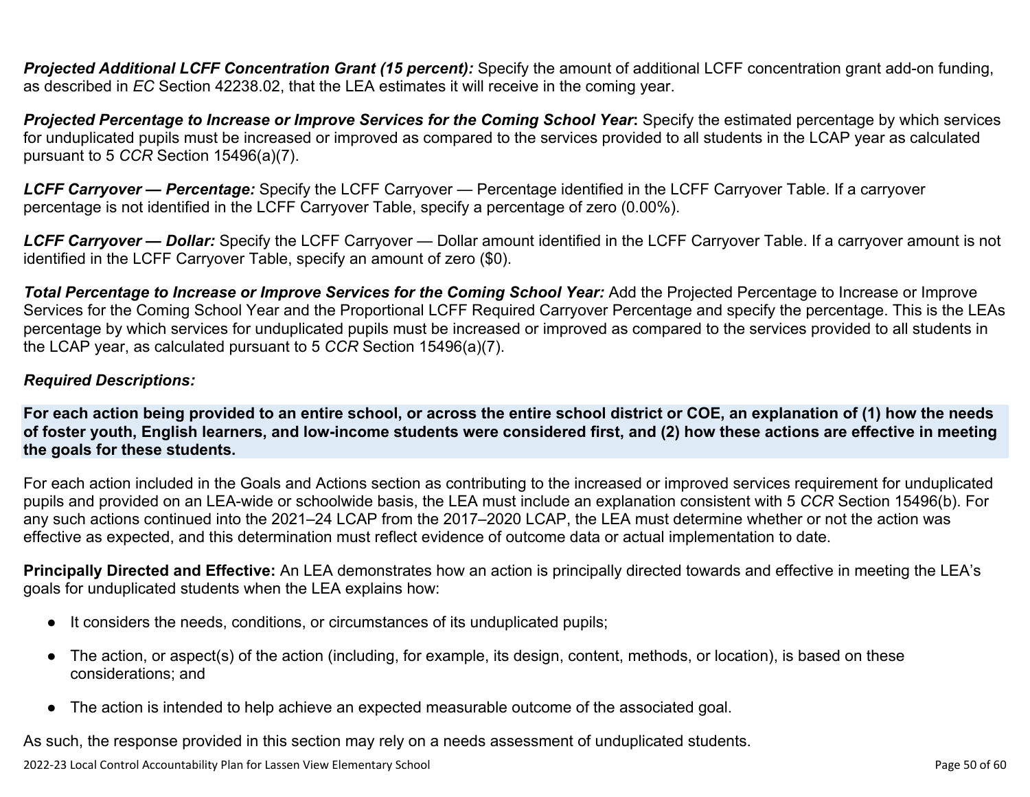***Projected Additional LCFF Concentration Grant (15 percent):*** Specify the amount of additional LCFF concentration grant add-on funding, as described in *EC* Section 42238.02, that the LEA estimates it will receive in the coming year.

***Projected Percentage to Increase or Improve Services for the Coming School Year*:** Specify the estimated percentage by which services for unduplicated pupils must be increased or improved as compared to the services provided to all students in the LCAP year as calculated pursuant to 5 *CCR* Section 15496(a)(7).

***LCFF Carryover — Percentage:*** Specify the LCFF Carryover — Percentage identified in the LCFF Carryover Table. If a carryover percentage is not identified in the LCFF Carryover Table, specify a percentage of zero (0.00%).

***LCFF Carryover — Dollar:*** Specify the LCFF Carryover — Dollar amount identified in the LCFF Carryover Table. If a carryover amount is not identified in the LCFF Carryover Table, specify an amount of zero ($0).

***Total Percentage to Increase or Improve Services for the Coming School Year:*** Add the Projected Percentage to Increase or Improve Services for the Coming School Year and the Proportional LCFF Required Carryover Percentage and specify the percentage. This is the LEAs percentage by which services for unduplicated pupils must be increased or improved as compared to the services provided to all students in the LCAP year, as calculated pursuant to 5 *CCR* Section 15496(a)(7).

***Required Descriptions:***

**For each action being provided to an entire school, or across the entire school district or COE, an explanation of (1) how the needs of foster youth, English learners, and low-income students were considered first, and (2) how these actions are effective in meeting the goals for these students.**

For each action included in the Goals and Actions section as contributing to the increased or improved services requirement for unduplicated pupils and provided on an LEA-wide or schoolwide basis, the LEA must include an explanation consistent with 5 *CCR* Section 15496(b). For any such actions continued into the 2021–24 LCAP from the 2017–2020 LCAP, the LEA must determine whether or not the action was effective as expected, and this determination must reflect evidence of outcome data or actual implementation to date.

**Principally Directed and Effective:** An LEA demonstrates how an action is principally directed towards and effective in meeting the LEA's goals for unduplicated students when the LEA explains how:

- It considers the needs, conditions, or circumstances of its unduplicated pupils;
- The action, or aspect(s) of the action (including, for example, its design, content, methods, or location), is based on these considerations; and
- The action is intended to help achieve an expected measurable outcome of the associated goal.

As such, the response provided in this section may rely on a needs assessment of unduplicated students.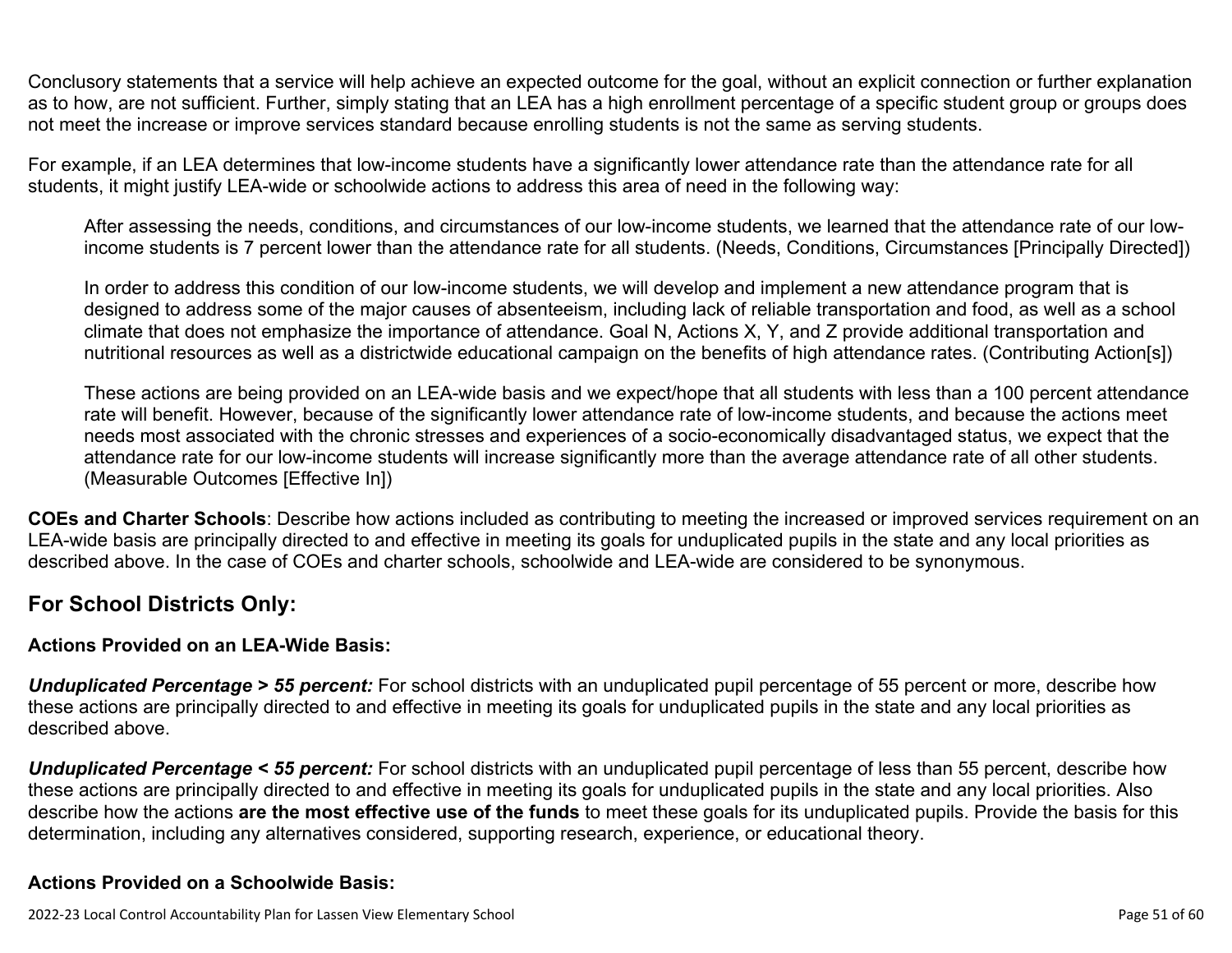Conclusory statements that a service will help achieve an expected outcome for the goal, without an explicit connection or further explanation as to how, are not sufficient. Further, simply stating that an LEA has a high enrollment percentage of a specific student group or groups does not meet the increase or improve services standard because enrolling students is not the same as serving students.

For example, if an LEA determines that low-income students have a significantly lower attendance rate than the attendance rate for all students, it might justify LEA-wide or schoolwide actions to address this area of need in the following way:

> After assessing the needs, conditions, and circumstances of our low-income students, we learned that the attendance rate of our low-income students is 7 percent lower than the attendance rate for all students. (Needs, Conditions, Circumstances [Principally Directed])
>
> In order to address this condition of our low-income students, we will develop and implement a new attendance program that is designed to address some of the major causes of absenteeism, including lack of reliable transportation and food, as well as a school climate that does not emphasize the importance of attendance. Goal N, Actions X, Y, and Z provide additional transportation and nutritional resources as well as a districtwide educational campaign on the benefits of high attendance rates. (Contributing Action[s])
>
> These actions are being provided on an LEA-wide basis and we expect/hope that all students with less than a 100 percent attendance rate will benefit. However, because of the significantly lower attendance rate of low-income students, and because the actions meet needs most associated with the chronic stresses and experiences of a socio-economically disadvantaged status, we expect that the attendance rate for our low-income students will increase significantly more than the average attendance rate of all other students. (Measurable Outcomes [Effective In])

**COEs and Charter Schools**: Describe how actions included as contributing to meeting the increased or improved services requirement on an LEA-wide basis are principally directed to and effective in meeting its goals for unduplicated pupils in the state and any local priorities as described above. In the case of COEs and charter schools, schoolwide and LEA-wide are considered to be synonymous.

## For School Districts Only:

### Actions Provided on an LEA-Wide Basis:

***Unduplicated Percentage > 55 percent:*** For school districts with an unduplicated pupil percentage of 55 percent or more, describe how these actions are principally directed to and effective in meeting its goals for unduplicated pupils in the state and any local priorities as described above.

***Unduplicated Percentage < 55 percent:*** For school districts with an unduplicated pupil percentage of less than 55 percent, describe how these actions are principally directed to and effective in meeting its goals for unduplicated pupils in the state and any local priorities. Also describe how the actions **are the most effective use of the funds** to meet these goals for its unduplicated pupils. Provide the basis for this determination, including any alternatives considered, supporting research, experience, or educational theory.

### Actions Provided on a Schoolwide Basis: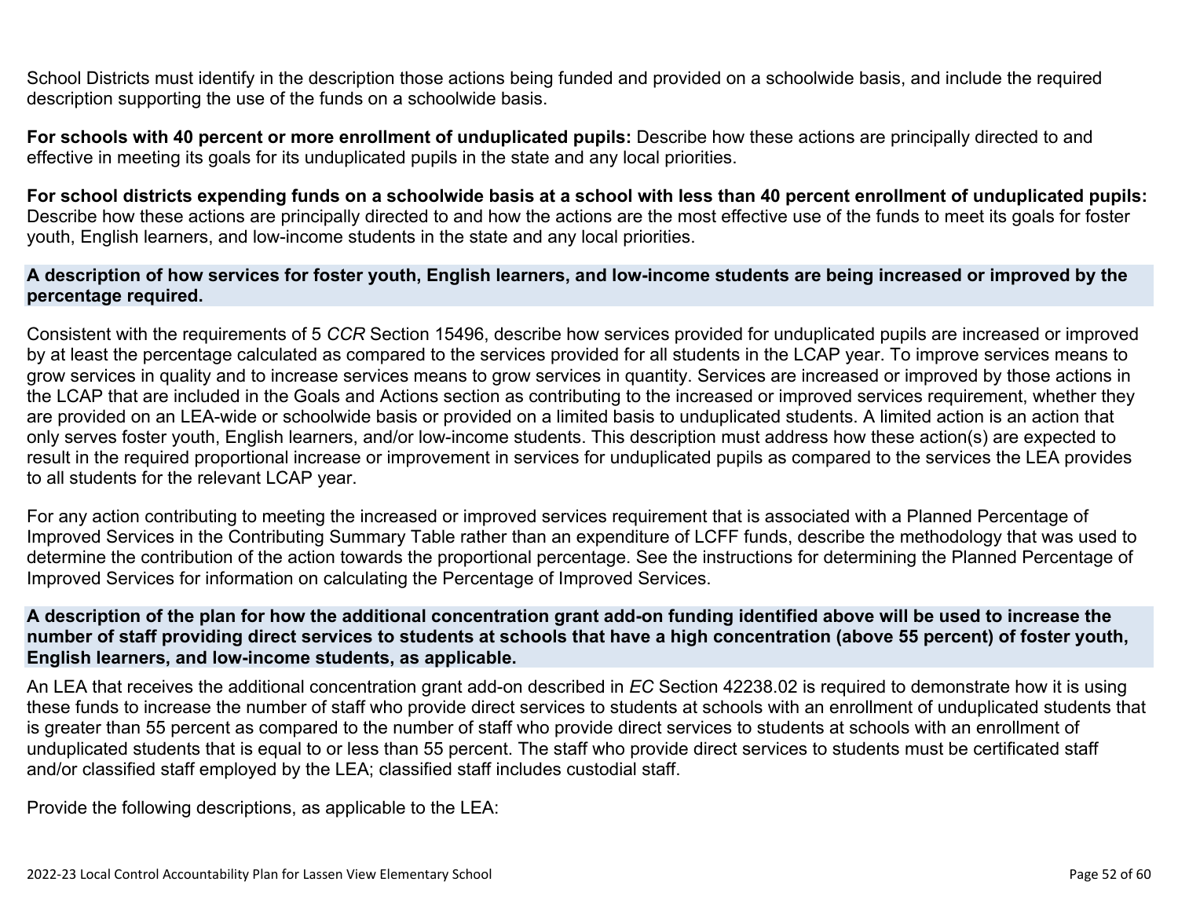School Districts must identify in the description those actions being funded and provided on a schoolwide basis, and include the required description supporting the use of the funds on a schoolwide basis.

**For schools with 40 percent or more enrollment of unduplicated pupils:** Describe how these actions are principally directed to and effective in meeting its goals for its unduplicated pupils in the state and any local priorities.

**For school districts expending funds on a schoolwide basis at a school with less than 40 percent enrollment of unduplicated pupils:** Describe how these actions are principally directed to and how the actions are the most effective use of the funds to meet its goals for foster youth, English learners, and low-income students in the state and any local priorities.

### A description of how services for foster youth, English learners, and low-income students are being increased or improved by the percentage required.

Consistent with the requirements of 5 *CCR* Section 15496, describe how services provided for unduplicated pupils are increased or improved by at least the percentage calculated as compared to the services provided for all students in the LCAP year. To improve services means to grow services in quality and to increase services means to grow services in quantity. Services are increased or improved by those actions in the LCAP that are included in the Goals and Actions section as contributing to the increased or improved services requirement, whether they are provided on an LEA-wide or schoolwide basis or provided on a limited basis to unduplicated students. A limited action is an action that only serves foster youth, English learners, and/or low-income students. This description must address how these action(s) are expected to result in the required proportional increase or improvement in services for unduplicated pupils as compared to the services the LEA provides to all students for the relevant LCAP year.

For any action contributing to meeting the increased or improved services requirement that is associated with a Planned Percentage of Improved Services in the Contributing Summary Table rather than an expenditure of LCFF funds, describe the methodology that was used to determine the contribution of the action towards the proportional percentage. See the instructions for determining the Planned Percentage of Improved Services for information on calculating the Percentage of Improved Services.

### A description of the plan for how the additional concentration grant add-on funding identified above will be used to increase the number of staff providing direct services to students at schools that have a high concentration (above 55 percent) of foster youth, English learners, and low-income students, as applicable.

An LEA that receives the additional concentration grant add-on described in *EC* Section 42238.02 is required to demonstrate how it is using these funds to increase the number of staff who provide direct services to students at schools with an enrollment of unduplicated students that is greater than 55 percent as compared to the number of staff who provide direct services to students at schools with an enrollment of unduplicated students that is equal to or less than 55 percent. The staff who provide direct services to students must be certificated staff and/or classified staff employed by the LEA; classified staff includes custodial staff.

Provide the following descriptions, as applicable to the LEA: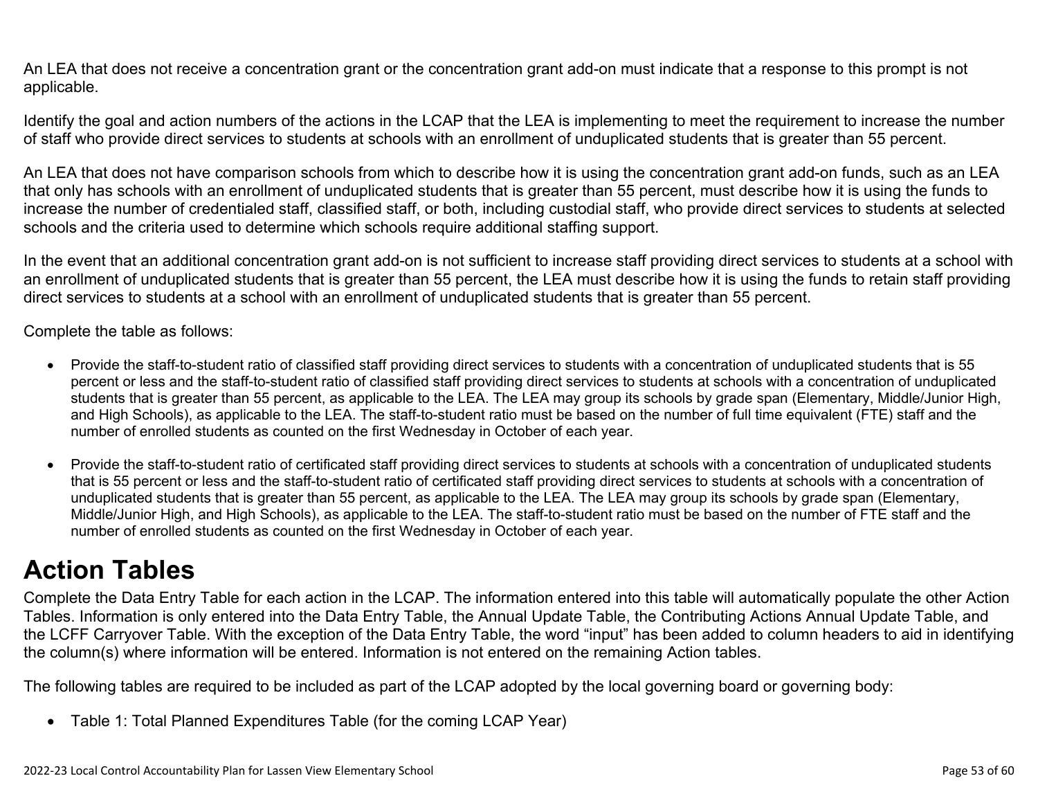An LEA that does not receive a concentration grant or the concentration grant add-on must indicate that a response to this prompt is not applicable.

Identify the goal and action numbers of the actions in the LCAP that the LEA is implementing to meet the requirement to increase the number of staff who provide direct services to students at schools with an enrollment of unduplicated students that is greater than 55 percent.

An LEA that does not have comparison schools from which to describe how it is using the concentration grant add-on funds, such as an LEA that only has schools with an enrollment of unduplicated students that is greater than 55 percent, must describe how it is using the funds to increase the number of credentialed staff, classified staff, or both, including custodial staff, who provide direct services to students at selected schools and the criteria used to determine which schools require additional staffing support.

In the event that an additional concentration grant add-on is not sufficient to increase staff providing direct services to students at a school with an enrollment of unduplicated students that is greater than 55 percent, the LEA must describe how it is using the funds to retain staff providing direct services to students at a school with an enrollment of unduplicated students that is greater than 55 percent.

Complete the table as follows:

- Provide the staff-to-student ratio of classified staff providing direct services to students with a concentration of unduplicated students that is 55 percent or less and the staff-to-student ratio of classified staff providing direct services to students at schools with a concentration of unduplicated students that is greater than 55 percent, as applicable to the LEA. The LEA may group its schools by grade span (Elementary, Middle/Junior High, and High Schools), as applicable to the LEA. The staff-to-student ratio must be based on the number of full time equivalent (FTE) staff and the number of enrolled students as counted on the first Wednesday in October of each year.

- Provide the staff-to-student ratio of certificated staff providing direct services to students at schools with a concentration of unduplicated students that is 55 percent or less and the staff-to-student ratio of certificated staff providing direct services to students at schools with a concentration of unduplicated students that is greater than 55 percent, as applicable to the LEA. The LEA may group its schools by grade span (Elementary, Middle/Junior High, and High Schools), as applicable to the LEA. The staff-to-student ratio must be based on the number of FTE staff and the number of enrolled students as counted on the first Wednesday in October of each year.

# Action Tables

Complete the Data Entry Table for each action in the LCAP. The information entered into this table will automatically populate the other Action Tables. Information is only entered into the Data Entry Table, the Annual Update Table, the Contributing Actions Annual Update Table, and the LCFF Carryover Table. With the exception of the Data Entry Table, the word "input" has been added to column headers to aid in identifying the column(s) where information will be entered. Information is not entered on the remaining Action tables.

The following tables are required to be included as part of the LCAP adopted by the local governing board or governing body:

- Table 1: Total Planned Expenditures Table (for the coming LCAP Year)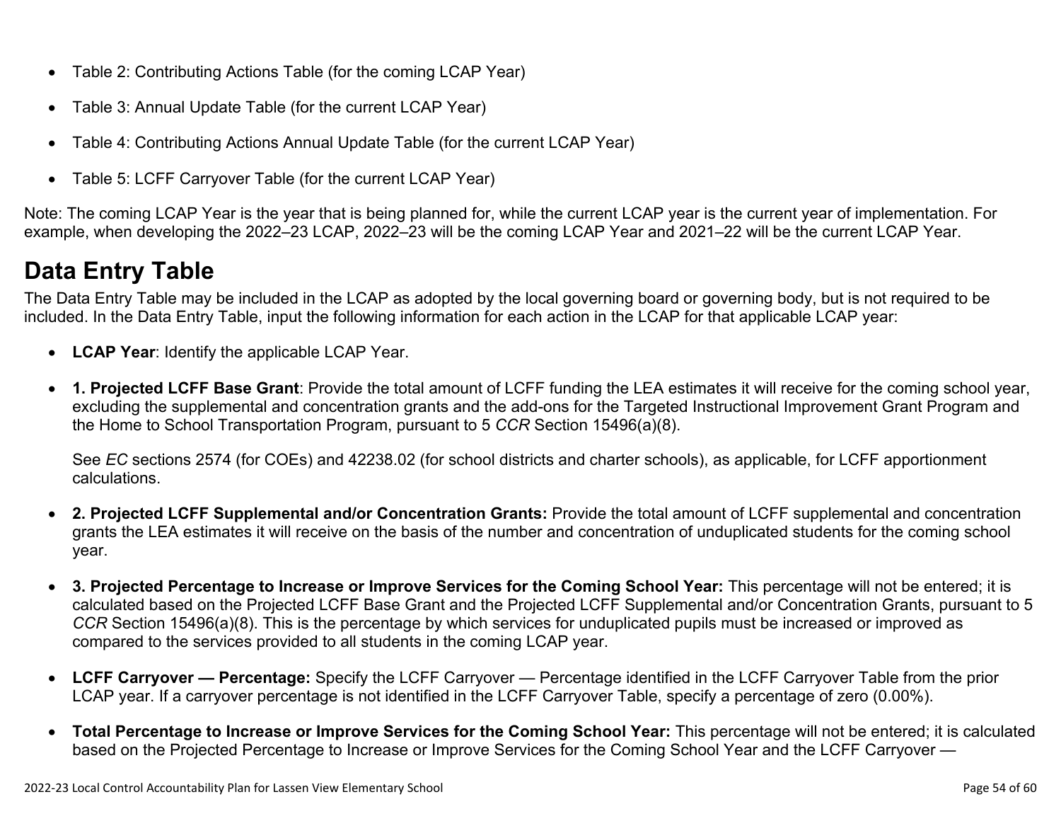- Table 2: Contributing Actions Table (for the coming LCAP Year)
- Table 3: Annual Update Table (for the current LCAP Year)
- Table 4: Contributing Actions Annual Update Table (for the current LCAP Year)
- Table 5: LCFF Carryover Table (for the current LCAP Year)

Note: The coming LCAP Year is the year that is being planned for, while the current LCAP year is the current year of implementation. For example, when developing the 2022–23 LCAP, 2022–23 will be the coming LCAP Year and 2021–22 will be the current LCAP Year.

# Data Entry Table

The Data Entry Table may be included in the LCAP as adopted by the local governing board or governing body, but is not required to be included. In the Data Entry Table, input the following information for each action in the LCAP for that applicable LCAP year:

- **LCAP Year**: Identify the applicable LCAP Year.
- **1. Projected LCFF Base Grant**: Provide the total amount of LCFF funding the LEA estimates it will receive for the coming school year, excluding the supplemental and concentration grants and the add-ons for the Targeted Instructional Improvement Grant Program and the Home to School Transportation Program, pursuant to 5 *CCR* Section 15496(a)(8).

  See *EC* sections 2574 (for COEs) and 42238.02 (for school districts and charter schools), as applicable, for LCFF apportionment calculations.
- **2. Projected LCFF Supplemental and/or Concentration Grants:** Provide the total amount of LCFF supplemental and concentration grants the LEA estimates it will receive on the basis of the number and concentration of unduplicated students for the coming school year.
- **3. Projected Percentage to Increase or Improve Services for the Coming School Year:** This percentage will not be entered; it is calculated based on the Projected LCFF Base Grant and the Projected LCFF Supplemental and/or Concentration Grants, pursuant to 5 *CCR* Section 15496(a)(8). This is the percentage by which services for unduplicated pupils must be increased or improved as compared to the services provided to all students in the coming LCAP year.
- **LCFF Carryover — Percentage:** Specify the LCFF Carryover — Percentage identified in the LCFF Carryover Table from the prior LCAP year. If a carryover percentage is not identified in the LCFF Carryover Table, specify a percentage of zero (0.00%).
- **Total Percentage to Increase or Improve Services for the Coming School Year:** This percentage will not be entered; it is calculated based on the Projected Percentage to Increase or Improve Services for the Coming School Year and the LCFF Carryover —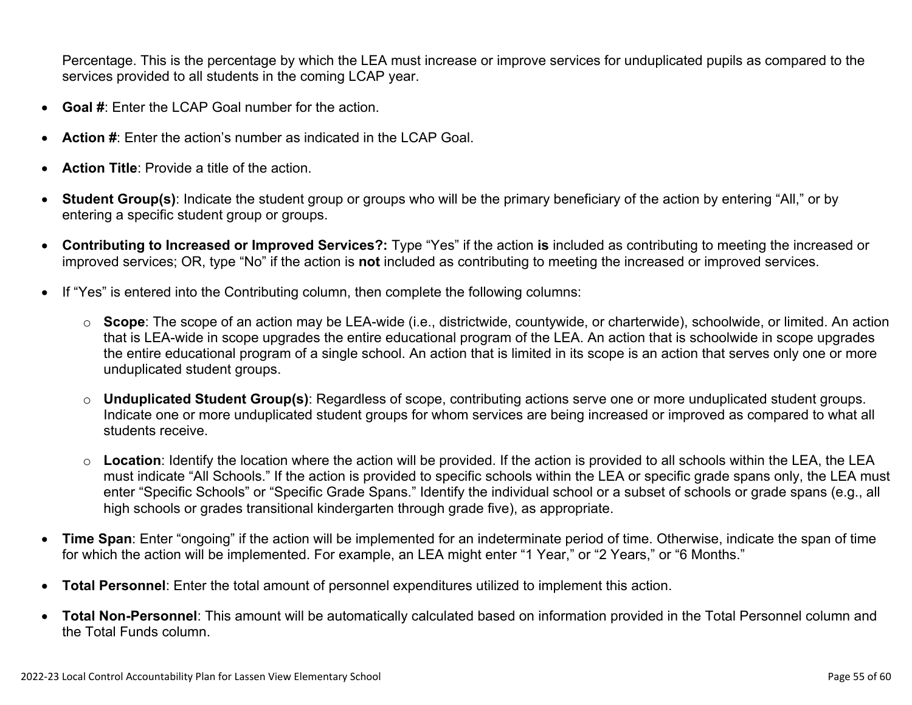Percentage. This is the percentage by which the LEA must increase or improve services for unduplicated pupils as compared to the services provided to all students in the coming LCAP year.

- **Goal #**: Enter the LCAP Goal number for the action.
- **Action #**: Enter the action's number as indicated in the LCAP Goal.
- **Action Title**: Provide a title of the action.
- **Student Group(s)**: Indicate the student group or groups who will be the primary beneficiary of the action by entering "All," or by entering a specific student group or groups.
- **Contributing to Increased or Improved Services?:** Type "Yes" if the action **is** included as contributing to meeting the increased or improved services; OR, type "No" if the action is **not** included as contributing to meeting the increased or improved services.
- If "Yes" is entered into the Contributing column, then complete the following columns:
  - **Scope**: The scope of an action may be LEA-wide (i.e., districtwide, countywide, or charterwide), schoolwide, or limited. An action that is LEA-wide in scope upgrades the entire educational program of the LEA. An action that is schoolwide in scope upgrades the entire educational program of a single school. An action that is limited in its scope is an action that serves only one or more unduplicated student groups.
  - **Unduplicated Student Group(s)**: Regardless of scope, contributing actions serve one or more unduplicated student groups. Indicate one or more unduplicated student groups for whom services are being increased or improved as compared to what all students receive.
  - **Location**: Identify the location where the action will be provided. If the action is provided to all schools within the LEA, the LEA must indicate "All Schools." If the action is provided to specific schools within the LEA or specific grade spans only, the LEA must enter "Specific Schools" or "Specific Grade Spans." Identify the individual school or a subset of schools or grade spans (e.g., all high schools or grades transitional kindergarten through grade five), as appropriate.
- **Time Span**: Enter "ongoing" if the action will be implemented for an indeterminate period of time. Otherwise, indicate the span of time for which the action will be implemented. For example, an LEA might enter "1 Year," or "2 Years," or "6 Months."
- **Total Personnel**: Enter the total amount of personnel expenditures utilized to implement this action.
- **Total Non-Personnel**: This amount will be automatically calculated based on information provided in the Total Personnel column and the Total Funds column.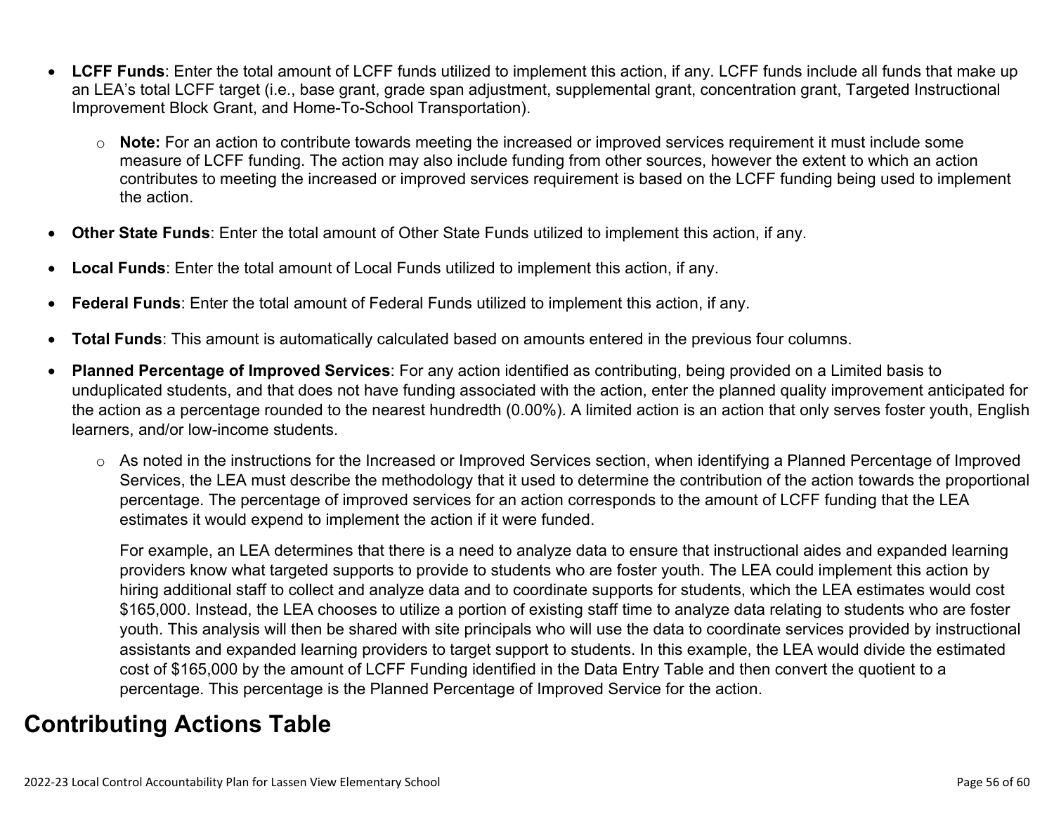- **LCFF Funds**: Enter the total amount of LCFF funds utilized to implement this action, if any. LCFF funds include all funds that make up an LEA's total LCFF target (i.e., base grant, grade span adjustment, supplemental grant, concentration grant, Targeted Instructional Improvement Block Grant, and Home-To-School Transportation).
  - **Note:** For an action to contribute towards meeting the increased or improved services requirement it must include some measure of LCFF funding. The action may also include funding from other sources, however the extent to which an action contributes to meeting the increased or improved services requirement is based on the LCFF funding being used to implement the action.
- **Other State Funds**: Enter the total amount of Other State Funds utilized to implement this action, if any.
- **Local Funds**: Enter the total amount of Local Funds utilized to implement this action, if any.
- **Federal Funds**: Enter the total amount of Federal Funds utilized to implement this action, if any.
- **Total Funds**: This amount is automatically calculated based on amounts entered in the previous four columns.
- **Planned Percentage of Improved Services**: For any action identified as contributing, being provided on a Limited basis to unduplicated students, and that does not have funding associated with the action, enter the planned quality improvement anticipated for the action as a percentage rounded to the nearest hundredth (0.00%). A limited action is an action that only serves foster youth, English learners, and/or low-income students.
  - As noted in the instructions for the Increased or Improved Services section, when identifying a Planned Percentage of Improved Services, the LEA must describe the methodology that it used to determine the contribution of the action towards the proportional percentage. The percentage of improved services for an action corresponds to the amount of LCFF funding that the LEA estimates it would expend to implement the action if it were funded.

    For example, an LEA determines that there is a need to analyze data to ensure that instructional aides and expanded learning providers know what targeted supports to provide to students who are foster youth. The LEA could implement this action by hiring additional staff to collect and analyze data and to coordinate supports for students, which the LEA estimates would cost $165,000. Instead, the LEA chooses to utilize a portion of existing staff time to analyze data relating to students who are foster youth. This analysis will then be shared with site principals who will use the data to coordinate services provided by instructional assistants and expanded learning providers to target support to students. In this example, the LEA would divide the estimated cost of $165,000 by the amount of LCFF Funding identified in the Data Entry Table and then convert the quotient to a percentage. This percentage is the Planned Percentage of Improved Service for the action.

## Contributing Actions Table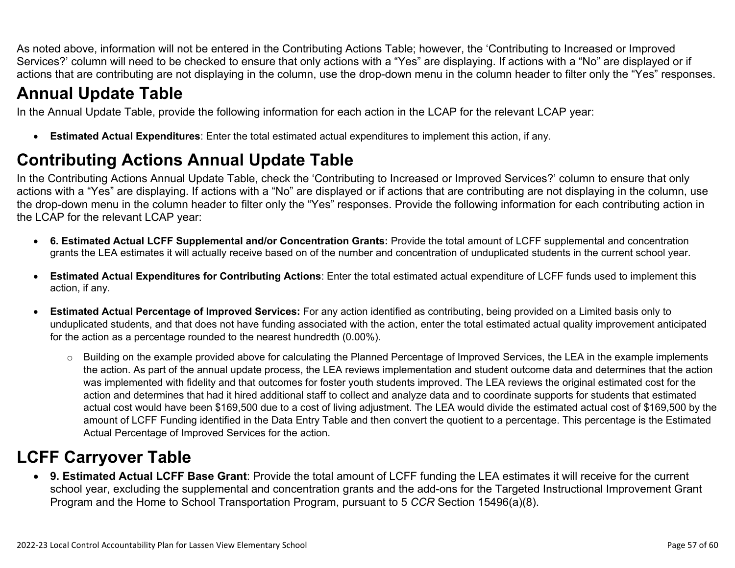As noted above, information will not be entered in the Contributing Actions Table; however, the 'Contributing to Increased or Improved Services?' column will need to be checked to ensure that only actions with a "Yes" are displaying. If actions with a "No" are displayed or if actions that are contributing are not displaying in the column, use the drop-down menu in the column header to filter only the "Yes" responses.

# Annual Update Table

In the Annual Update Table, provide the following information for each action in the LCAP for the relevant LCAP year:

- **Estimated Actual Expenditures**: Enter the total estimated actual expenditures to implement this action, if any.

# Contributing Actions Annual Update Table

In the Contributing Actions Annual Update Table, check the 'Contributing to Increased or Improved Services?' column to ensure that only actions with a "Yes" are displaying. If actions with a "No" are displayed or if actions that are contributing are not displaying in the column, use the drop-down menu in the column header to filter only the "Yes" responses. Provide the following information for each contributing action in the LCAP for the relevant LCAP year:

- **6. Estimated Actual LCFF Supplemental and/or Concentration Grants:** Provide the total amount of LCFF supplemental and concentration grants the LEA estimates it will actually receive based on of the number and concentration of unduplicated students in the current school year.

- **Estimated Actual Expenditures for Contributing Actions**: Enter the total estimated actual expenditure of LCFF funds used to implement this action, if any.

- **Estimated Actual Percentage of Improved Services:** For any action identified as contributing, being provided on a Limited basis only to unduplicated students, and that does not have funding associated with the action, enter the total estimated actual quality improvement anticipated for the action as a percentage rounded to the nearest hundredth (0.00%).

    - Building on the example provided above for calculating the Planned Percentage of Improved Services, the LEA in the example implements the action. As part of the annual update process, the LEA reviews implementation and student outcome data and determines that the action was implemented with fidelity and that outcomes for foster youth students improved. The LEA reviews the original estimated cost for the action and determines that had it hired additional staff to collect and analyze data and to coordinate supports for students that estimated actual cost would have been $169,500 due to a cost of living adjustment. The LEA would divide the estimated actual cost of $169,500 by the amount of LCFF Funding identified in the Data Entry Table and then convert the quotient to a percentage. This percentage is the Estimated Actual Percentage of Improved Services for the action.

# LCFF Carryover Table

- **9. Estimated Actual LCFF Base Grant**: Provide the total amount of LCFF funding the LEA estimates it will receive for the current school year, excluding the supplemental and concentration grants and the add-ons for the Targeted Instructional Improvement Grant Program and the Home to School Transportation Program, pursuant to 5 *CCR* Section 15496(a)(8).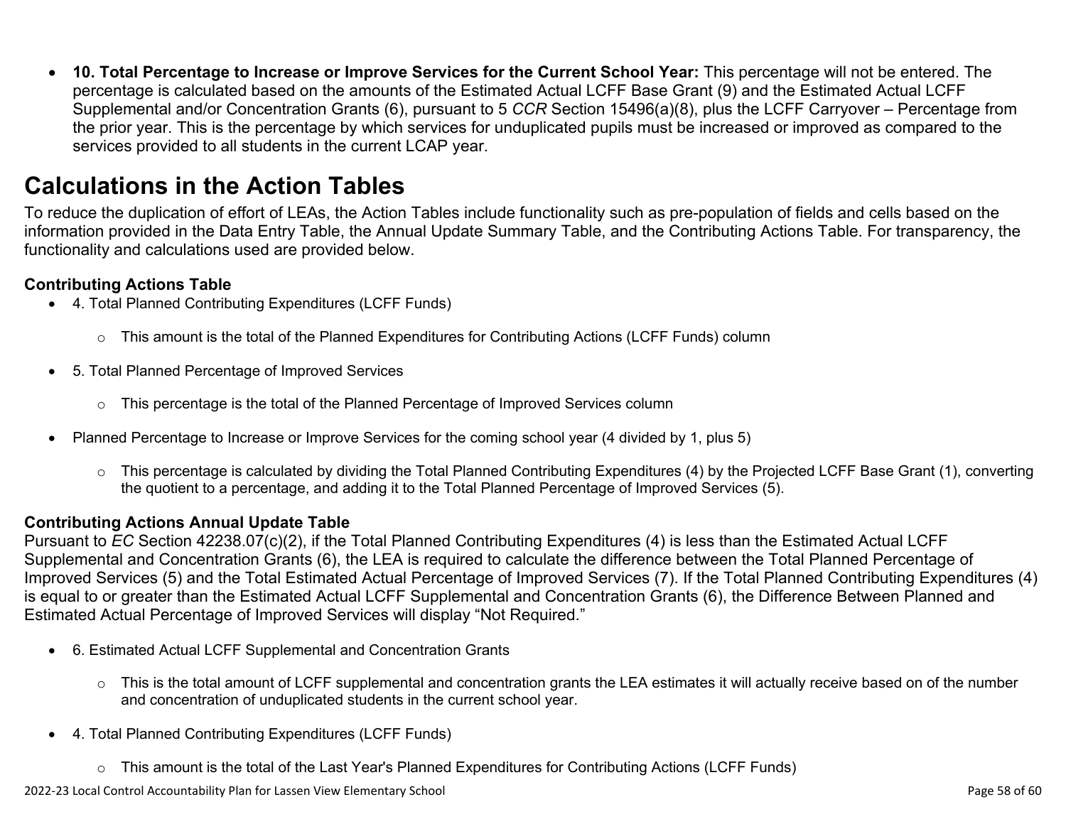- **10. Total Percentage to Increase or Improve Services for the Current School Year:** This percentage will not be entered. The percentage is calculated based on the amounts of the Estimated Actual LCFF Base Grant (9) and the Estimated Actual LCFF Supplemental and/or Concentration Grants (6), pursuant to 5 *CCR* Section 15496(a)(8), plus the LCFF Carryover – Percentage from the prior year. This is the percentage by which services for unduplicated pupils must be increased or improved as compared to the services provided to all students in the current LCAP year.

# Calculations in the Action Tables

To reduce the duplication of effort of LEAs, the Action Tables include functionality such as pre-population of fields and cells based on the information provided in the Data Entry Table, the Annual Update Summary Table, and the Contributing Actions Table. For transparency, the functionality and calculations used are provided below.

### Contributing Actions Table

- 4. Total Planned Contributing Expenditures (LCFF Funds)
  - This amount is the total of the Planned Expenditures for Contributing Actions (LCFF Funds) column
- 5. Total Planned Percentage of Improved Services
  - This percentage is the total of the Planned Percentage of Improved Services column
- Planned Percentage to Increase or Improve Services for the coming school year (4 divided by 1, plus 5)
  - This percentage is calculated by dividing the Total Planned Contributing Expenditures (4) by the Projected LCFF Base Grant (1), converting the quotient to a percentage, and adding it to the Total Planned Percentage of Improved Services (5).

### Contributing Actions Annual Update Table

Pursuant to *EC* Section 42238.07(c)(2), if the Total Planned Contributing Expenditures (4) is less than the Estimated Actual LCFF Supplemental and Concentration Grants (6), the LEA is required to calculate the difference between the Total Planned Percentage of Improved Services (5) and the Total Estimated Actual Percentage of Improved Services (7). If the Total Planned Contributing Expenditures (4) is equal to or greater than the Estimated Actual LCFF Supplemental and Concentration Grants (6), the Difference Between Planned and Estimated Actual Percentage of Improved Services will display "Not Required."

- 6. Estimated Actual LCFF Supplemental and Concentration Grants
  - This is the total amount of LCFF supplemental and concentration grants the LEA estimates it will actually receive based on of the number and concentration of unduplicated students in the current school year.
- 4. Total Planned Contributing Expenditures (LCFF Funds)
  - This amount is the total of the Last Year's Planned Expenditures for Contributing Actions (LCFF Funds)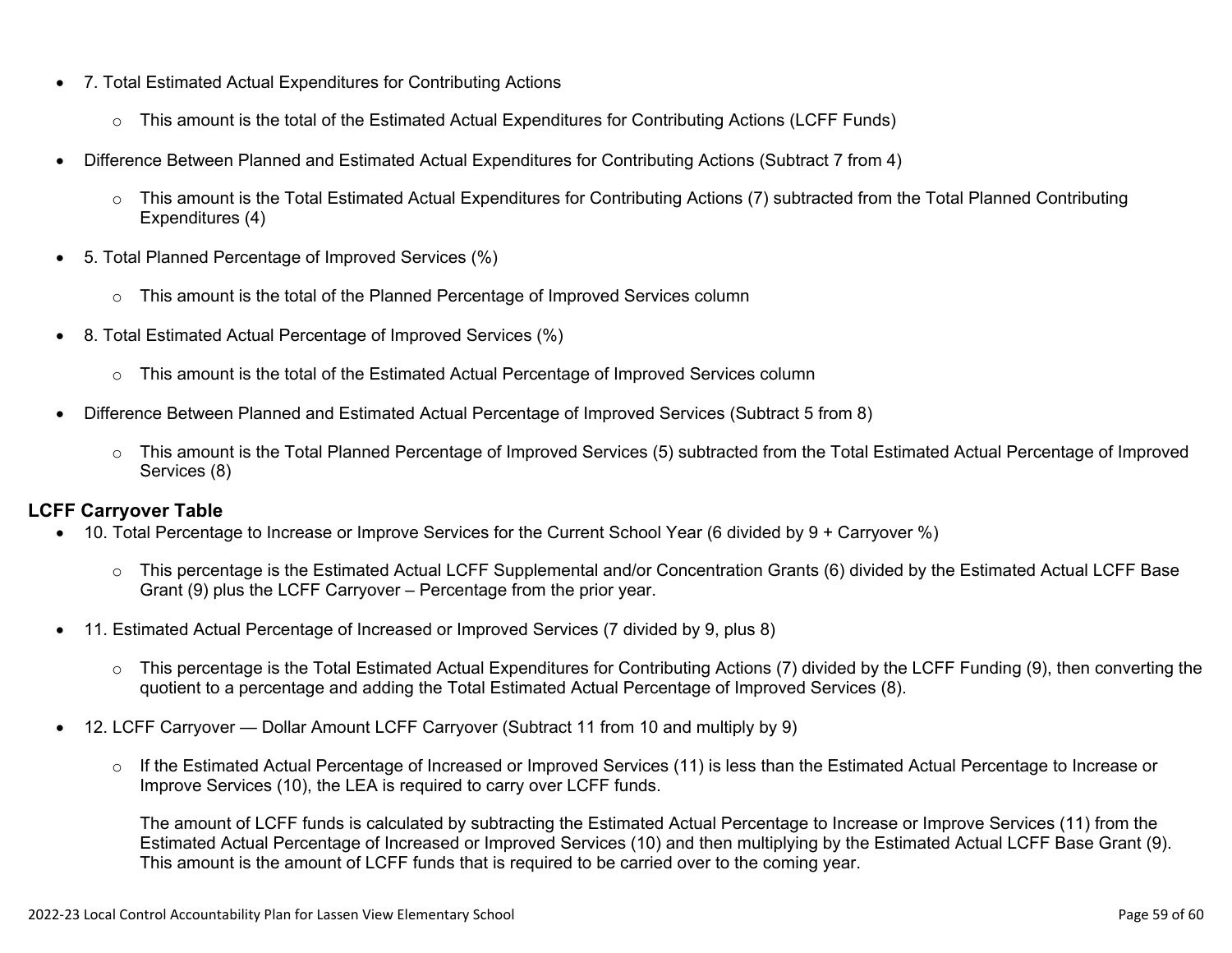- 7. Total Estimated Actual Expenditures for Contributing Actions
  - This amount is the total of the Estimated Actual Expenditures for Contributing Actions (LCFF Funds)
- Difference Between Planned and Estimated Actual Expenditures for Contributing Actions (Subtract 7 from 4)
  - This amount is the Total Estimated Actual Expenditures for Contributing Actions (7) subtracted from the Total Planned Contributing Expenditures (4)
- 5. Total Planned Percentage of Improved Services (%)
  - This amount is the total of the Planned Percentage of Improved Services column
- 8. Total Estimated Actual Percentage of Improved Services (%)
  - This amount is the total of the Estimated Actual Percentage of Improved Services column
- Difference Between Planned and Estimated Actual Percentage of Improved Services (Subtract 5 from 8)
  - This amount is the Total Planned Percentage of Improved Services (5) subtracted from the Total Estimated Actual Percentage of Improved Services (8)

**LCFF Carryover Table**

- 10. Total Percentage to Increase or Improve Services for the Current School Year (6 divided by 9 + Carryover %)
  - This percentage is the Estimated Actual LCFF Supplemental and/or Concentration Grants (6) divided by the Estimated Actual LCFF Base Grant (9) plus the LCFF Carryover – Percentage from the prior year.
- 11. Estimated Actual Percentage of Increased or Improved Services (7 divided by 9, plus 8)
  - This percentage is the Total Estimated Actual Expenditures for Contributing Actions (7) divided by the LCFF Funding (9), then converting the quotient to a percentage and adding the Total Estimated Actual Percentage of Improved Services (8).
- 12. LCFF Carryover — Dollar Amount LCFF Carryover (Subtract 11 from 10 and multiply by 9)
  - If the Estimated Actual Percentage of Increased or Improved Services (11) is less than the Estimated Actual Percentage to Increase or Improve Services (10), the LEA is required to carry over LCFF funds.

    The amount of LCFF funds is calculated by subtracting the Estimated Actual Percentage to Increase or Improve Services (11) from the Estimated Actual Percentage of Increased or Improved Services (10) and then multiplying by the Estimated Actual LCFF Base Grant (9). This amount is the amount of LCFF funds that is required to be carried over to the coming year.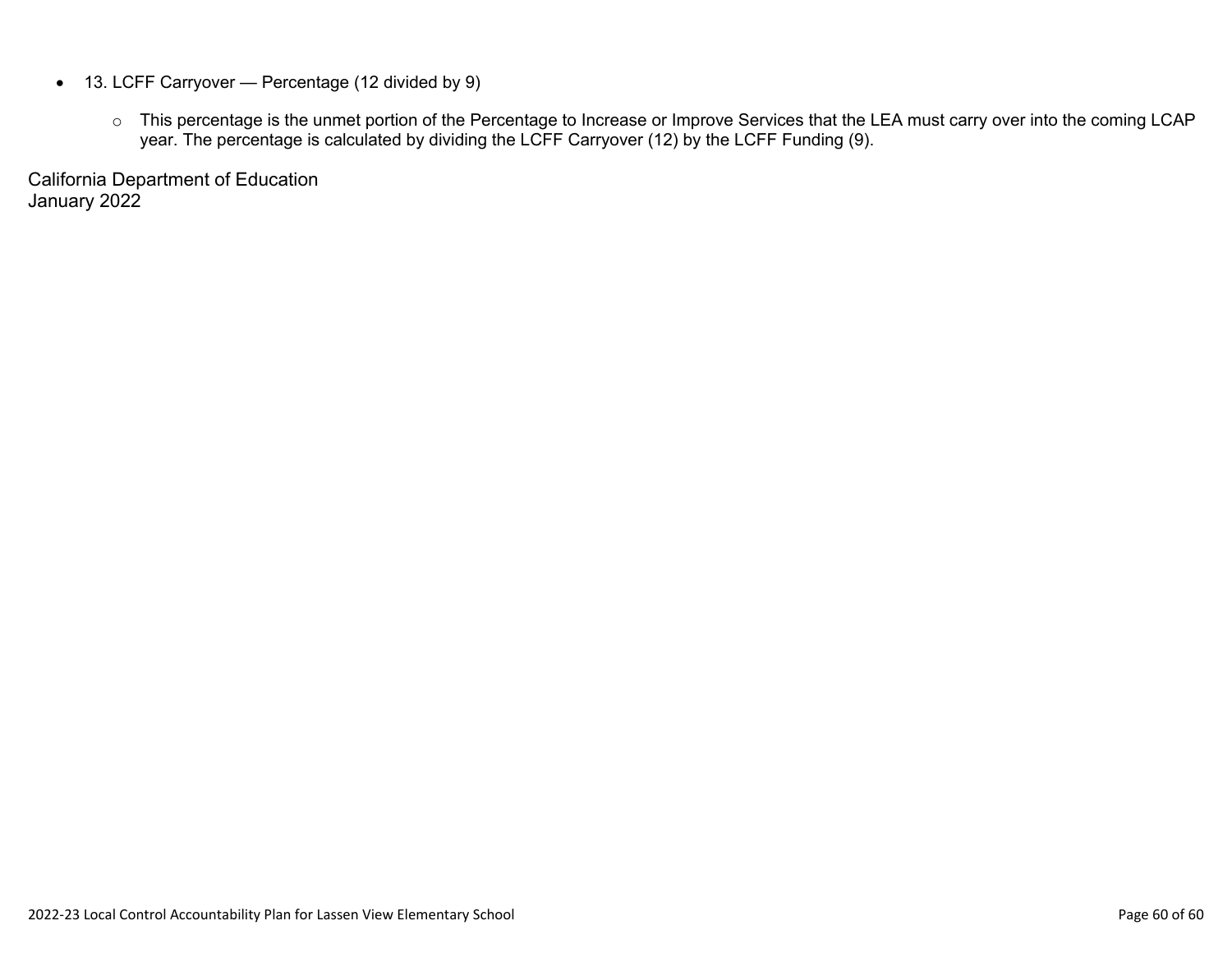- 13. LCFF Carryover — Percentage (12 divided by 9)
  - This percentage is the unmet portion of the Percentage to Increase or Improve Services that the LEA must carry over into the coming LCAP year. The percentage is calculated by dividing the LCFF Carryover (12) by the LCFF Funding (9).

California Department of Education
January 2022